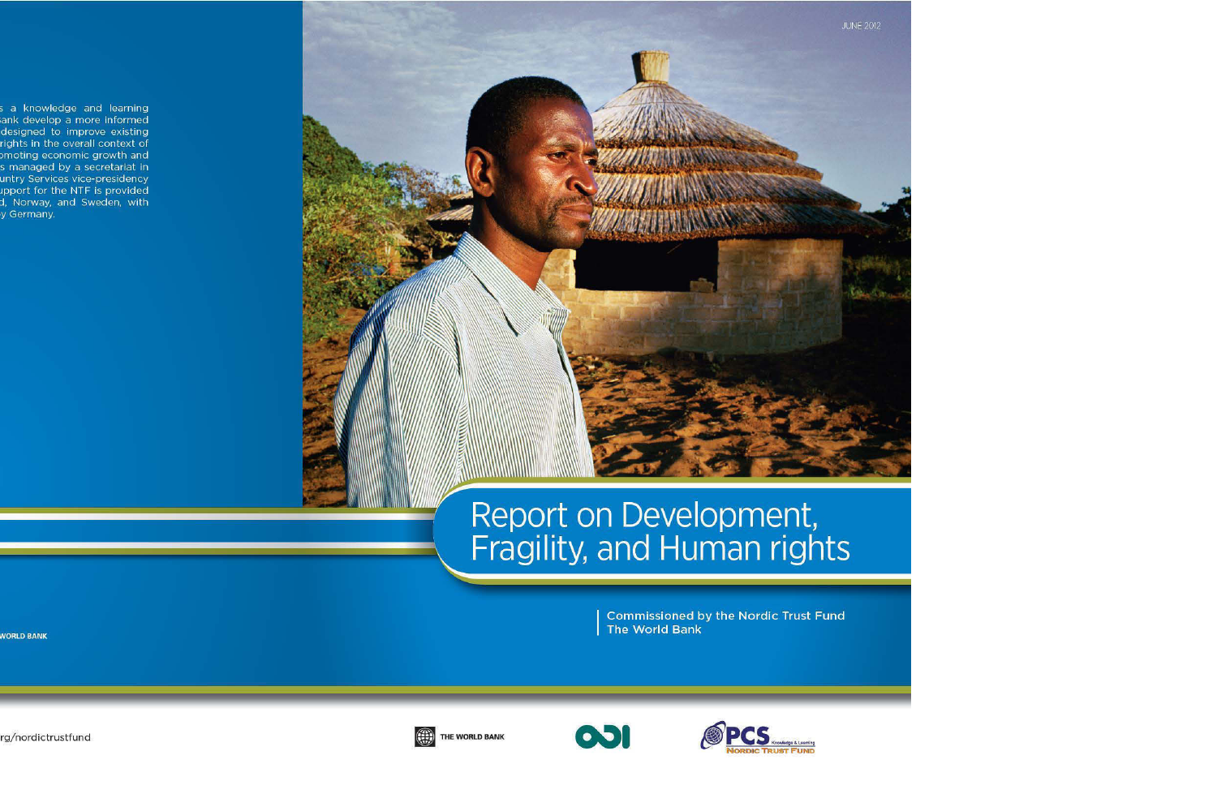JUNE 2012

# Report on Development, Fragility, and Human rights

Commissioned by the Nordic Trust Fund
The World Bank

s a knowledge and learning
ank develop a more informed
designed to improve existing
rights in the overall context of
omoting economic growth and
s managed by a secretariat in
untry Services vice-presidency
upport for the NTF is provided
d, Norway, and Sweden, with
y Germany.

WORLD BANK

rg/nordictrustfund

THE WORLD BANK

ODI

PCS Knowledge & Learning
NORDIC TRUST FUND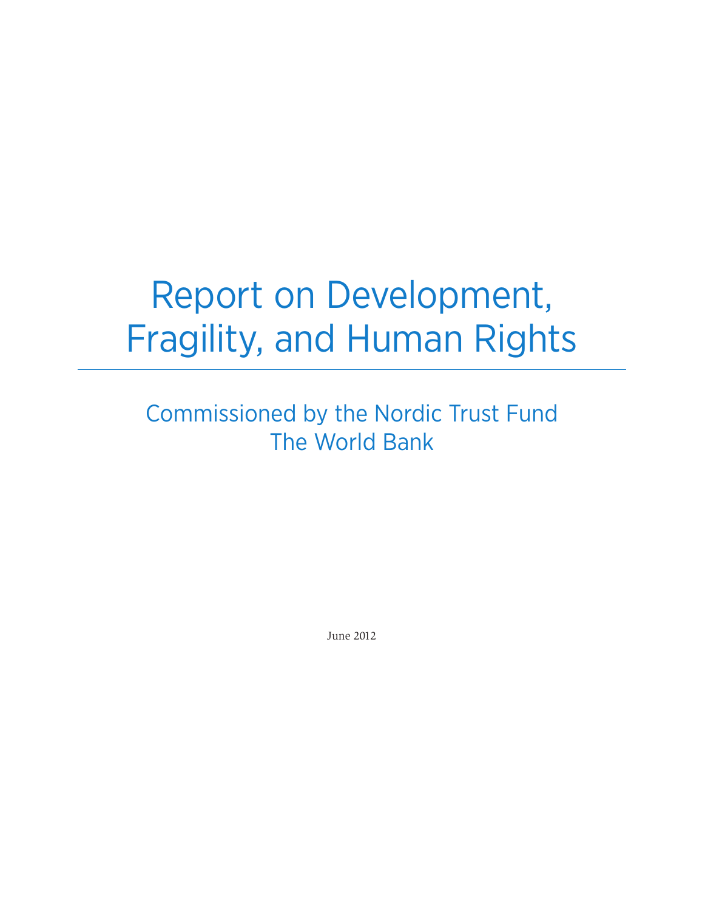# Report on Development, Fragility, and Human Rights

## Commissioned by the Nordic Trust Fund
## The World Bank

June 2012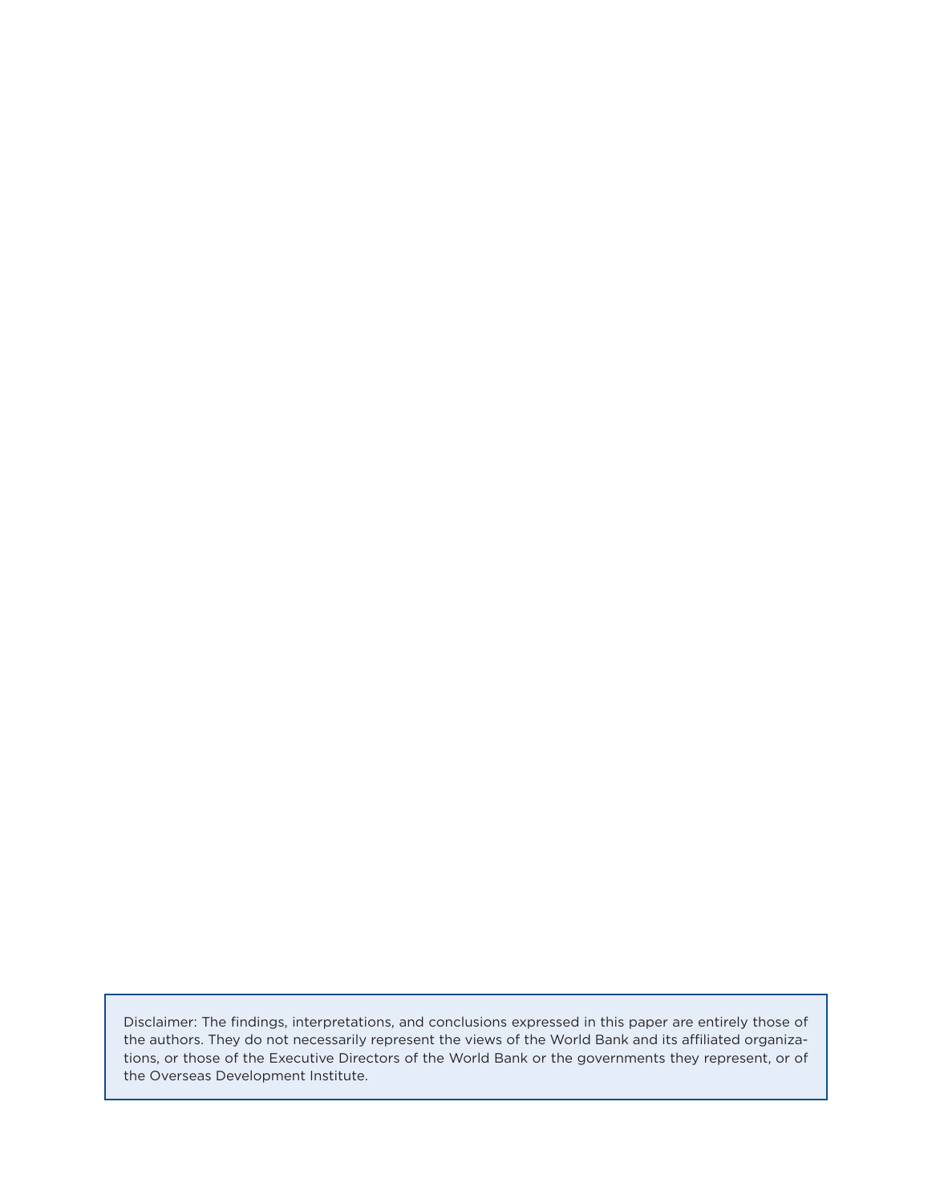Disclaimer: The findings, interpretations, and conclusions expressed in this paper are entirely those of the authors. They do not necessarily represent the views of the World Bank and its affiliated organizations, or those of the Executive Directors of the World Bank or the governments they represent, or of the Overseas Development Institute.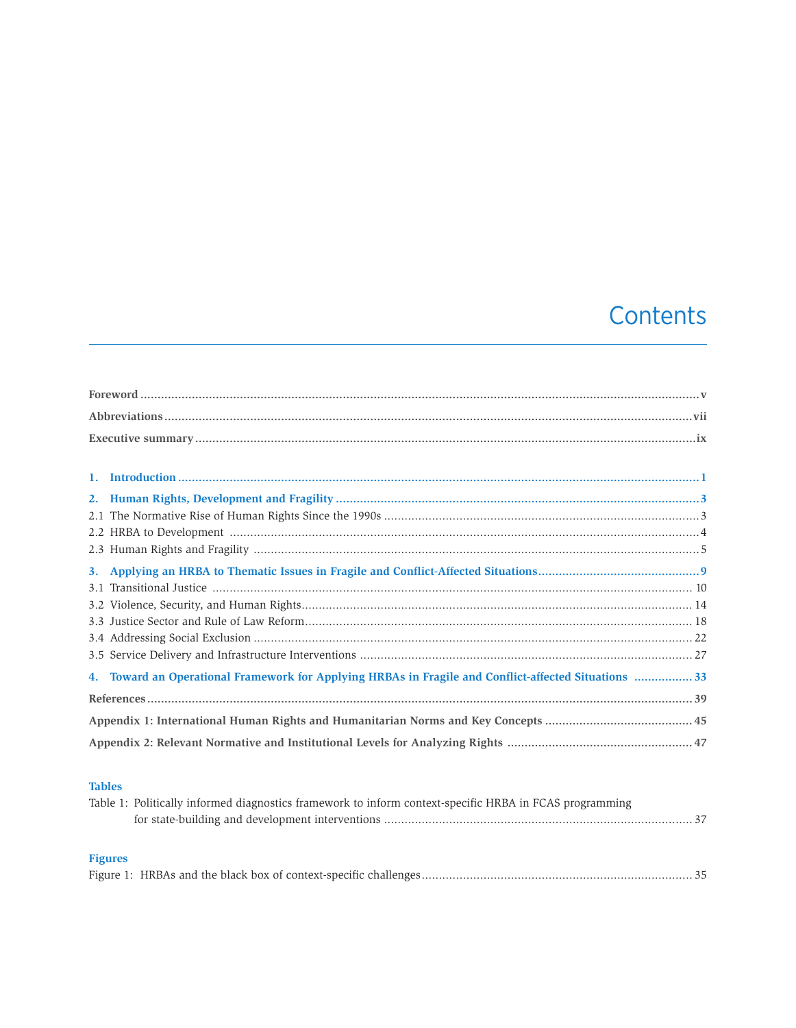# Contents

**Foreword** .......... v

**Abbreviations** .......... vii

**Executive summary** .......... ix

**1. Introduction** .......... 1

**2. Human Rights, Development and Fragility** .......... 3

2.1 The Normative Rise of Human Rights Since the 1990s .......... 3

2.2 HRBA to Development .......... 4

2.3 Human Rights and Fragility .......... 5

**3. Applying an HRBA to Thematic Issues in Fragile and Conflict-Affected Situations** .......... 9

3.1 Transitional Justice .......... 10

3.2 Violence, Security, and Human Rights .......... 14

3.3 Justice Sector and Rule of Law Reform .......... 18

3.4 Addressing Social Exclusion .......... 22

3.5 Service Delivery and Infrastructure Interventions .......... 27

**4. Toward an Operational Framework for Applying HRBAs in Fragile and Conflict-affected Situations** .......... 33

**References** .......... 39

**Appendix 1: International Human Rights and Humanitarian Norms and Key Concepts** .......... 45

**Appendix 2: Relevant Normative and Institutional Levels for Analyzing Rights** .......... 47

**Tables**

Table 1: Politically informed diagnostics framework to inform context-specific HRBA in FCAS programming for state-building and development interventions .......... 37

**Figures**

Figure 1: HRBAs and the black box of context-specific challenges .......... 35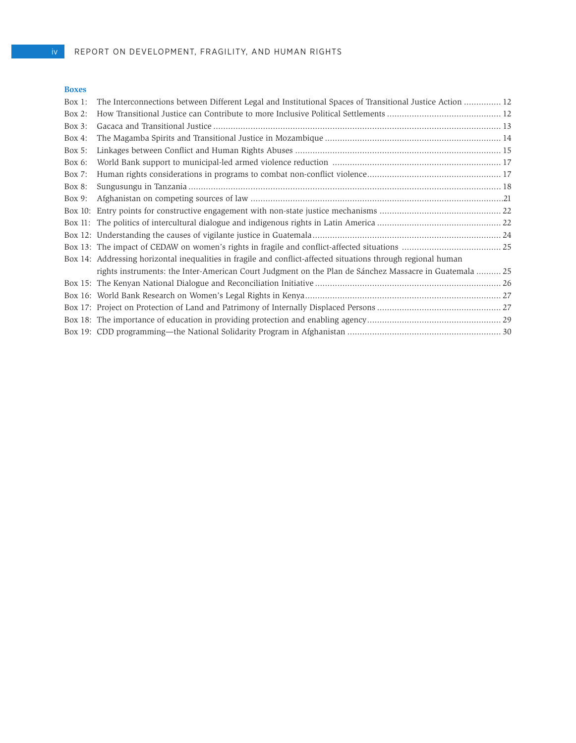### Boxes

Box 1: The Interconnections between Different Legal and Institutional Spaces of Transitional Justice Action ............... 12
Box 2: How Transitional Justice can Contribute to more Inclusive Political Settlements ............................................. 12
Box 3: Gacaca and Transitional Justice ................................................................................................................... 13
Box 4: The Magamba Spirits and Transitional Justice in Mozambique ...................................................................... 14
Box 5: Linkages between Conflict and Human Rights Abuses .................................................................................. 15
Box 6: World Bank support to municipal-led armed violence reduction .................................................................... 17
Box 7: Human rights considerations in programs to combat non-conflict violence..................................................... 17
Box 8: Sungusungu in Tanzania ............................................................................................................................. 18
Box 9: Afghanistan on competing sources of law .....................................................................................................21
Box 10: Entry points for constructive engagement with non-state justice mechanisms ................................................ 22
Box 11: The politics of intercultural dialogue and indigenous rights in Latin America ................................................. 22
Box 12: Understanding the causes of vigilante justice in Guatemala........................................................................... 24
Box 13: The impact of CEDAW on women's rights in fragile and conflict-affected situations ........................................ 25
Box 14: Addressing horizontal inequalities in fragile and conflict-affected situations through regional human rights instruments: the Inter-American Court Judgment on the Plan de Sánchez Massacre in Guatemala .......... 25
Box 15: The Kenyan National Dialogue and Reconciliation Initiative ........................................................................... 26
Box 16: World Bank Research on Women's Legal Rights in Kenya............................................................................... 27
Box 17: Project on Protection of Land and Patrimony of Internally Displaced Persons .................................................. 27
Box 18: The importance of education in providing protection and enabling agency...................................................... 29
Box 19: CDD programming—the National Solidarity Program in Afghanistan ............................................................. 30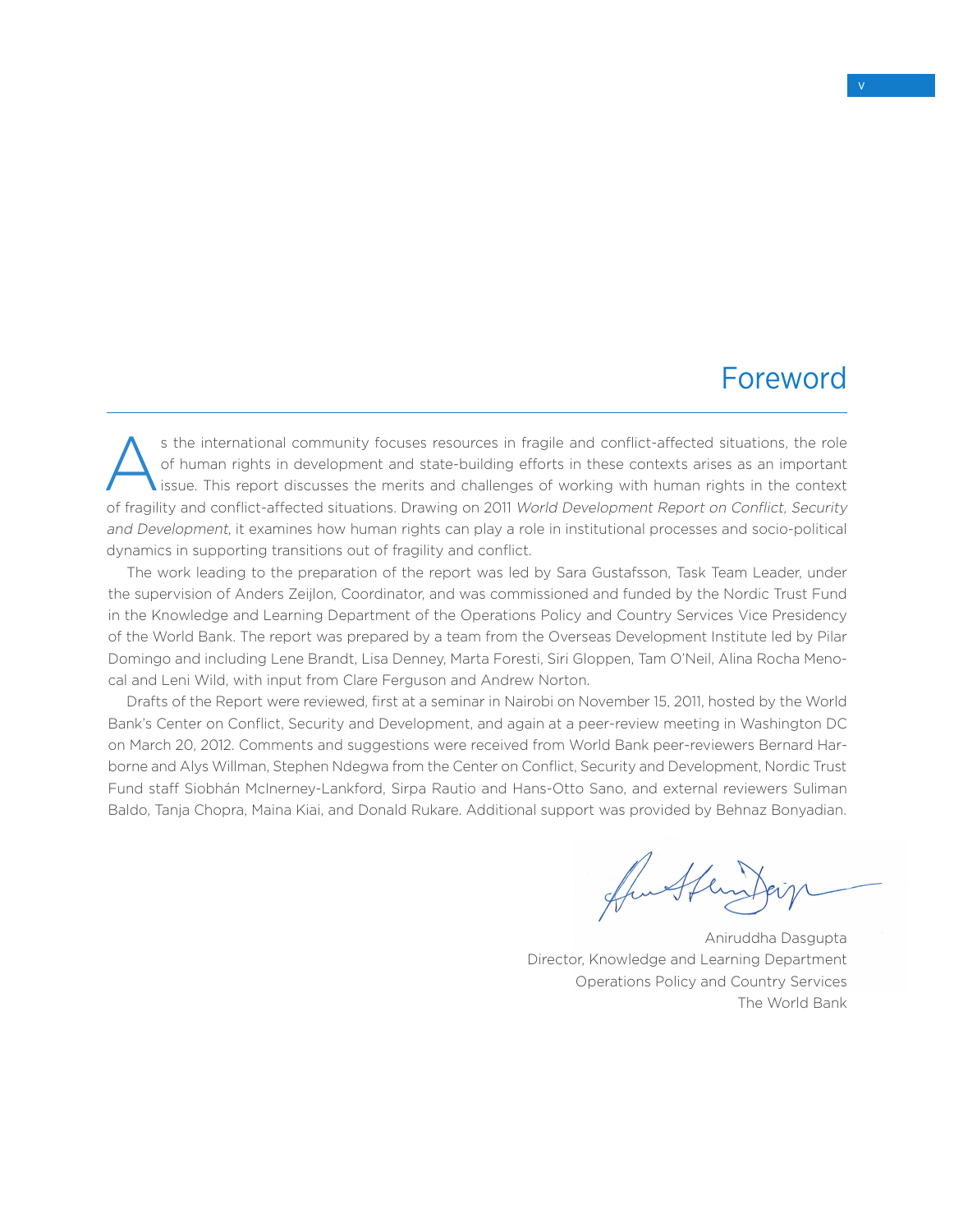# Foreword

As the international community focuses resources in fragile and conflict-affected situations, the role of human rights in development and state-building efforts in these contexts arises as an important issue. This report discusses the merits and challenges of working with human rights in the context of fragility and conflict-affected situations. Drawing on 2011 *World Development Report on Conflict, Security and Development*, it examines how human rights can play a role in institutional processes and socio-political dynamics in supporting transitions out of fragility and conflict.

The work leading to the preparation of the report was led by Sara Gustafsson, Task Team Leader, under the supervision of Anders Zeijlon, Coordinator, and was commissioned and funded by the Nordic Trust Fund in the Knowledge and Learning Department of the Operations Policy and Country Services Vice Presidency of the World Bank. The report was prepared by a team from the Overseas Development Institute led by Pilar Domingo and including Lene Brandt, Lisa Denney, Marta Foresti, Siri Gloppen, Tam O'Neil, Alina Rocha Menocal and Leni Wild, with input from Clare Ferguson and Andrew Norton.

Drafts of the Report were reviewed, first at a seminar in Nairobi on November 15, 2011, hosted by the World Bank's Center on Conflict, Security and Development, and again at a peer-review meeting in Washington DC on March 20, 2012. Comments and suggestions were received from World Bank peer-reviewers Bernard Harborne and Alys Willman, Stephen Ndegwa from the Center on Conflict, Security and Development, Nordic Trust Fund staff Siobhán McInerney-Lankford, Sirpa Rautio and Hans-Otto Sano, and external reviewers Suliman Baldo, Tanja Chopra, Maina Kiai, and Donald Rukare. Additional support was provided by Behnaz Bonyadian.

Aniruddha Dasgupta
Director, Knowledge and Learning Department
Operations Policy and Country Services
The World Bank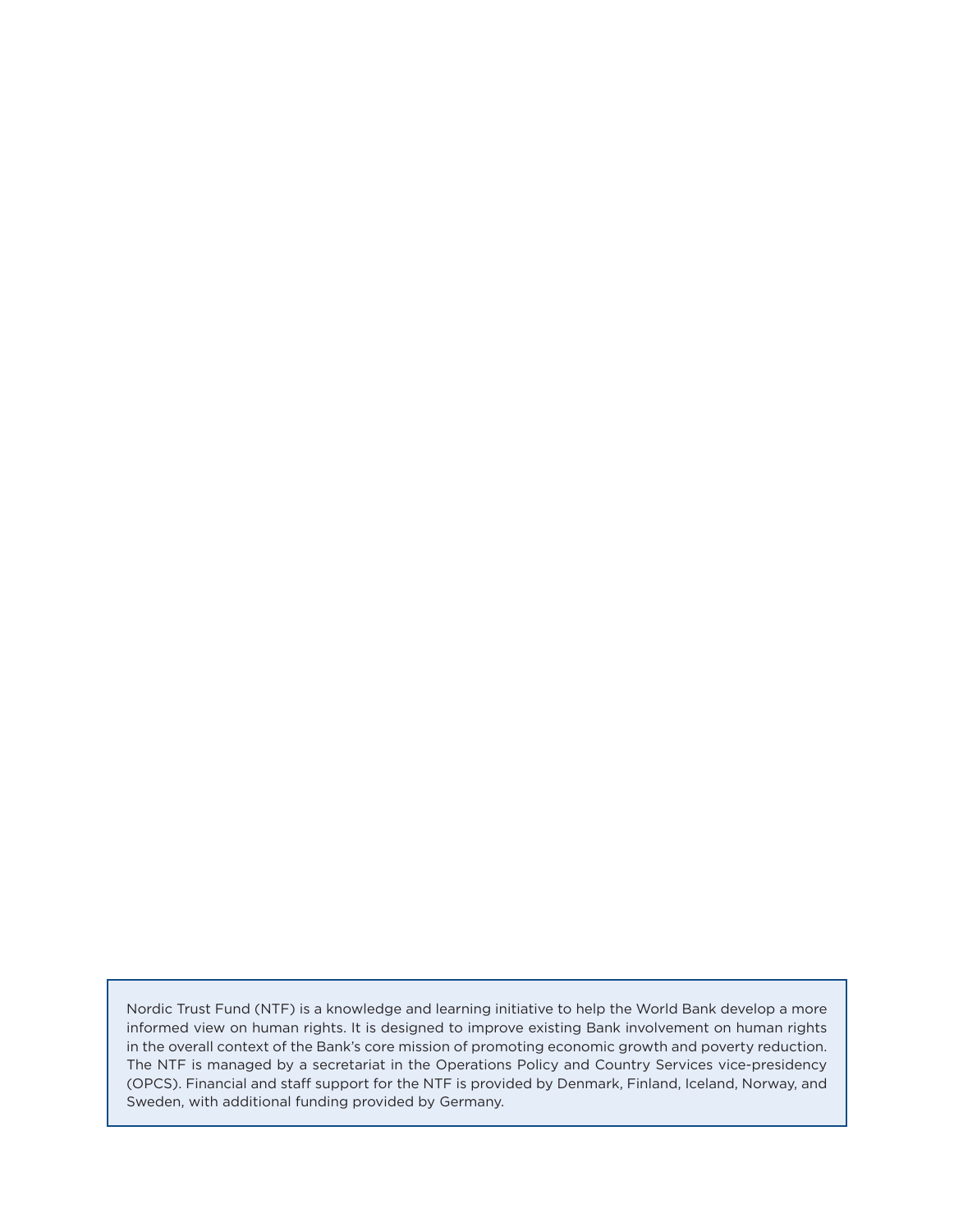Nordic Trust Fund (NTF) is a knowledge and learning initiative to help the World Bank develop a more informed view on human rights. It is designed to improve existing Bank involvement on human rights in the overall context of the Bank's core mission of promoting economic growth and poverty reduction. The NTF is managed by a secretariat in the Operations Policy and Country Services vice-presidency (OPCS). Financial and staff support for the NTF is provided by Denmark, Finland, Iceland, Norway, and Sweden, with additional funding provided by Germany.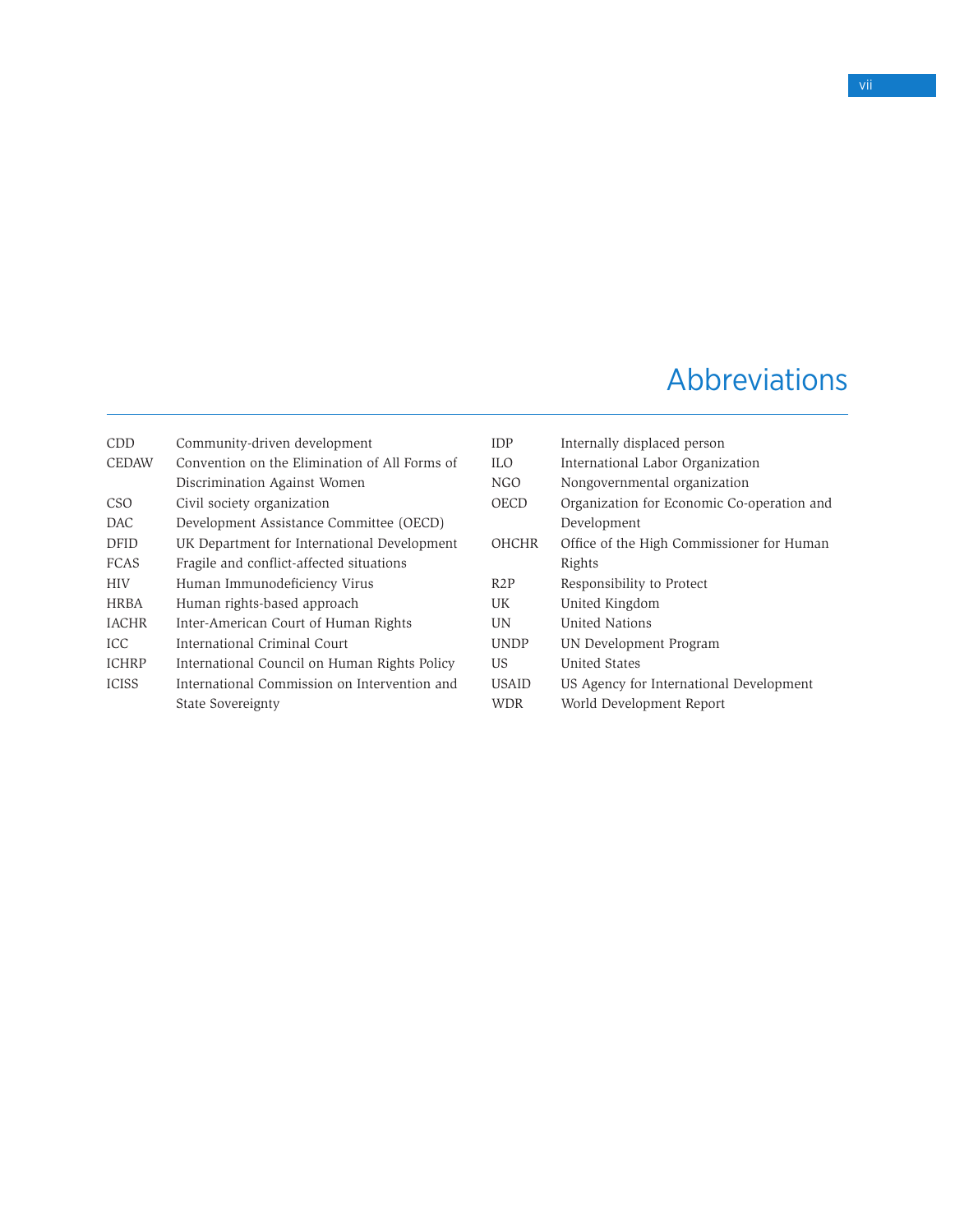# Abbreviations

| | |
|---|---|
| CDD | Community-driven development |
| CEDAW | Convention on the Elimination of All Forms of Discrimination Against Women |
| CSO | Civil society organization |
| DAC | Development Assistance Committee (OECD) |
| DFID | UK Department for International Development |
| FCAS | Fragile and conflict-affected situations |
| HIV | Human Immunodeficiency Virus |
| HRBA | Human rights-based approach |
| IACHR | Inter-American Court of Human Rights |
| ICC | International Criminal Court |
| ICHRP | International Council on Human Rights Policy |
| ICISS | International Commission on Intervention and State Sovereignty |
| IDP | Internally displaced person |
| ILO | International Labor Organization |
| NGO | Nongovernmental organization |
| OECD | Organization for Economic Co-operation and Development |
| OHCHR | Office of the High Commissioner for Human Rights |
| R2P | Responsibility to Protect |
| UK | United Kingdom |
| UN | United Nations |
| UNDP | UN Development Program |
| US | United States |
| USAID | US Agency for International Development |
| WDR | World Development Report |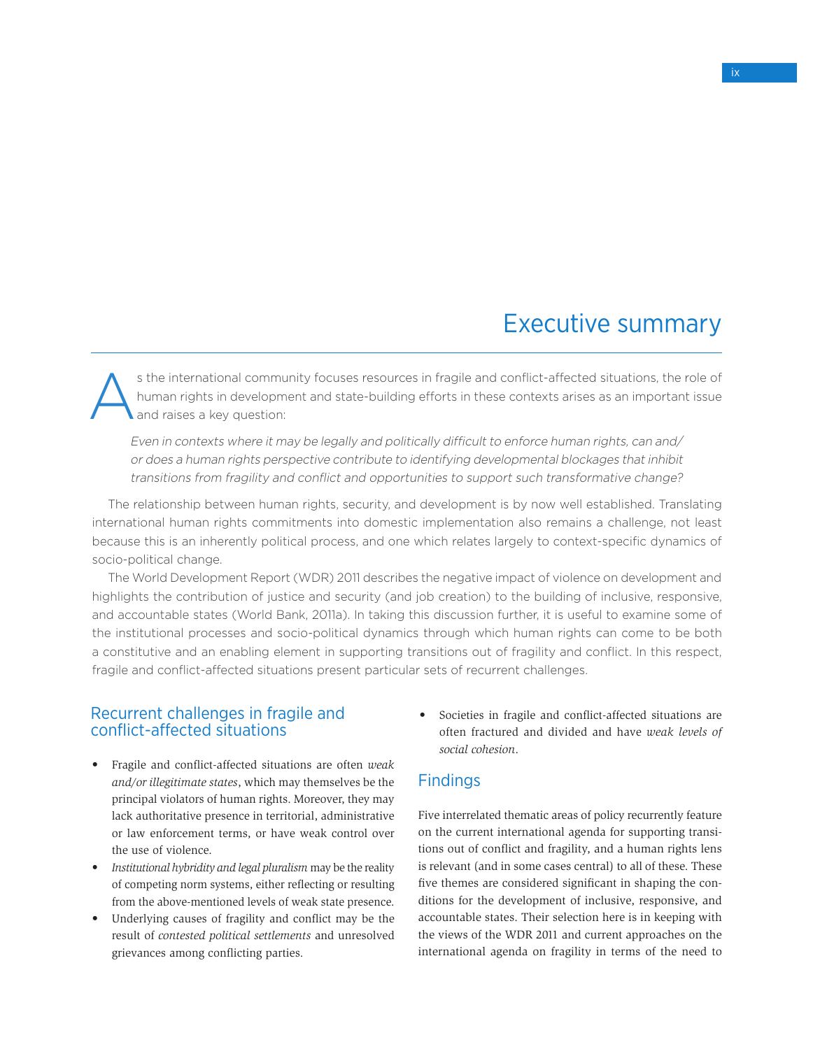# Executive summary

As the international community focuses resources in fragile and conflict-affected situations, the role of human rights in development and state-building efforts in these contexts arises as an important issue and raises a key question:

> *Even in contexts where it may be legally and politically difficult to enforce human rights, can and/or does a human rights perspective contribute to identifying developmental blockages that inhibit transitions from fragility and conflict and opportunities to support such transformative change?*

The relationship between human rights, security, and development is by now well established. Translating international human rights commitments into domestic implementation also remains a challenge, not least because this is an inherently political process, and one which relates largely to context-specific dynamics of socio-political change.

The World Development Report (WDR) 2011 describes the negative impact of violence on development and highlights the contribution of justice and security (and job creation) to the building of inclusive, responsive, and accountable states (World Bank, 2011a). In taking this discussion further, it is useful to examine some of the institutional processes and socio-political dynamics through which human rights can come to be both a constitutive and an enabling element in supporting transitions out of fragility and conflict. In this respect, fragile and conflict-affected situations present particular sets of recurrent challenges.

## Recurrent challenges in fragile and conflict-affected situations

- Fragile and conflict-affected situations are often *weak and/or illegitimate states*, which may themselves be the principal violators of human rights. Moreover, they may lack authoritative presence in territorial, administrative or law enforcement terms, or have weak control over the use of violence.
- *Institutional hybridity and legal pluralism* may be the reality of competing norm systems, either reflecting or resulting from the above-mentioned levels of weak state presence.
- Underlying causes of fragility and conflict may be the result of *contested political settlements* and unresolved grievances among conflicting parties.
- Societies in fragile and conflict-affected situations are often fractured and divided and have *weak levels of social cohesion*.

## Findings

Five interrelated thematic areas of policy recurrently feature on the current international agenda for supporting transitions out of conflict and fragility, and a human rights lens is relevant (and in some cases central) to all of these. These five themes are considered significant in shaping the conditions for the development of inclusive, responsive, and accountable states. Their selection here is in keeping with the views of the WDR 2011 and current approaches on the international agenda on fragility in terms of the need to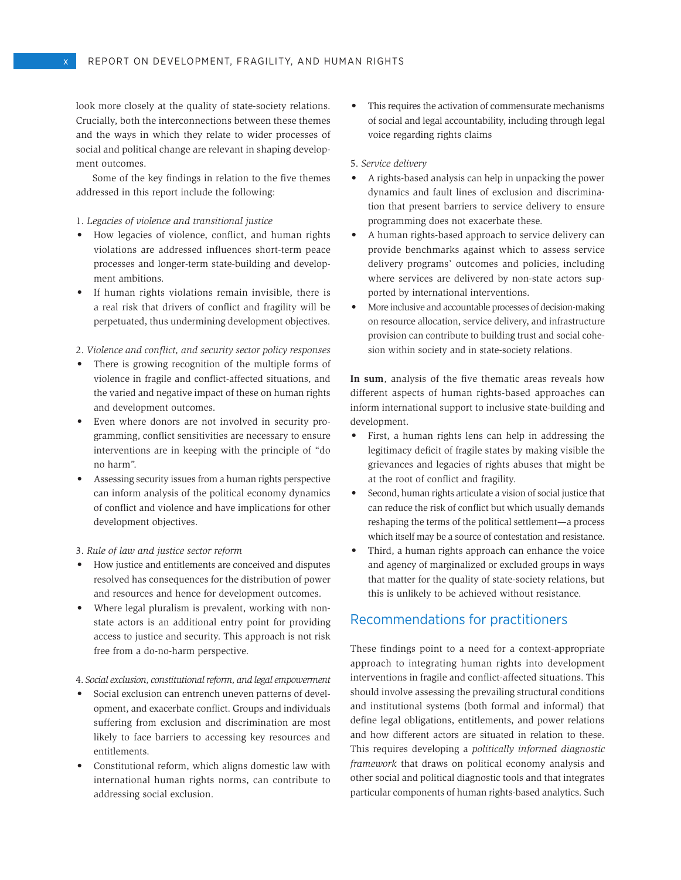look more closely at the quality of state-society relations. Crucially, both the interconnections between these themes and the ways in which they relate to wider processes of social and political change are relevant in shaping development outcomes.

Some of the key findings in relation to the five themes addressed in this report include the following:

1. *Legacies of violence and transitional justice*

- How legacies of violence, conflict, and human rights violations are addressed influences short-term peace processes and longer-term state-building and development ambitions.
- If human rights violations remain invisible, there is a real risk that drivers of conflict and fragility will be perpetuated, thus undermining development objectives.

2. *Violence and conflict, and security sector policy responses*

- There is growing recognition of the multiple forms of violence in fragile and conflict-affected situations, and the varied and negative impact of these on human rights and development outcomes.
- Even where donors are not involved in security programming, conflict sensitivities are necessary to ensure interventions are in keeping with the principle of "do no harm".
- Assessing security issues from a human rights perspective can inform analysis of the political economy dynamics of conflict and violence and have implications for other development objectives.

3. *Rule of law and justice sector reform*

- How justice and entitlements are conceived and disputes resolved has consequences for the distribution of power and resources and hence for development outcomes.
- Where legal pluralism is prevalent, working with non-state actors is an additional entry point for providing access to justice and security. This approach is not risk free from a do-no-harm perspective.

4. *Social exclusion, constitutional reform, and legal empowerment*

- Social exclusion can entrench uneven patterns of development, and exacerbate conflict. Groups and individuals suffering from exclusion and discrimination are most likely to face barriers to accessing key resources and entitlements.
- Constitutional reform, which aligns domestic law with international human rights norms, can contribute to addressing social exclusion.
- This requires the activation of commensurate mechanisms of social and legal accountability, including through legal voice regarding rights claims

5. *Service delivery*

- A rights-based analysis can help in unpacking the power dynamics and fault lines of exclusion and discrimination that present barriers to service delivery to ensure programming does not exacerbate these.
- A human rights-based approach to service delivery can provide benchmarks against which to assess service delivery programs' outcomes and policies, including where services are delivered by non-state actors supported by international interventions.
- More inclusive and accountable processes of decision-making on resource allocation, service delivery, and infrastructure provision can contribute to building trust and social cohesion within society and in state-society relations.

**In sum**, analysis of the five thematic areas reveals how different aspects of human rights-based approaches can inform international support to inclusive state-building and development.

- First, a human rights lens can help in addressing the legitimacy deficit of fragile states by making visible the grievances and legacies of rights abuses that might be at the root of conflict and fragility.
- Second, human rights articulate a vision of social justice that can reduce the risk of conflict but which usually demands reshaping the terms of the political settlement—a process which itself may be a source of contestation and resistance.
- Third, a human rights approach can enhance the voice and agency of marginalized or excluded groups in ways that matter for the quality of state-society relations, but this is unlikely to be achieved without resistance.

## Recommendations for practitioners

These findings point to a need for a context-appropriate approach to integrating human rights into development interventions in fragile and conflict-affected situations. This should involve assessing the prevailing structural conditions and institutional systems (both formal and informal) that define legal obligations, entitlements, and power relations and how different actors are situated in relation to these. This requires developing a *politically informed diagnostic framework* that draws on political economy analysis and other social and political diagnostic tools and that integrates particular components of human rights-based analytics. Such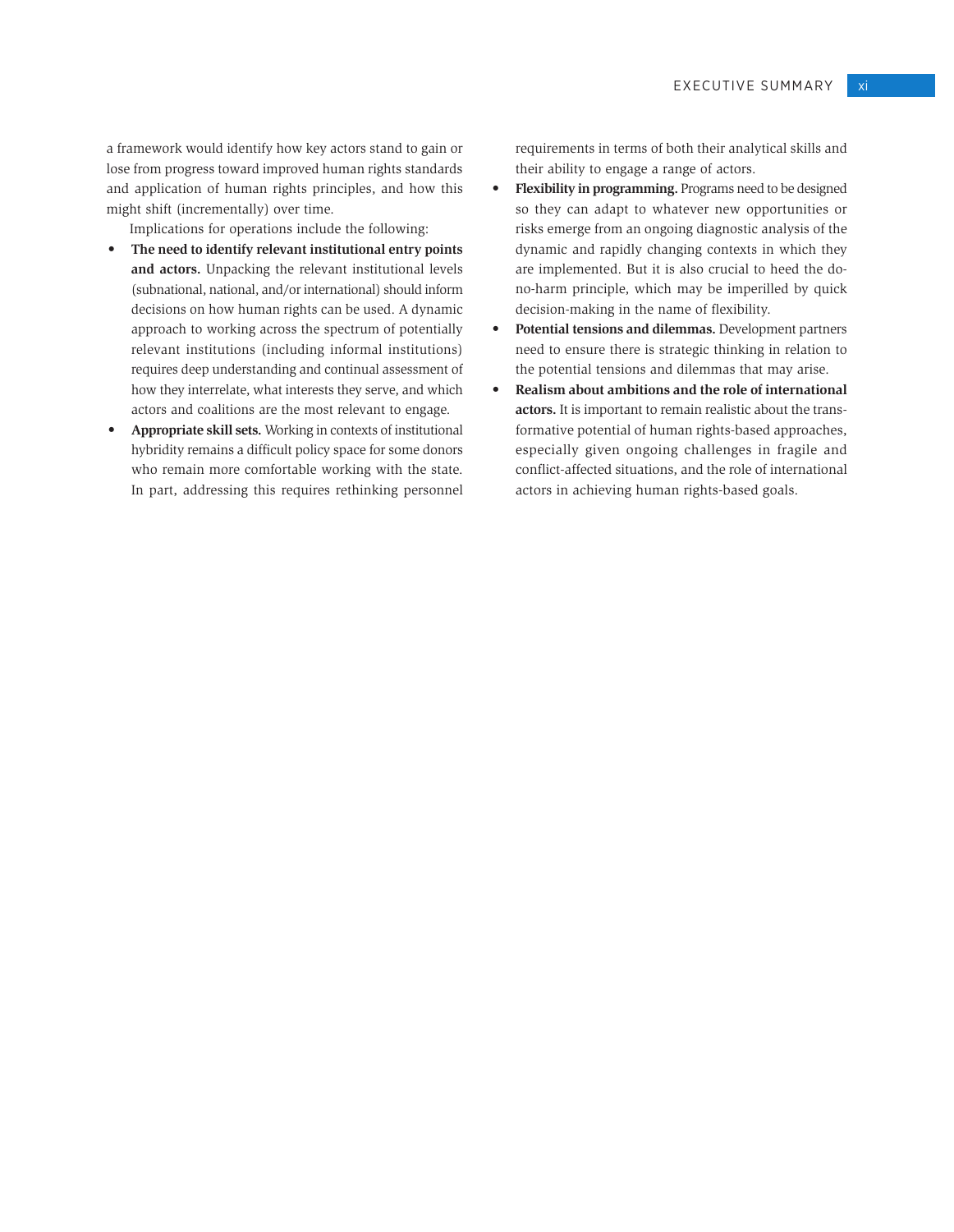a framework would identify how key actors stand to gain or lose from progress toward improved human rights standards and application of human rights principles, and how this might shift (incrementally) over time.

Implications for operations include the following:

- **The need to identify relevant institutional entry points and actors.** Unpacking the relevant institutional levels (subnational, national, and/or international) should inform decisions on how human rights can be used. A dynamic approach to working across the spectrum of potentially relevant institutions (including informal institutions) requires deep understanding and continual assessment of how they interrelate, what interests they serve, and which actors and coalitions are the most relevant to engage.
- **Appropriate skill sets.** Working in contexts of institutional hybridity remains a difficult policy space for some donors who remain more comfortable working with the state. In part, addressing this requires rethinking personnel requirements in terms of both their analytical skills and their ability to engage a range of actors.
- **Flexibility in programming.** Programs need to be designed so they can adapt to whatever new opportunities or risks emerge from an ongoing diagnostic analysis of the dynamic and rapidly changing contexts in which they are implemented. But it is also crucial to heed the do-no-harm principle, which may be imperilled by quick decision-making in the name of flexibility.
- **Potential tensions and dilemmas.** Development partners need to ensure there is strategic thinking in relation to the potential tensions and dilemmas that may arise.
- **Realism about ambitions and the role of international actors.** It is important to remain realistic about the transformative potential of human rights-based approaches, especially given ongoing challenges in fragile and conflict-affected situations, and the role of international actors in achieving human rights-based goals.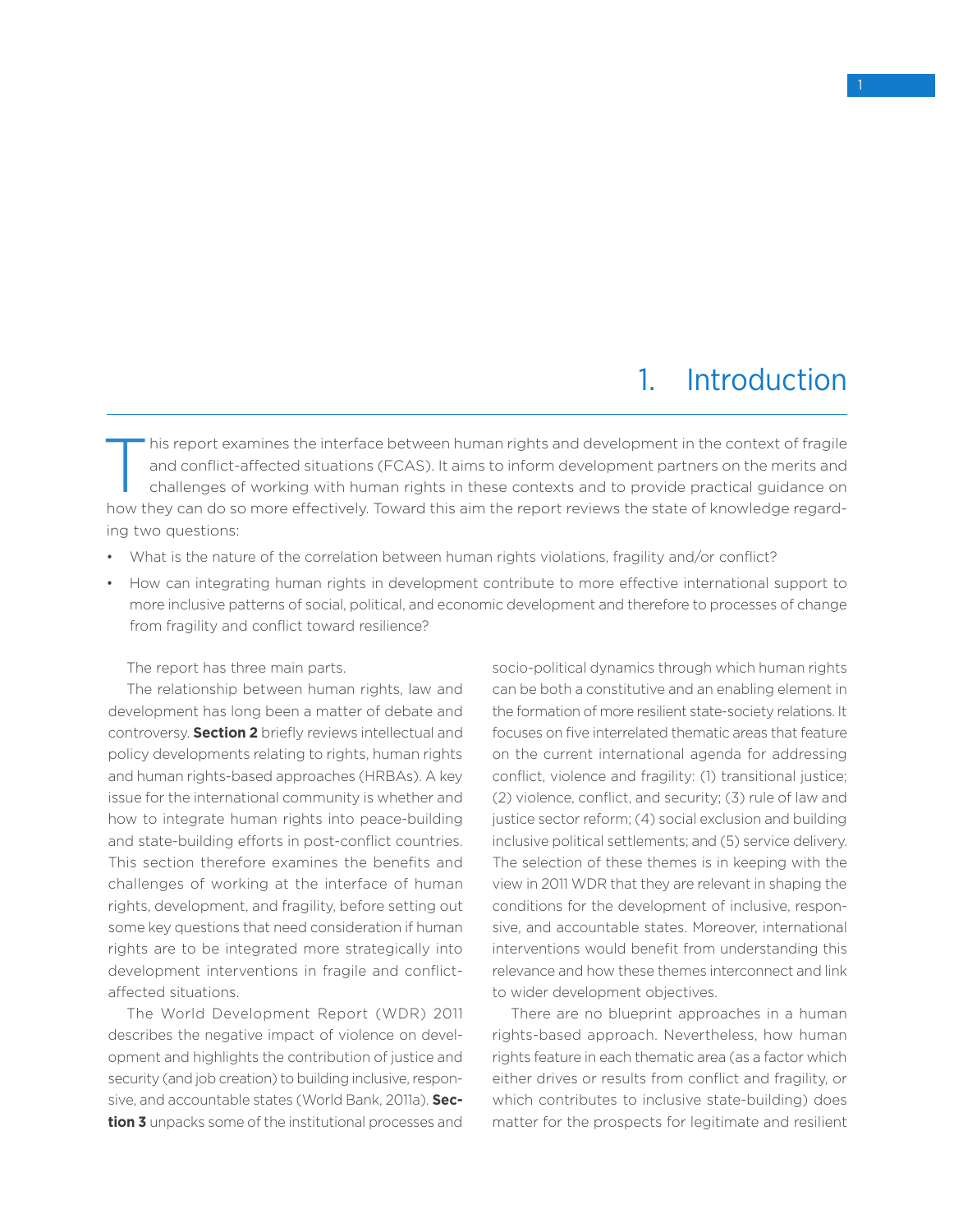# 1. Introduction

This report examines the interface between human rights and development in the context of fragile and conflict-affected situations (FCAS). It aims to inform development partners on the merits and challenges of working with human rights in these contexts and to provide practical guidance on how they can do so more effectively. Toward this aim the report reviews the state of knowledge regarding two questions:

- What is the nature of the correlation between human rights violations, fragility and/or conflict?
- How can integrating human rights in development contribute to more effective international support to more inclusive patterns of social, political, and economic development and therefore to processes of change from fragility and conflict toward resilience?

The report has three main parts.

The relationship between human rights, law and development has long been a matter of debate and controversy. **Section 2** briefly reviews intellectual and policy developments relating to rights, human rights and human rights-based approaches (HRBAs). A key issue for the international community is whether and how to integrate human rights into peace-building and state-building efforts in post-conflict countries. This section therefore examines the benefits and challenges of working at the interface of human rights, development, and fragility, before setting out some key questions that need consideration if human rights are to be integrated more strategically into development interventions in fragile and conflict-affected situations.

The World Development Report (WDR) 2011 describes the negative impact of violence on development and highlights the contribution of justice and security (and job creation) to building inclusive, responsive, and accountable states (World Bank, 2011a). **Section 3** unpacks some of the institutional processes and socio-political dynamics through which human rights can be both a constitutive and an enabling element in the formation of more resilient state-society relations. It focuses on five interrelated thematic areas that feature on the current international agenda for addressing conflict, violence and fragility: (1) transitional justice; (2) violence, conflict, and security; (3) rule of law and justice sector reform; (4) social exclusion and building inclusive political settlements; and (5) service delivery. The selection of these themes is in keeping with the view in 2011 WDR that they are relevant in shaping the conditions for the development of inclusive, responsive, and accountable states. Moreover, international interventions would benefit from understanding this relevance and how these themes interconnect and link to wider development objectives.

There are no blueprint approaches in a human rights-based approach. Nevertheless, how human rights feature in each thematic area (as a factor which either drives or results from conflict and fragility, or which contributes to inclusive state-building) does matter for the prospects for legitimate and resilient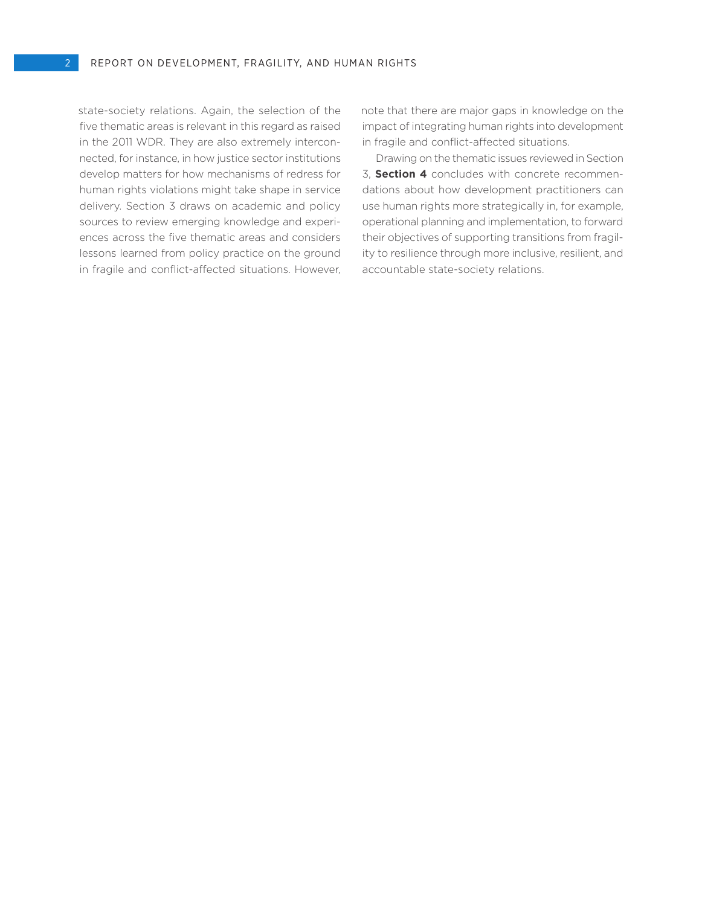state-society relations. Again, the selection of the five thematic areas is relevant in this regard as raised in the 2011 WDR. They are also extremely interconnected, for instance, in how justice sector institutions develop matters for how mechanisms of redress for human rights violations might take shape in service delivery. Section 3 draws on academic and policy sources to review emerging knowledge and experiences across the five thematic areas and considers lessons learned from policy practice on the ground in fragile and conflict-affected situations. However, note that there are major gaps in knowledge on the impact of integrating human rights into development in fragile and conflict-affected situations.

Drawing on the thematic issues reviewed in Section 3, **Section 4** concludes with concrete recommendations about how development practitioners can use human rights more strategically in, for example, operational planning and implementation, to forward their objectives of supporting transitions from fragility to resilience through more inclusive, resilient, and accountable state-society relations.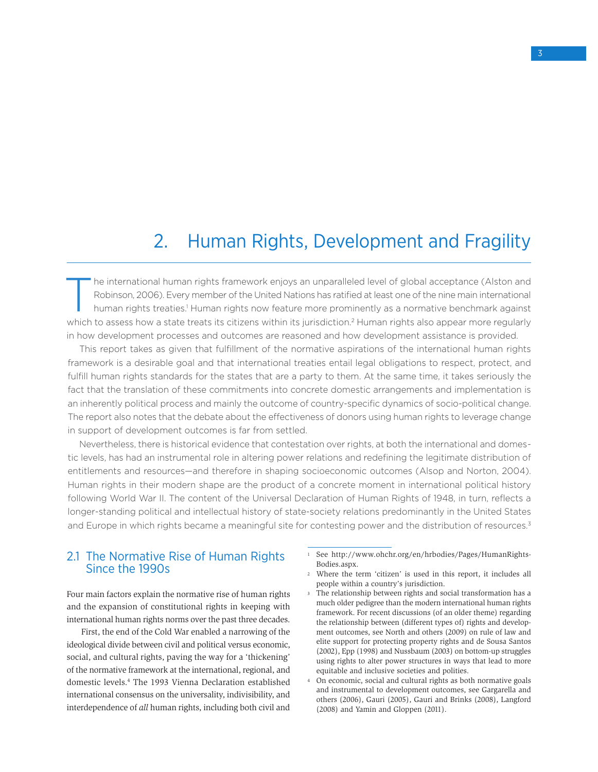# 2. Human Rights, Development and Fragility

The international human rights framework enjoys an unparalleled level of global acceptance (Alston and Robinson, 2006). Every member of the United Nations has ratified at least one of the nine main international human rights treaties.[1] Human rights now feature more prominently as a normative benchmark against which to assess how a state treats its citizens within its jurisdiction.[2] Human rights also appear more regularly in how development processes and outcomes are reasoned and how development assistance is provided.

This report takes as given that fulfillment of the normative aspirations of the international human rights framework is a desirable goal and that international treaties entail legal obligations to respect, protect, and fulfill human rights standards for the states that are a party to them. At the same time, it takes seriously the fact that the translation of these commitments into concrete domestic arrangements and implementation is an inherently political process and mainly the outcome of country-specific dynamics of socio-political change. The report also notes that the debate about the effectiveness of donors using human rights to leverage change in support of development outcomes is far from settled.

Nevertheless, there is historical evidence that contestation over rights, at both the international and domestic levels, has had an instrumental role in altering power relations and redefining the legitimate distribution of entitlements and resources—and therefore in shaping socioeconomic outcomes (Alsop and Norton, 2004). Human rights in their modern shape are the product of a concrete moment in international political history following World War II. The content of the Universal Declaration of Human Rights of 1948, in turn, reflects a longer-standing political and intellectual history of state-society relations predominantly in the United States and Europe in which rights became a meaningful site for contesting power and the distribution of resources.[3]

## 2.1 The Normative Rise of Human Rights Since the 1990s

Four main factors explain the normative rise of human rights and the expansion of constitutional rights in keeping with international human rights norms over the past three decades.

First, the end of the Cold War enabled a narrowing of the ideological divide between civil and political versus economic, social, and cultural rights, paving the way for a 'thickening' of the normative framework at the international, regional, and domestic levels.[4] The 1993 Vienna Declaration established international consensus on the universality, indivisibility, and interdependence of *all* human rights, including both civil and

---

[1] See http://www.ohchr.org/en/hrbodies/Pages/HumanRightsBodies.aspx.

[2] Where the term 'citizen' is used in this report, it includes all people within a country's jurisdiction.

[3] The relationship between rights and social transformation has a much older pedigree than the modern international human rights framework. For recent discussions (of an older theme) regarding the relationship between (different types of) rights and development outcomes, see North and others (2009) on rule of law and elite support for protecting property rights and de Sousa Santos (2002), Epp (1998) and Nussbaum (2003) on bottom-up struggles using rights to alter power structures in ways that lead to more equitable and inclusive societies and polities.

[4] On economic, social and cultural rights as both normative goals and instrumental to development outcomes, see Gargarella and others (2006), Gauri (2005), Gauri and Brinks (2008), Langford (2008) and Yamin and Gloppen (2011).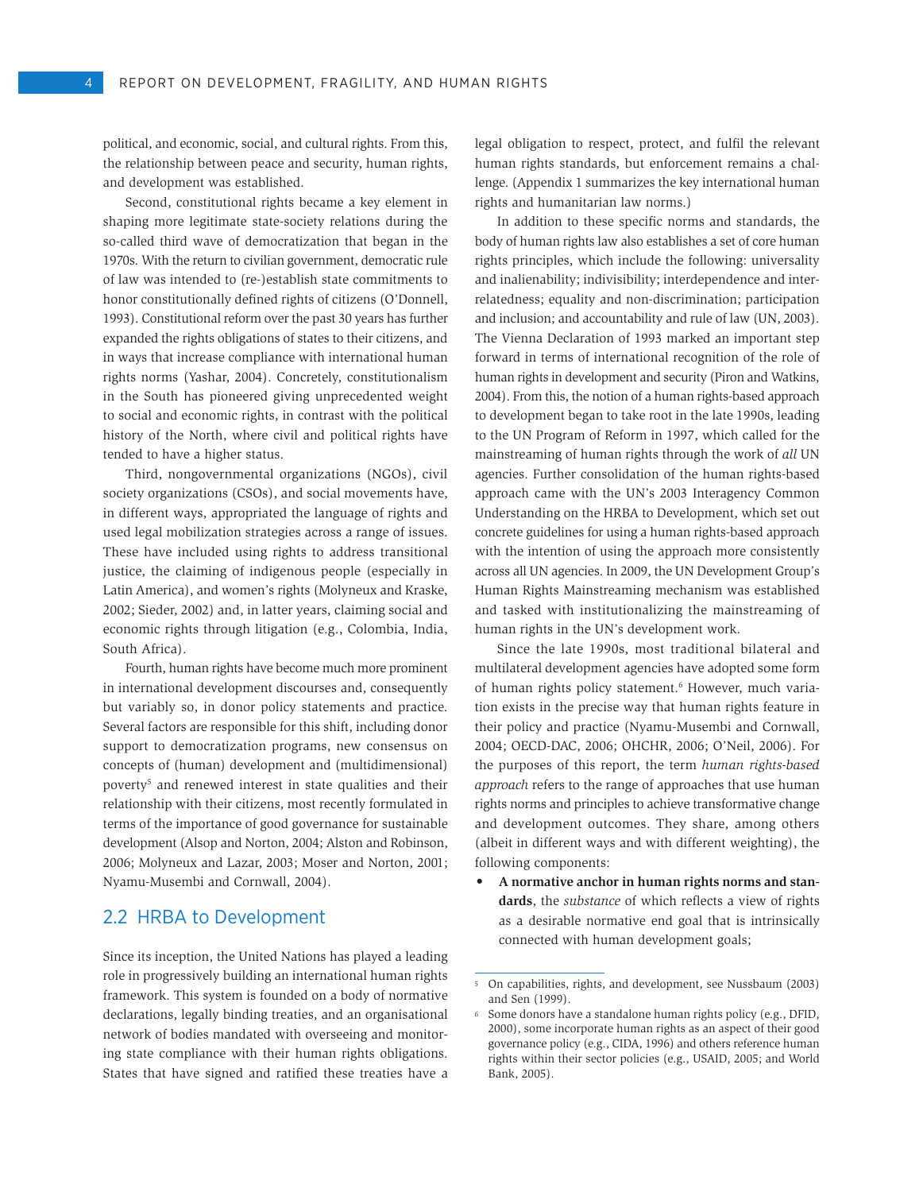political, and economic, social, and cultural rights. From this, the relationship between peace and security, human rights, and development was established.

Second, constitutional rights became a key element in shaping more legitimate state-society relations during the so-called third wave of democratization that began in the 1970s. With the return to civilian government, democratic rule of law was intended to (re-)establish state commitments to honor constitutionally defined rights of citizens (O'Donnell, 1993). Constitutional reform over the past 30 years has further expanded the rights obligations of states to their citizens, and in ways that increase compliance with international human rights norms (Yashar, 2004). Concretely, constitutionalism in the South has pioneered giving unprecedented weight to social and economic rights, in contrast with the political history of the North, where civil and political rights have tended to have a higher status.

Third, nongovernmental organizations (NGOs), civil society organizations (CSOs), and social movements have, in different ways, appropriated the language of rights and used legal mobilization strategies across a range of issues. These have included using rights to address transitional justice, the claiming of indigenous people (especially in Latin America), and women's rights (Molyneux and Kraske, 2002; Sieder, 2002) and, in latter years, claiming social and economic rights through litigation (e.g., Colombia, India, South Africa).

Fourth, human rights have become much more prominent in international development discourses and, consequently but variably so, in donor policy statements and practice. Several factors are responsible for this shift, including donor support to democratization programs, new consensus on concepts of (human) development and (multidimensional) poverty[5] and renewed interest in state qualities and their relationship with their citizens, most recently formulated in terms of the importance of good governance for sustainable development (Alsop and Norton, 2004; Alston and Robinson, 2006; Molyneux and Lazar, 2003; Moser and Norton, 2001; Nyamu-Musembi and Cornwall, 2004).

## 2.2 HRBA to Development

Since its inception, the United Nations has played a leading role in progressively building an international human rights framework. This system is founded on a body of normative declarations, legally binding treaties, and an organisational network of bodies mandated with overseeing and monitoring state compliance with their human rights obligations. States that have signed and ratified these treaties have a legal obligation to respect, protect, and fulfil the relevant human rights standards, but enforcement remains a challenge. (Appendix 1 summarizes the key international human rights and humanitarian law norms.)

In addition to these specific norms and standards, the body of human rights law also establishes a set of core human rights principles, which include the following: universality and inalienability; indivisibility; interdependence and interrelatedness; equality and non-discrimination; participation and inclusion; and accountability and rule of law (UN, 2003). The Vienna Declaration of 1993 marked an important step forward in terms of international recognition of the role of human rights in development and security (Piron and Watkins, 2004). From this, the notion of a human rights-based approach to development began to take root in the late 1990s, leading to the UN Program of Reform in 1997, which called for the mainstreaming of human rights through the work of *all* UN agencies. Further consolidation of the human rights-based approach came with the UN's 2003 Interagency Common Understanding on the HRBA to Development, which set out concrete guidelines for using a human rights-based approach with the intention of using the approach more consistently across all UN agencies. In 2009, the UN Development Group's Human Rights Mainstreaming mechanism was established and tasked with institutionalizing the mainstreaming of human rights in the UN's development work.

Since the late 1990s, most traditional bilateral and multilateral development agencies have adopted some form of human rights policy statement.[6] However, much variation exists in the precise way that human rights feature in their policy and practice (Nyamu-Musembi and Cornwall, 2004; OECD-DAC, 2006; OHCHR, 2006; O'Neil, 2006). For the purposes of this report, the term *human rights-based approach* refers to the range of approaches that use human rights norms and principles to achieve transformative change and development outcomes. They share, among others (albeit in different ways and with different weighting), the following components:

- **A normative anchor in human rights norms and standards**, the *substance* of which reflects a view of rights as a desirable normative end goal that is intrinsically connected with human development goals;

---

[5] On capabilities, rights, and development, see Nussbaum (2003) and Sen (1999).

[6] Some donors have a standalone human rights policy (e.g., DFID, 2000), some incorporate human rights as an aspect of their good governance policy (e.g., CIDA, 1996) and others reference human rights within their sector policies (e.g., USAID, 2005; and World Bank, 2005).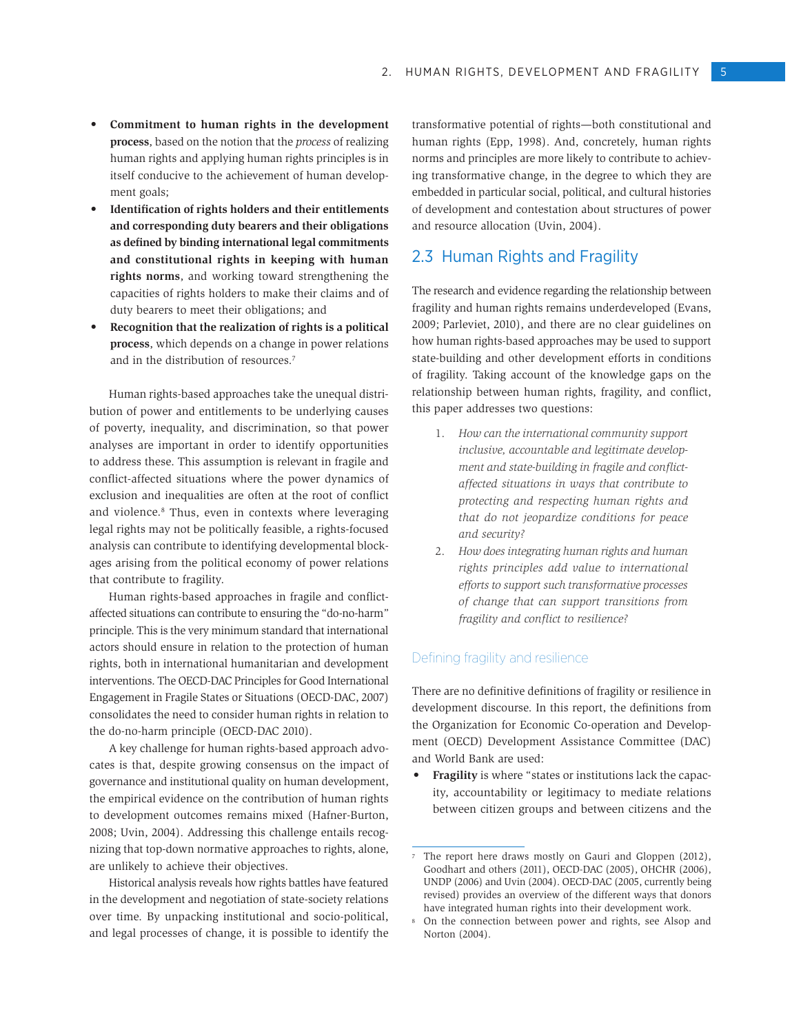- **Commitment to human rights in the development process**, based on the notion that the *process* of realizing human rights and applying human rights principles is in itself conducive to the achievement of human development goals;
- **Identification of rights holders and their entitlements and corresponding duty bearers and their obligations as defined by binding international legal commitments and constitutional rights in keeping with human rights norms**, and working toward strengthening the capacities of rights holders to make their claims and of duty bearers to meet their obligations; and
- **Recognition that the realization of rights is a political process**, which depends on a change in power relations and in the distribution of resources.[7]

Human rights-based approaches take the unequal distribution of power and entitlements to be underlying causes of poverty, inequality, and discrimination, so that power analyses are important in order to identify opportunities to address these. This assumption is relevant in fragile and conflict-affected situations where the power dynamics of exclusion and inequalities are often at the root of conflict and violence.[8] Thus, even in contexts where leveraging legal rights may not be politically feasible, a rights-focused analysis can contribute to identifying developmental blockages arising from the political economy of power relations that contribute to fragility.

Human rights-based approaches in fragile and conflict-affected situations can contribute to ensuring the "do-no-harm" principle. This is the very minimum standard that international actors should ensure in relation to the protection of human rights, both in international humanitarian and development interventions. The OECD-DAC Principles for Good International Engagement in Fragile States or Situations (OECD-DAC, 2007) consolidates the need to consider human rights in relation to the do-no-harm principle (OECD-DAC 2010).

A key challenge for human rights-based approach advocates is that, despite growing consensus on the impact of governance and institutional quality on human development, the empirical evidence on the contribution of human rights to development outcomes remains mixed (Hafner-Burton, 2008; Uvin, 2004). Addressing this challenge entails recognizing that top-down normative approaches to rights, alone, are unlikely to achieve their objectives.

Historical analysis reveals how rights battles have featured in the development and negotiation of state-society relations over time. By unpacking institutional and socio-political, and legal processes of change, it is possible to identify the transformative potential of rights—both constitutional and human rights (Epp, 1998). And, concretely, human rights norms and principles are more likely to contribute to achieving transformative change, in the degree to which they are embedded in particular social, political, and cultural histories of development and contestation about structures of power and resource allocation (Uvin, 2004).

## 2.3 Human Rights and Fragility

The research and evidence regarding the relationship between fragility and human rights remains underdeveloped (Evans, 2009; Parleviet, 2010), and there are no clear guidelines on how human rights-based approaches may be used to support state-building and other development efforts in conditions of fragility. Taking account of the knowledge gaps on the relationship between human rights, fragility, and conflict, this paper addresses two questions:

1. *How can the international community support inclusive, accountable and legitimate development and state-building in fragile and conflict-affected situations in ways that contribute to protecting and respecting human rights and that do not jeopardize conditions for peace and security?*
2. *How does integrating human rights and human rights principles add value to international efforts to support such transformative processes of change that can support transitions from fragility and conflict to resilience?*

### Defining fragility and resilience

There are no definitive definitions of fragility or resilience in development discourse. In this report, the definitions from the Organization for Economic Co-operation and Development (OECD) Development Assistance Committee (DAC) and World Bank are used:

- **Fragility** is where "states or institutions lack the capacity, accountability or legitimacy to mediate relations between citizen groups and between citizens and the

---

[7] The report here draws mostly on Gauri and Gloppen (2012), Goodhart and others (2011), OECD-DAC (2005), OHCHR (2006), UNDP (2006) and Uvin (2004). OECD-DAC (2005, currently being revised) provides an overview of the different ways that donors have integrated human rights into their development work.

[8] On the connection between power and rights, see Alsop and Norton (2004).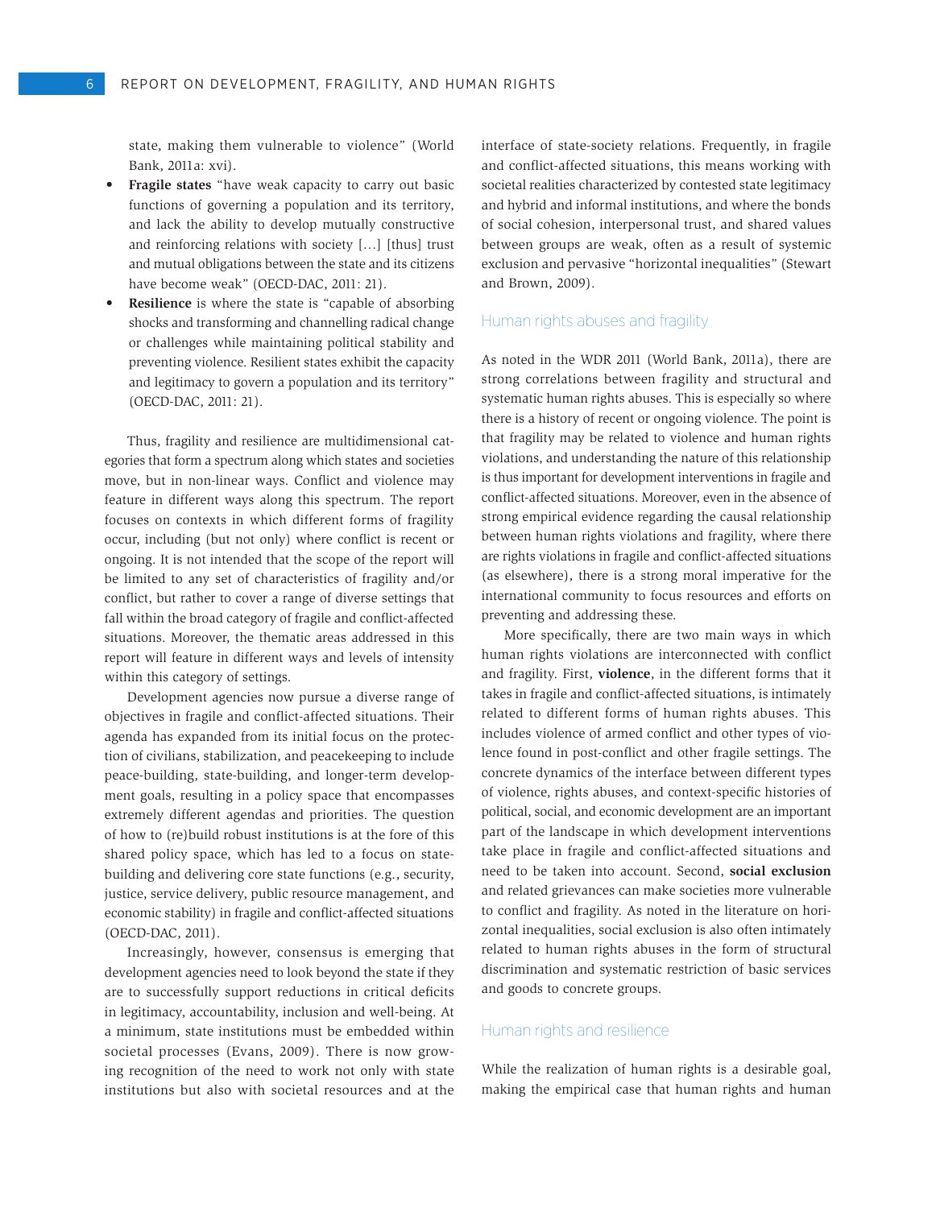state, making them vulnerable to violence" (World Bank, 2011a: xvi).

- **Fragile states** "have weak capacity to carry out basic functions of governing a population and its territory, and lack the ability to develop mutually constructive and reinforcing relations with society [...] [thus] trust and mutual obligations between the state and its citizens have become weak" (OECD-DAC, 2011: 21).
- **Resilience** is where the state is "capable of absorbing shocks and transforming and channelling radical change or challenges while maintaining political stability and preventing violence. Resilient states exhibit the capacity and legitimacy to govern a population and its territory" (OECD-DAC, 2011: 21).

Thus, fragility and resilience are multidimensional categories that form a spectrum along which states and societies move, but in non-linear ways. Conflict and violence may feature in different ways along this spectrum. The report focuses on contexts in which different forms of fragility occur, including (but not only) where conflict is recent or ongoing. It is not intended that the scope of the report will be limited to any set of characteristics of fragility and/or conflict, but rather to cover a range of diverse settings that fall within the broad category of fragile and conflict-affected situations. Moreover, the thematic areas addressed in this report will feature in different ways and levels of intensity within this category of settings.

Development agencies now pursue a diverse range of objectives in fragile and conflict-affected situations. Their agenda has expanded from its initial focus on the protection of civilians, stabilization, and peacekeeping to include peace-building, state-building, and longer-term development goals, resulting in a policy space that encompasses extremely different agendas and priorities. The question of how to (re)build robust institutions is at the fore of this shared policy space, which has led to a focus on state-building and delivering core state functions (e.g., security, justice, service delivery, public resource management, and economic stability) in fragile and conflict-affected situations (OECD-DAC, 2011).

Increasingly, however, consensus is emerging that development agencies need to look beyond the state if they are to successfully support reductions in critical deficits in legitimacy, accountability, inclusion and well-being. At a minimum, state institutions must be embedded within societal processes (Evans, 2009). There is now growing recognition of the need to work not only with state institutions but also with societal resources and at the interface of state-society relations. Frequently, in fragile and conflict-affected situations, this means working with societal realities characterized by contested state legitimacy and hybrid and informal institutions, and where the bonds of social cohesion, interpersonal trust, and shared values between groups are weak, often as a result of systemic exclusion and pervasive "horizontal inequalities" (Stewart and Brown, 2009).

### Human rights abuses and fragility

As noted in the WDR 2011 (World Bank, 2011a), there are strong correlations between fragility and structural and systematic human rights abuses. This is especially so where there is a history of recent or ongoing violence. The point is that fragility may be related to violence and human rights violations, and understanding the nature of this relationship is thus important for development interventions in fragile and conflict-affected situations. Moreover, even in the absence of strong empirical evidence regarding the causal relationship between human rights violations and fragility, where there are rights violations in fragile and conflict-affected situations (as elsewhere), there is a strong moral imperative for the international community to focus resources and efforts on preventing and addressing these.

More specifically, there are two main ways in which human rights violations are interconnected with conflict and fragility. First, **violence**, in the different forms that it takes in fragile and conflict-affected situations, is intimately related to different forms of human rights abuses. This includes violence of armed conflict and other types of violence found in post-conflict and other fragile settings. The concrete dynamics of the interface between different types of violence, rights abuses, and context-specific histories of political, social, and economic development are an important part of the landscape in which development interventions take place in fragile and conflict-affected situations and need to be taken into account. Second, **social exclusion** and related grievances can make societies more vulnerable to conflict and fragility. As noted in the literature on horizontal inequalities, social exclusion is also often intimately related to human rights abuses in the form of structural discrimination and systematic restriction of basic services and goods to concrete groups.

### Human rights and resilience

While the realization of human rights is a desirable goal, making the empirical case that human rights and human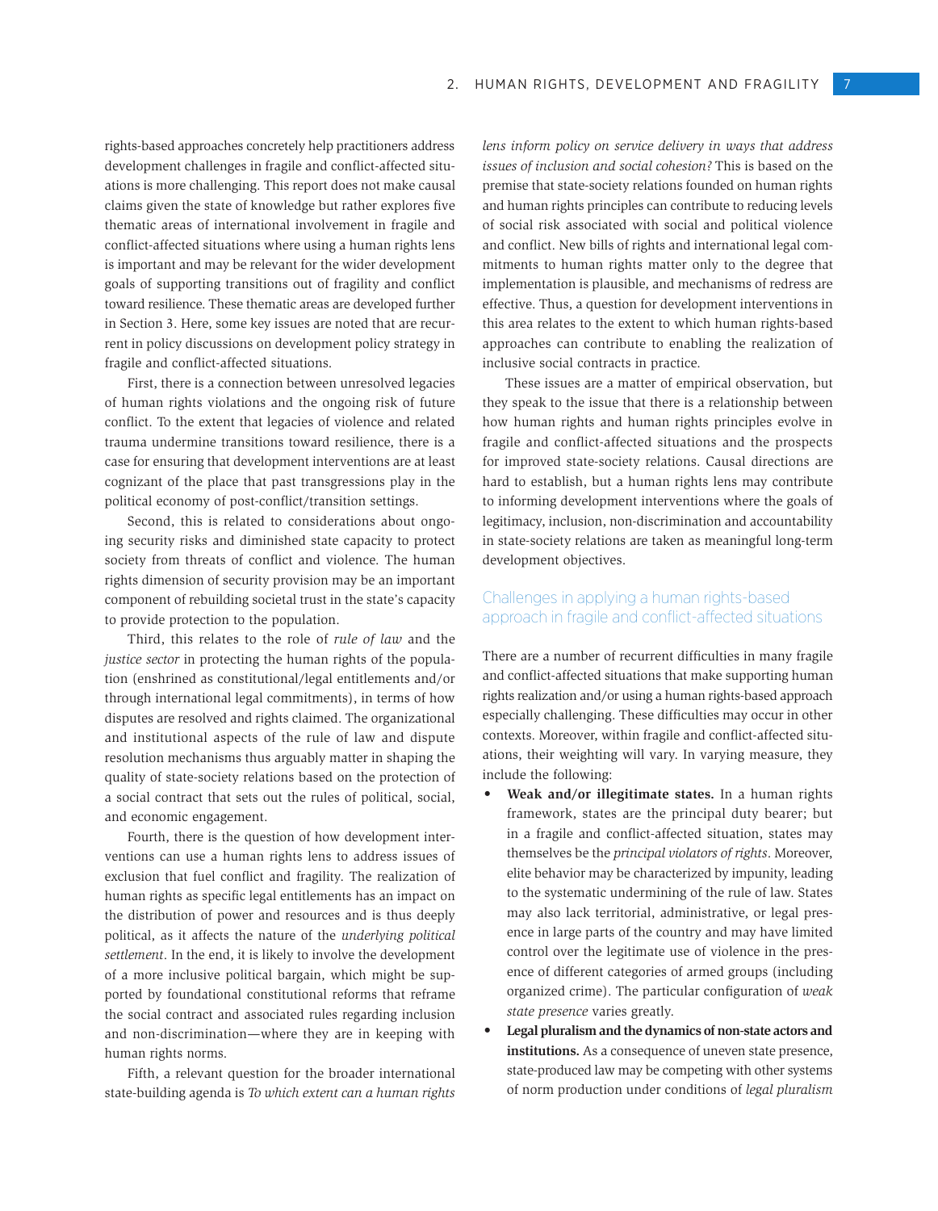rights-based approaches concretely help practitioners address development challenges in fragile and conflict-affected situations is more challenging. This report does not make causal claims given the state of knowledge but rather explores five thematic areas of international involvement in fragile and conflict-affected situations where using a human rights lens is important and may be relevant for the wider development goals of supporting transitions out of fragility and conflict toward resilience. These thematic areas are developed further in Section 3. Here, some key issues are noted that are recurrent in policy discussions on development policy strategy in fragile and conflict-affected situations.

First, there is a connection between unresolved legacies of human rights violations and the ongoing risk of future conflict. To the extent that legacies of violence and related trauma undermine transitions toward resilience, there is a case for ensuring that development interventions are at least cognizant of the place that past transgressions play in the political economy of post-conflict/transition settings.

Second, this is related to considerations about ongoing security risks and diminished state capacity to protect society from threats of conflict and violence. The human rights dimension of security provision may be an important component of rebuilding societal trust in the state's capacity to provide protection to the population.

Third, this relates to the role of *rule of law* and the *justice sector* in protecting the human rights of the population (enshrined as constitutional/legal entitlements and/or through international legal commitments), in terms of how disputes are resolved and rights claimed. The organizational and institutional aspects of the rule of law and dispute resolution mechanisms thus arguably matter in shaping the quality of state-society relations based on the protection of a social contract that sets out the rules of political, social, and economic engagement.

Fourth, there is the question of how development interventions can use a human rights lens to address issues of exclusion that fuel conflict and fragility. The realization of human rights as specific legal entitlements has an impact on the distribution of power and resources and is thus deeply political, as it affects the nature of the *underlying political settlement*. In the end, it is likely to involve the development of a more inclusive political bargain, which might be supported by foundational constitutional reforms that reframe the social contract and associated rules regarding inclusion and non-discrimination—where they are in keeping with human rights norms.

Fifth, a relevant question for the broader international state-building agenda is *To which extent can a human rights lens inform policy on service delivery in ways that address issues of inclusion and social cohesion?* This is based on the premise that state-society relations founded on human rights and human rights principles can contribute to reducing levels of social risk associated with social and political violence and conflict. New bills of rights and international legal commitments to human rights matter only to the degree that implementation is plausible, and mechanisms of redress are effective. Thus, a question for development interventions in this area relates to the extent to which human rights-based approaches can contribute to enabling the realization of inclusive social contracts in practice.

These issues are a matter of empirical observation, but they speak to the issue that there is a relationship between how human rights and human rights principles evolve in fragile and conflict-affected situations and the prospects for improved state-society relations. Causal directions are hard to establish, but a human rights lens may contribute to informing development interventions where the goals of legitimacy, inclusion, non-discrimination and accountability in state-society relations are taken as meaningful long-term development objectives.

## Challenges in applying a human rights-based approach in fragile and conflict-affected situations

There are a number of recurrent difficulties in many fragile and conflict-affected situations that make supporting human rights realization and/or using a human rights-based approach especially challenging. These difficulties may occur in other contexts. Moreover, within fragile and conflict-affected situations, their weighting will vary. In varying measure, they include the following:

- **Weak and/or illegitimate states.** In a human rights framework, states are the principal duty bearer; but in a fragile and conflict-affected situation, states may themselves be the *principal violators of rights*. Moreover, elite behavior may be characterized by impunity, leading to the systematic undermining of the rule of law. States may also lack territorial, administrative, or legal presence in large parts of the country and may have limited control over the legitimate use of violence in the presence of different categories of armed groups (including organized crime). The particular configuration of *weak state presence* varies greatly.
- **Legal pluralism and the dynamics of non-state actors and institutions.** As a consequence of uneven state presence, state-produced law may be competing with other systems of norm production under conditions of *legal pluralism*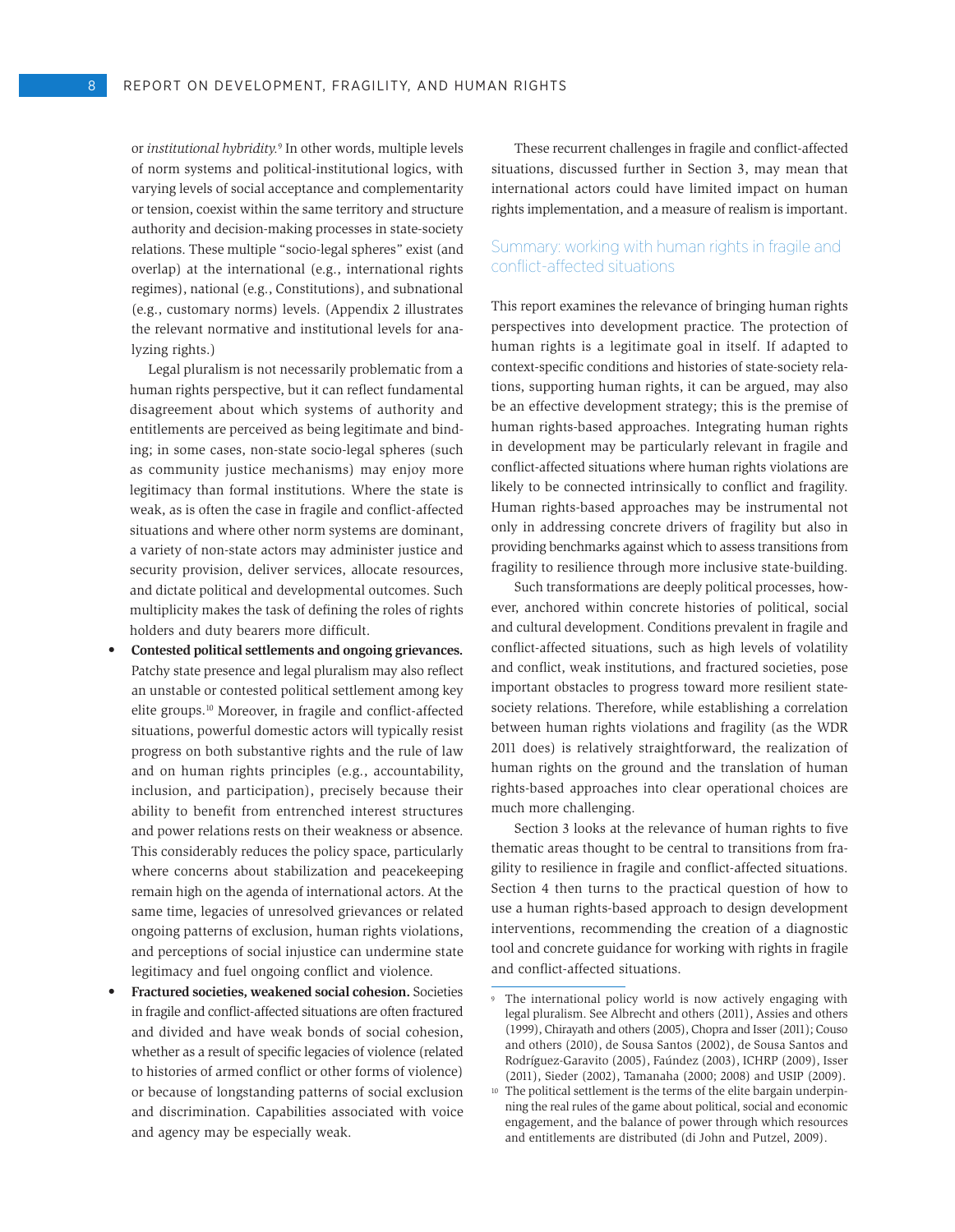or *institutional hybridity.*[9] In other words, multiple levels of norm systems and political-institutional logics, with varying levels of social acceptance and complementarity or tension, coexist within the same territory and structure authority and decision-making processes in state-society relations. These multiple "socio-legal spheres" exist (and overlap) at the international (e.g., international rights regimes), national (e.g., Constitutions), and subnational (e.g., customary norms) levels. (Appendix 2 illustrates the relevant normative and institutional levels for analyzing rights.)

Legal pluralism is not necessarily problematic from a human rights perspective, but it can reflect fundamental disagreement about which systems of authority and entitlements are perceived as being legitimate and binding; in some cases, non-state socio-legal spheres (such as community justice mechanisms) may enjoy more legitimacy than formal institutions. Where the state is weak, as is often the case in fragile and conflict-affected situations and where other norm systems are dominant, a variety of non-state actors may administer justice and security provision, deliver services, allocate resources, and dictate political and developmental outcomes. Such multiplicity makes the task of defining the roles of rights holders and duty bearers more difficult.

- **Contested political settlements and ongoing grievances.** Patchy state presence and legal pluralism may also reflect an unstable or contested political settlement among key elite groups.[10] Moreover, in fragile and conflict-affected situations, powerful domestic actors will typically resist progress on both substantive rights and the rule of law and on human rights principles (e.g., accountability, inclusion, and participation), precisely because their ability to benefit from entrenched interest structures and power relations rests on their weakness or absence. This considerably reduces the policy space, particularly where concerns about stabilization and peacekeeping remain high on the agenda of international actors. At the same time, legacies of unresolved grievances or related ongoing patterns of exclusion, human rights violations, and perceptions of social injustice can undermine state legitimacy and fuel ongoing conflict and violence.
- **Fractured societies, weakened social cohesion.** Societies in fragile and conflict-affected situations are often fractured and divided and have weak bonds of social cohesion, whether as a result of specific legacies of violence (related to histories of armed conflict or other forms of violence) or because of longstanding patterns of social exclusion and discrimination. Capabilities associated with voice and agency may be especially weak.

These recurrent challenges in fragile and conflict-affected situations, discussed further in Section 3, may mean that international actors could have limited impact on human rights implementation, and a measure of realism is important.

## Summary: working with human rights in fragile and conflict-affected situations

This report examines the relevance of bringing human rights perspectives into development practice. The protection of human rights is a legitimate goal in itself. If adapted to context-specific conditions and histories of state-society relations, supporting human rights, it can be argued, may also be an effective development strategy; this is the premise of human rights-based approaches. Integrating human rights in development may be particularly relevant in fragile and conflict-affected situations where human rights violations are likely to be connected intrinsically to conflict and fragility. Human rights-based approaches may be instrumental not only in addressing concrete drivers of fragility but also in providing benchmarks against which to assess transitions from fragility to resilience through more inclusive state-building.

Such transformations are deeply political processes, however, anchored within concrete histories of political, social and cultural development. Conditions prevalent in fragile and conflict-affected situations, such as high levels of volatility and conflict, weak institutions, and fractured societies, pose important obstacles to progress toward more resilient state-society relations. Therefore, while establishing a correlation between human rights violations and fragility (as the WDR 2011 does) is relatively straightforward, the realization of human rights on the ground and the translation of human rights-based approaches into clear operational choices are much more challenging.

Section 3 looks at the relevance of human rights to five thematic areas thought to be central to transitions from fragility to resilience in fragile and conflict-affected situations. Section 4 then turns to the practical question of how to use a human rights-based approach to design development interventions, recommending the creation of a diagnostic tool and concrete guidance for working with rights in fragile and conflict-affected situations.

---

[9] The international policy world is now actively engaging with legal pluralism. See Albrecht and others (2011), Assies and others (1999), Chirayath and others (2005), Chopra and Isser (2011); Couso and others (2010), de Sousa Santos (2002), de Sousa Santos and Rodríguez-Garavito (2005), Faúndez (2003), ICHRP (2009), Isser (2011), Sieder (2002), Tamanaha (2000; 2008) and USIP (2009).

[10] The political settlement is the terms of the elite bargain underpinning the real rules of the game about political, social and economic engagement, and the balance of power through which resources and entitlements are distributed (di John and Putzel, 2009).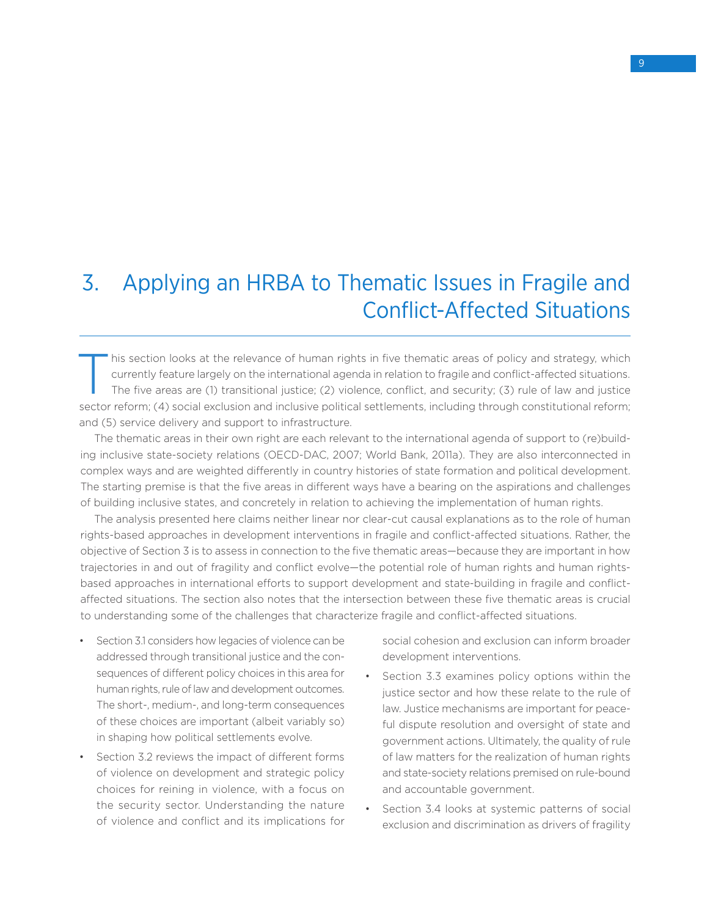# 3. Applying an HRBA to Thematic Issues in Fragile and Conflict-Affected Situations

This section looks at the relevance of human rights in five thematic areas of policy and strategy, which currently feature largely on the international agenda in relation to fragile and conflict-affected situations. The five areas are (1) transitional justice; (2) violence, conflict, and security; (3) rule of law and justice sector reform; (4) social exclusion and inclusive political settlements, including through constitutional reform; and (5) service delivery and support to infrastructure.

The thematic areas in their own right are each relevant to the international agenda of support to (re)building inclusive state-society relations (OECD-DAC, 2007; World Bank, 2011a). They are also interconnected in complex ways and are weighted differently in country histories of state formation and political development. The starting premise is that the five areas in different ways have a bearing on the aspirations and challenges of building inclusive states, and concretely in relation to achieving the implementation of human rights.

The analysis presented here claims neither linear nor clear-cut causal explanations as to the role of human rights-based approaches in development interventions in fragile and conflict-affected situations. Rather, the objective of Section 3 is to assess in connection to the five thematic areas—because they are important in how trajectories in and out of fragility and conflict evolve—the potential role of human rights and human rights-based approaches in international efforts to support development and state-building in fragile and conflict-affected situations. The section also notes that the intersection between these five thematic areas is crucial to understanding some of the challenges that characterize fragile and conflict-affected situations.

- Section 3.1 considers how legacies of violence can be addressed through transitional justice and the consequences of different policy choices in this area for human rights, rule of law and development outcomes. The short-, medium-, and long-term consequences of these choices are important (albeit variably so) in shaping how political settlements evolve.
- Section 3.2 reviews the impact of different forms of violence on development and strategic policy choices for reining in violence, with a focus on the security sector. Understanding the nature of violence and conflict and its implications for social cohesion and exclusion can inform broader development interventions.
- Section 3.3 examines policy options within the justice sector and how these relate to the rule of law. Justice mechanisms are important for peaceful dispute resolution and oversight of state and government actions. Ultimately, the quality of rule of law matters for the realization of human rights and state-society relations premised on rule-bound and accountable government.
- Section 3.4 looks at systemic patterns of social exclusion and discrimination as drivers of fragility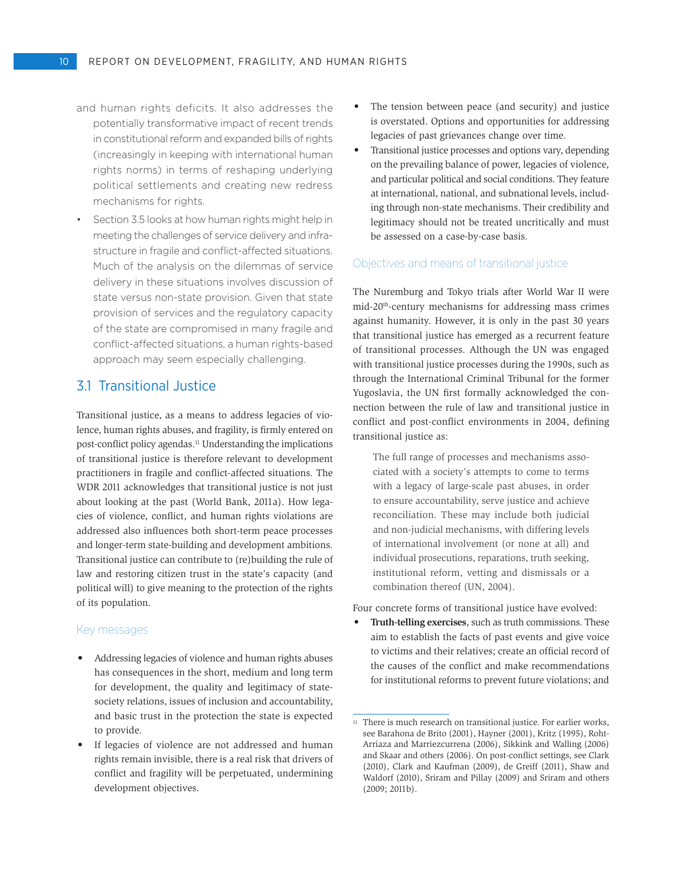and human rights deficits. It also addresses the potentially transformative impact of recent trends in constitutional reform and expanded bills of rights (increasingly in keeping with international human rights norms) in terms of reshaping underlying political settlements and creating new redress mechanisms for rights.

- Section 3.5 looks at how human rights might help in meeting the challenges of service delivery and infrastructure in fragile and conflict-affected situations. Much of the analysis on the dilemmas of service delivery in these situations involves discussion of state versus non-state provision. Given that state provision of services and the regulatory capacity of the state are compromised in many fragile and conflict-affected situations, a human rights-based approach may seem especially challenging.

## 3.1 Transitional Justice

Transitional justice, as a means to address legacies of violence, human rights abuses, and fragility, is firmly entered on post-conflict policy agendas.[11] Understanding the implications of transitional justice is therefore relevant to development practitioners in fragile and conflict-affected situations. The WDR 2011 acknowledges that transitional justice is not just about looking at the past (World Bank, 2011a). How legacies of violence, conflict, and human rights violations are addressed also influences both short-term peace processes and longer-term state-building and development ambitions. Transitional justice can contribute to (re)building the rule of law and restoring citizen trust in the state's capacity (and political will) to give meaning to the protection of the rights of its population.

### Key messages

- Addressing legacies of violence and human rights abuses has consequences in the short, medium and long term for development, the quality and legitimacy of state-society relations, issues of inclusion and accountability, and basic trust in the protection the state is expected to provide.
- If legacies of violence are not addressed and human rights remain invisible, there is a real risk that drivers of conflict and fragility will be perpetuated, undermining development objectives.
- The tension between peace (and security) and justice is overstated. Options and opportunities for addressing legacies of past grievances change over time.
- Transitional justice processes and options vary, depending on the prevailing balance of power, legacies of violence, and particular political and social conditions. They feature at international, national, and subnational levels, including through non-state mechanisms. Their credibility and legitimacy should not be treated uncritically and must be assessed on a case-by-case basis.

### Objectives and means of transitional justice

The Nuremburg and Tokyo trials after World War II were mid-20th-century mechanisms for addressing mass crimes against humanity. However, it is only in the past 30 years that transitional justice has emerged as a recurrent feature of transitional processes. Although the UN was engaged with transitional justice processes during the 1990s, such as through the International Criminal Tribunal for the former Yugoslavia, the UN first formally acknowledged the connection between the rule of law and transitional justice in conflict and post-conflict environments in 2004, defining transitional justice as:

> The full range of processes and mechanisms associated with a society's attempts to come to terms with a legacy of large-scale past abuses, in order to ensure accountability, serve justice and achieve reconciliation. These may include both judicial and non-judicial mechanisms, with differing levels of international involvement (or none at all) and individual prosecutions, reparations, truth seeking, institutional reform, vetting and dismissals or a combination thereof (UN, 2004).

Four concrete forms of transitional justice have evolved:

- **Truth-telling exercises**, such as truth commissions. These aim to establish the facts of past events and give voice to victims and their relatives; create an official record of the causes of the conflict and make recommendations for institutional reforms to prevent future violations; and

---

[11] There is much research on transitional justice. For earlier works, see Barahona de Brito (2001), Hayner (2001), Kritz (1995), Roht-Arriaza and Marriezcurrena (2006), Sikkink and Walling (2006) and Skaar and others (2006). On post-conflict settings, see Clark (2010), Clark and Kaufman (2009), de Greiff (2011), Shaw and Waldorf (2010), Sriram and Pillay (2009) and Sriram and others (2009; 2011b).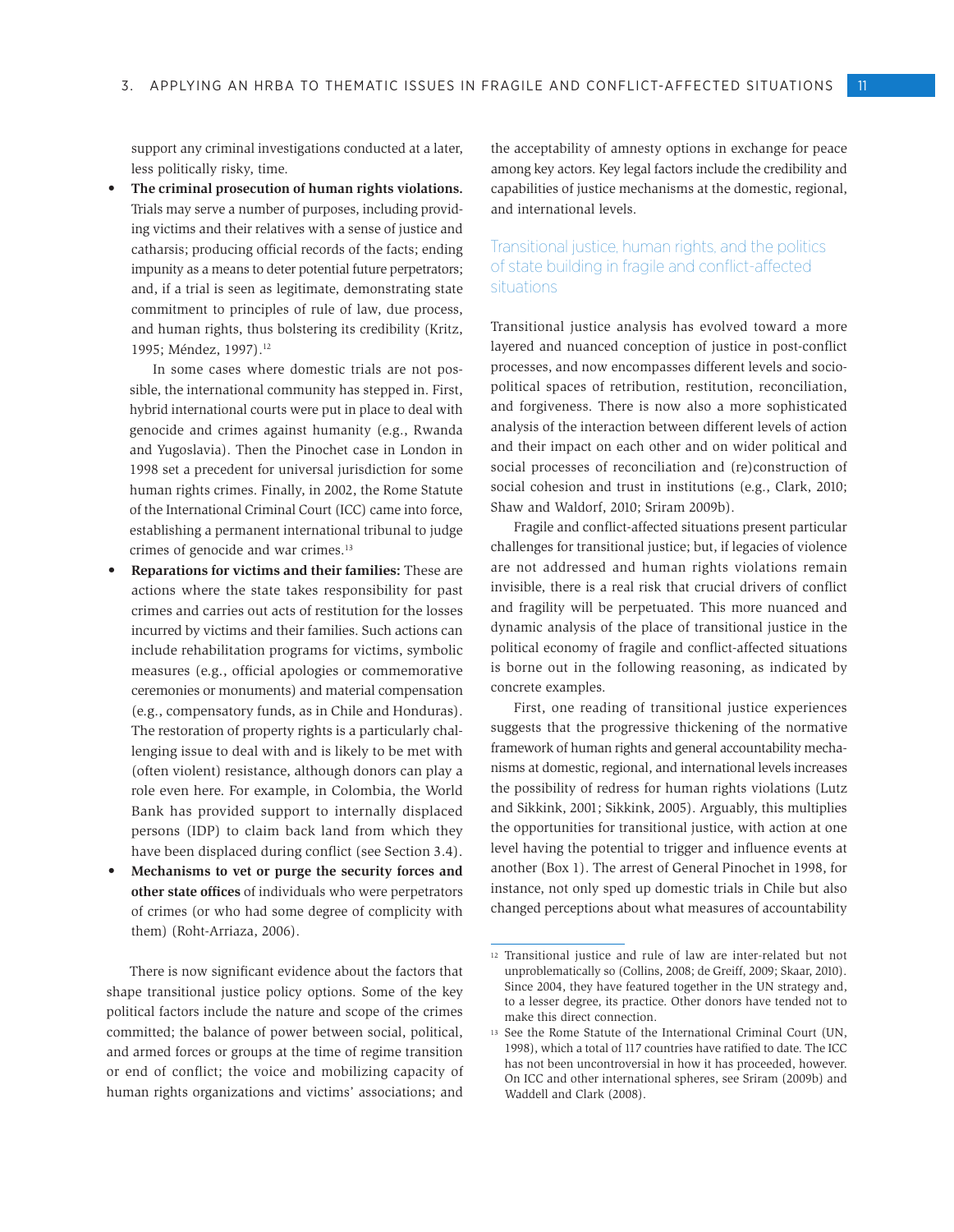support any criminal investigations conducted at a later, less politically risky, time.

- **The criminal prosecution of human rights violations.** Trials may serve a number of purposes, including providing victims and their relatives with a sense of justice and catharsis; producing official records of the facts; ending impunity as a means to deter potential future perpetrators; and, if a trial is seen as legitimate, demonstrating state commitment to principles of rule of law, due process, and human rights, thus bolstering its credibility (Kritz, 1995; Méndez, 1997).[12]

  In some cases where domestic trials are not possible, the international community has stepped in. First, hybrid international courts were put in place to deal with genocide and crimes against humanity (e.g., Rwanda and Yugoslavia). Then the Pinochet case in London in 1998 set a precedent for universal jurisdiction for some human rights crimes. Finally, in 2002, the Rome Statute of the International Criminal Court (ICC) came into force, establishing a permanent international tribunal to judge crimes of genocide and war crimes.[13]

- **Reparations for victims and their families:** These are actions where the state takes responsibility for past crimes and carries out acts of restitution for the losses incurred by victims and their families. Such actions can include rehabilitation programs for victims, symbolic measures (e.g., official apologies or commemorative ceremonies or monuments) and material compensation (e.g., compensatory funds, as in Chile and Honduras). The restoration of property rights is a particularly challenging issue to deal with and is likely to be met with (often violent) resistance, although donors can play a role even here. For example, in Colombia, the World Bank has provided support to internally displaced persons (IDP) to claim back land from which they have been displaced during conflict (see Section 3.4).
- **Mechanisms to vet or purge the security forces and other state offices** of individuals who were perpetrators of crimes (or who had some degree of complicity with them) (Roht-Arriaza, 2006).

There is now significant evidence about the factors that shape transitional justice policy options. Some of the key political factors include the nature and scope of the crimes committed; the balance of power between social, political, and armed forces or groups at the time of regime transition or end of conflict; the voice and mobilizing capacity of human rights organizations and victims' associations; and the acceptability of amnesty options in exchange for peace among key actors. Key legal factors include the credibility and capabilities of justice mechanisms at the domestic, regional, and international levels.

## Transitional justice, human rights, and the politics of state building in fragile and conflict-affected situations

Transitional justice analysis has evolved toward a more layered and nuanced conception of justice in post-conflict processes, and now encompasses different levels and socio-political spaces of retribution, restitution, reconciliation, and forgiveness. There is now also a more sophisticated analysis of the interaction between different levels of action and their impact on each other and on wider political and social processes of reconciliation and (re)construction of social cohesion and trust in institutions (e.g., Clark, 2010; Shaw and Waldorf, 2010; Sriram 2009b).

Fragile and conflict-affected situations present particular challenges for transitional justice; but, if legacies of violence are not addressed and human rights violations remain invisible, there is a real risk that crucial drivers of conflict and fragility will be perpetuated. This more nuanced and dynamic analysis of the place of transitional justice in the political economy of fragile and conflict-affected situations is borne out in the following reasoning, as indicated by concrete examples.

First, one reading of transitional justice experiences suggests that the progressive thickening of the normative framework of human rights and general accountability mechanisms at domestic, regional, and international levels increases the possibility of redress for human rights violations (Lutz and Sikkink, 2001; Sikkink, 2005). Arguably, this multiplies the opportunities for transitional justice, with action at one level having the potential to trigger and influence events at another (Box 1). The arrest of General Pinochet in 1998, for instance, not only sped up domestic trials in Chile but also changed perceptions about what measures of accountability

---

[12] Transitional justice and rule of law are inter-related but not unproblematically so (Collins, 2008; de Greiff, 2009; Skaar, 2010). Since 2004, they have featured together in the UN strategy and, to a lesser degree, its practice. Other donors have tended not to make this direct connection.

[13] See the Rome Statute of the International Criminal Court (UN, 1998), which a total of 117 countries have ratified to date. The ICC has not been uncontroversial in how it has proceeded, however. On ICC and other international spheres, see Sriram (2009b) and Waddell and Clark (2008).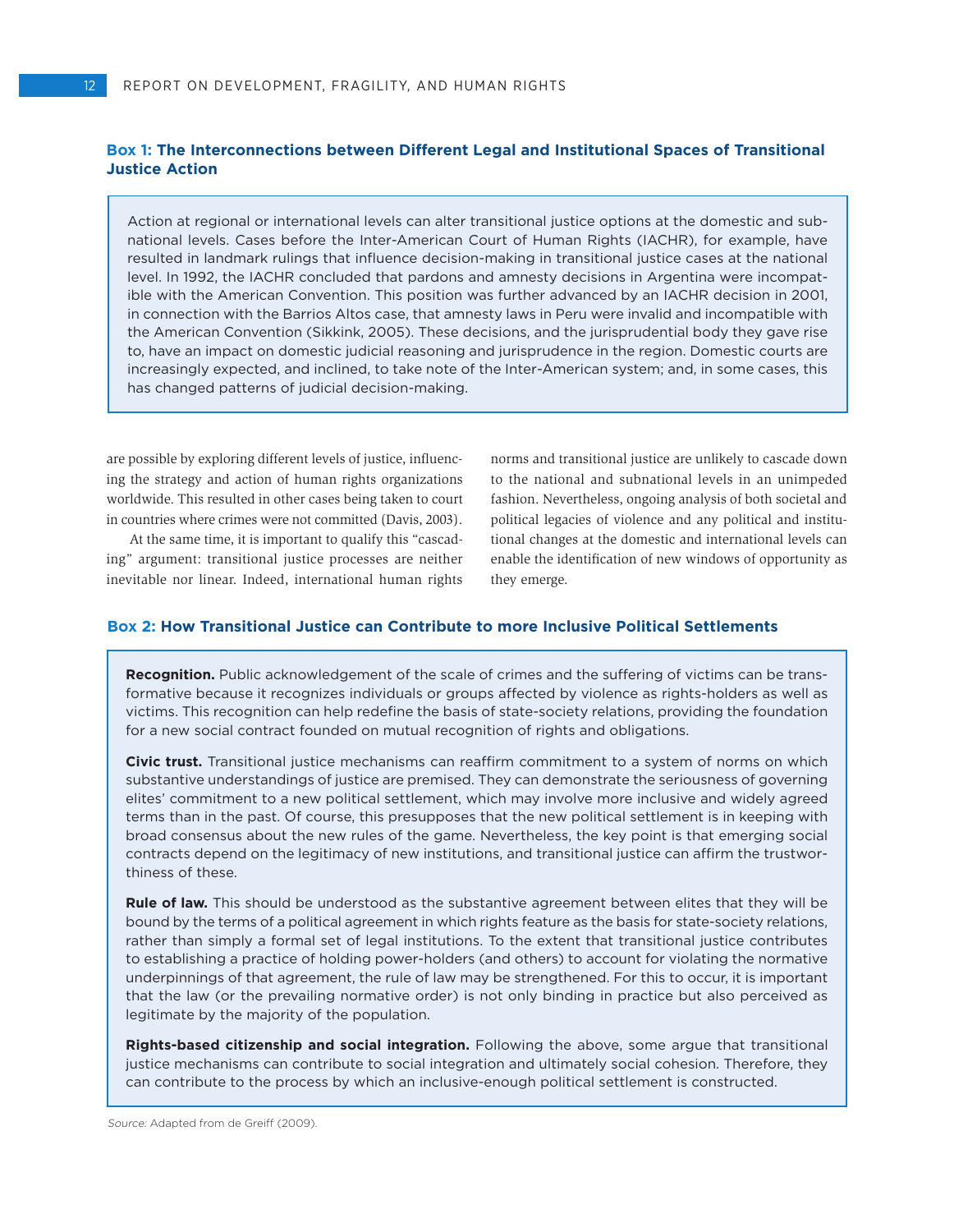### Box 1: The Interconnections between Different Legal and Institutional Spaces of Transitional Justice Action

Action at regional or international levels can alter transitional justice options at the domestic and subnational levels. Cases before the Inter-American Court of Human Rights (IACHR), for example, have resulted in landmark rulings that influence decision-making in transitional justice cases at the national level. In 1992, the IACHR concluded that pardons and amnesty decisions in Argentina were incompatible with the American Convention. This position was further advanced by an IACHR decision in 2001, in connection with the Barrios Altos case, that amnesty laws in Peru were invalid and incompatible with the American Convention (Sikkink, 2005). These decisions, and the jurisprudential body they gave rise to, have an impact on domestic judicial reasoning and jurisprudence in the region. Domestic courts are increasingly expected, and inclined, to take note of the Inter-American system; and, in some cases, this has changed patterns of judicial decision-making.

are possible by exploring different levels of justice, influencing the strategy and action of human rights organizations worldwide. This resulted in other cases being taken to court in countries where crimes were not committed (Davis, 2003).

At the same time, it is important to qualify this "cascading" argument: transitional justice processes are neither inevitable nor linear. Indeed, international human rights norms and transitional justice are unlikely to cascade down to the national and subnational levels in an unimpeded fashion. Nevertheless, ongoing analysis of both societal and political legacies of violence and any political and institutional changes at the domestic and international levels can enable the identification of new windows of opportunity as they emerge.

### Box 2: How Transitional Justice can Contribute to more Inclusive Political Settlements

**Recognition.** Public acknowledgement of the scale of crimes and the suffering of victims can be transformative because it recognizes individuals or groups affected by violence as rights-holders as well as victims. This recognition can help redefine the basis of state-society relations, providing the foundation for a new social contract founded on mutual recognition of rights and obligations.

**Civic trust.** Transitional justice mechanisms can reaffirm commitment to a system of norms on which substantive understandings of justice are premised. They can demonstrate the seriousness of governing elites' commitment to a new political settlement, which may involve more inclusive and widely agreed terms than in the past. Of course, this presupposes that the new political settlement is in keeping with broad consensus about the new rules of the game. Nevertheless, the key point is that emerging social contracts depend on the legitimacy of new institutions, and transitional justice can affirm the trustworthiness of these.

**Rule of law.** This should be understood as the substantive agreement between elites that they will be bound by the terms of a political agreement in which rights feature as the basis for state-society relations, rather than simply a formal set of legal institutions. To the extent that transitional justice contributes to establishing a practice of holding power-holders (and others) to account for violating the normative underpinnings of that agreement, the rule of law may be strengthened. For this to occur, it is important that the law (or the prevailing normative order) is not only binding in practice but also perceived as legitimate by the majority of the population.

**Rights-based citizenship and social integration.** Following the above, some argue that transitional justice mechanisms can contribute to social integration and ultimately social cohesion. Therefore, they can contribute to the process by which an inclusive-enough political settlement is constructed.

*Source:* Adapted from de Greiff (2009).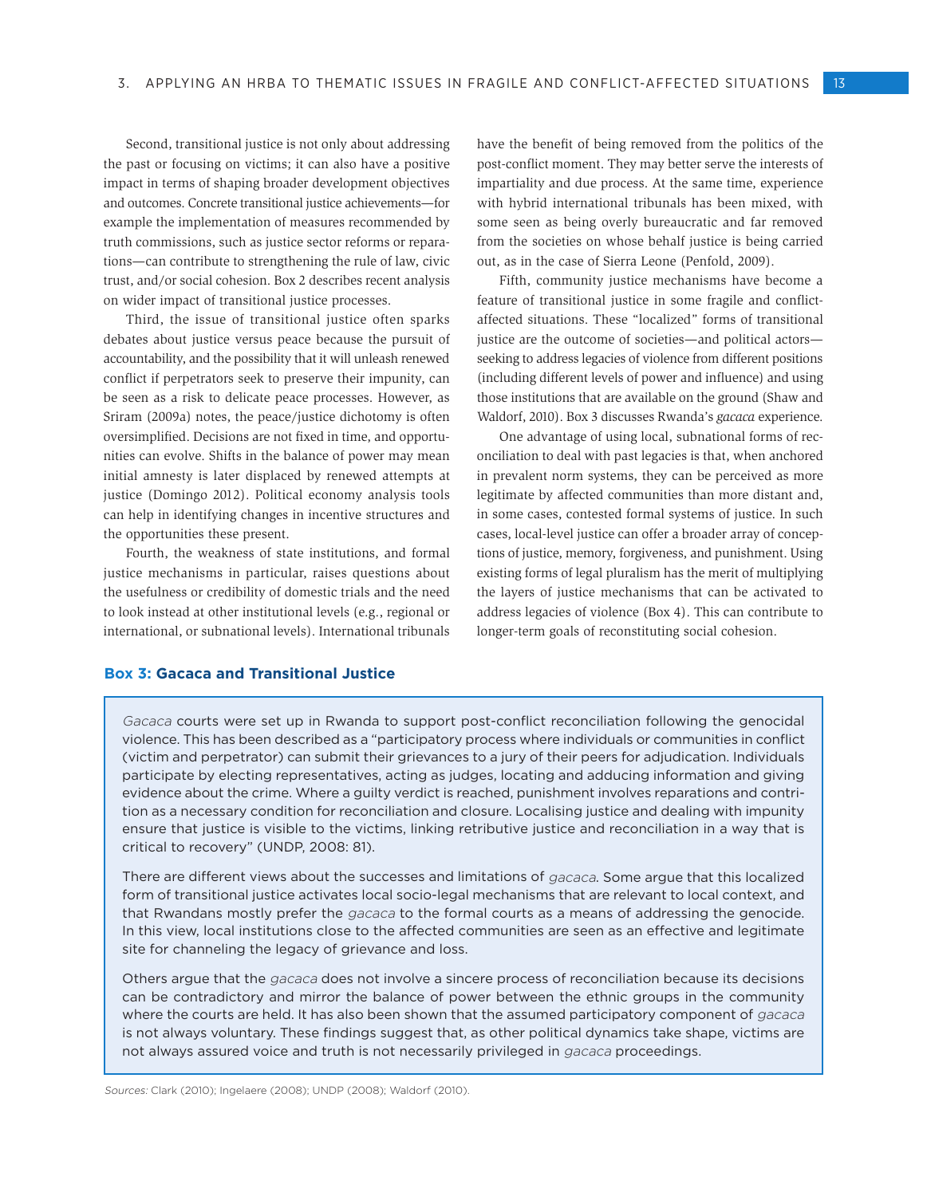Second, transitional justice is not only about addressing the past or focusing on victims; it can also have a positive impact in terms of shaping broader development objectives and outcomes. Concrete transitional justice achievements—for example the implementation of measures recommended by truth commissions, such as justice sector reforms or reparations—can contribute to strengthening the rule of law, civic trust, and/or social cohesion. Box 2 describes recent analysis on wider impact of transitional justice processes.

Third, the issue of transitional justice often sparks debates about justice versus peace because the pursuit of accountability, and the possibility that it will unleash renewed conflict if perpetrators seek to preserve their impunity, can be seen as a risk to delicate peace processes. However, as Sriram (2009a) notes, the peace/justice dichotomy is often oversimplified. Decisions are not fixed in time, and opportunities can evolve. Shifts in the balance of power may mean initial amnesty is later displaced by renewed attempts at justice (Domingo 2012). Political economy analysis tools can help in identifying changes in incentive structures and the opportunities these present.

Fourth, the weakness of state institutions, and formal justice mechanisms in particular, raises questions about the usefulness or credibility of domestic trials and the need to look instead at other institutional levels (e.g., regional or international, or subnational levels). International tribunals have the benefit of being removed from the politics of the post-conflict moment. They may better serve the interests of impartiality and due process. At the same time, experience with hybrid international tribunals has been mixed, with some seen as being overly bureaucratic and far removed from the societies on whose behalf justice is being carried out, as in the case of Sierra Leone (Penfold, 2009).

Fifth, community justice mechanisms have become a feature of transitional justice in some fragile and conflict-affected situations. These "localized" forms of transitional justice are the outcome of societies—and political actors—seeking to address legacies of violence from different positions (including different levels of power and influence) and using those institutions that are available on the ground (Shaw and Waldorf, 2010). Box 3 discusses Rwanda's *gacaca* experience.

One advantage of using local, subnational forms of reconciliation to deal with past legacies is that, when anchored in prevalent norm systems, they can be perceived as more legitimate by affected communities than more distant and, in some cases, contested formal systems of justice. In such cases, local-level justice can offer a broader array of conceptions of justice, memory, forgiveness, and punishment. Using existing forms of legal pluralism has the merit of multiplying the layers of justice mechanisms that can be activated to address legacies of violence (Box 4). This can contribute to longer-term goals of reconstituting social cohesion.

### Box 3: Gacaca and Transitional Justice

*Gacaca* courts were set up in Rwanda to support post-conflict reconciliation following the genocidal violence. This has been described as a "participatory process where individuals or communities in conflict (victim and perpetrator) can submit their grievances to a jury of their peers for adjudication. Individuals participate by electing representatives, acting as judges, locating and adducing information and giving evidence about the crime. Where a guilty verdict is reached, punishment involves reparations and contrition as a necessary condition for reconciliation and closure. Localising justice and dealing with impunity ensure that justice is visible to the victims, linking retributive justice and reconciliation in a way that is critical to recovery" (UNDP, 2008: 81).

There are different views about the successes and limitations of *gacaca*. Some argue that this localized form of transitional justice activates local socio-legal mechanisms that are relevant to local context, and that Rwandans mostly prefer the *gacaca* to the formal courts as a means of addressing the genocide. In this view, local institutions close to the affected communities are seen as an effective and legitimate site for channeling the legacy of grievance and loss.

Others argue that the *gacaca* does not involve a sincere process of reconciliation because its decisions can be contradictory and mirror the balance of power between the ethnic groups in the community where the courts are held. It has also been shown that the assumed participatory component of *gacaca* is not always voluntary. These findings suggest that, as other political dynamics take shape, victims are not always assured voice and truth is not necessarily privileged in *gacaca* proceedings.

*Sources:* Clark (2010); Ingelaere (2008); UNDP (2008); Waldorf (2010).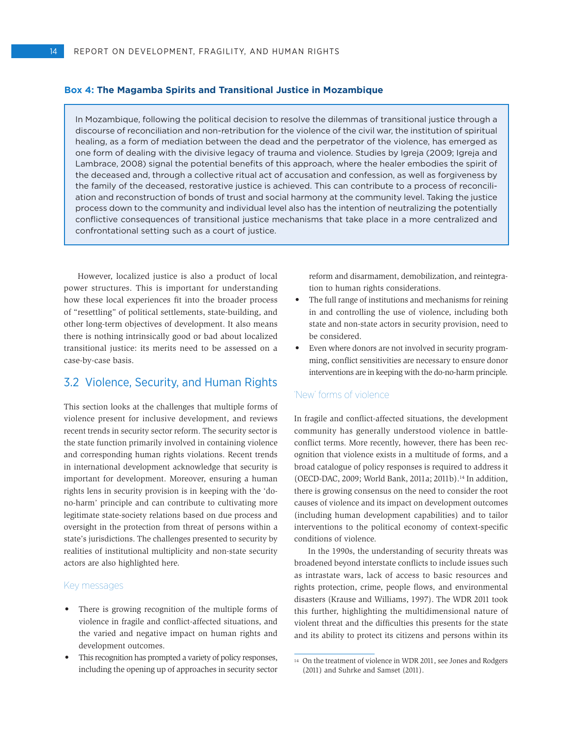**Box 4: The Magamba Spirits and Transitional Justice in Mozambique**

> In Mozambique, following the political decision to resolve the dilemmas of transitional justice through a discourse of reconciliation and non-retribution for the violence of the civil war, the institution of spiritual healing, as a form of mediation between the dead and the perpetrator of the violence, has emerged as one form of dealing with the divisive legacy of trauma and violence. Studies by Igreja (2009; Igreja and Lambrace, 2008) signal the potential benefits of this approach, where the healer embodies the spirit of the deceased and, through a collective ritual act of accusation and confession, as well as forgiveness by the family of the deceased, restorative justice is achieved. This can contribute to a process of reconciliation and reconstruction of bonds of trust and social harmony at the community level. Taking the justice process down to the community and individual level also has the intention of neutralizing the potentially conflictive consequences of transitional justice mechanisms that take place in a more centralized and confrontational setting such as a court of justice.

However, localized justice is also a product of local power structures. This is important for understanding how these local experiences fit into the broader process of "resettling" of political settlements, state-building, and other long-term objectives of development. It also means there is nothing intrinsically good or bad about localized transitional justice: its merits need to be assessed on a case-by-case basis.

## 3.2 Violence, Security, and Human Rights

This section looks at the challenges that multiple forms of violence present for inclusive development, and reviews recent trends in security sector reform. The security sector is the state function primarily involved in containing violence and corresponding human rights violations. Recent trends in international development acknowledge that security is important for development. Moreover, ensuring a human rights lens in security provision is in keeping with the 'do-no-harm' principle and can contribute to cultivating more legitimate state-society relations based on due process and oversight in the protection from threat of persons within a state's jurisdictions. The challenges presented to security by realities of institutional multiplicity and non-state security actors are also highlighted here.

### Key messages

- There is growing recognition of the multiple forms of violence in fragile and conflict-affected situations, and the varied and negative impact on human rights and development outcomes.
- This recognition has prompted a variety of policy responses, including the opening up of approaches in security sector reform and disarmament, demobilization, and reintegration to human rights considerations.
- The full range of institutions and mechanisms for reining in and controlling the use of violence, including both state and non-state actors in security provision, need to be considered.
- Even where donors are not involved in security programming, conflict sensitivities are necessary to ensure donor interventions are in keeping with the do-no-harm principle.

### 'New' forms of violence

In fragile and conflict-affected situations, the development community has generally understood violence in battle-conflict terms. More recently, however, there has been recognition that violence exists in a multitude of forms, and a broad catalogue of policy responses is required to address it (OECD-DAC, 2009; World Bank, 2011a; 2011b).[14] In addition, there is growing consensus on the need to consider the root causes of violence and its impact on development outcomes (including human development capabilities) and to tailor interventions to the political economy of context-specific conditions of violence.

In the 1990s, the understanding of security threats was broadened beyond interstate conflicts to include issues such as intrastate wars, lack of access to basic resources and rights protection, crime, people flows, and environmental disasters (Krause and Williams, 1997). The WDR 2011 took this further, highlighting the multidimensional nature of violent threat and the difficulties this presents for the state and its ability to protect its citizens and persons within its

[14] On the treatment of violence in WDR 2011, see Jones and Rodgers (2011) and Suhrke and Samset (2011).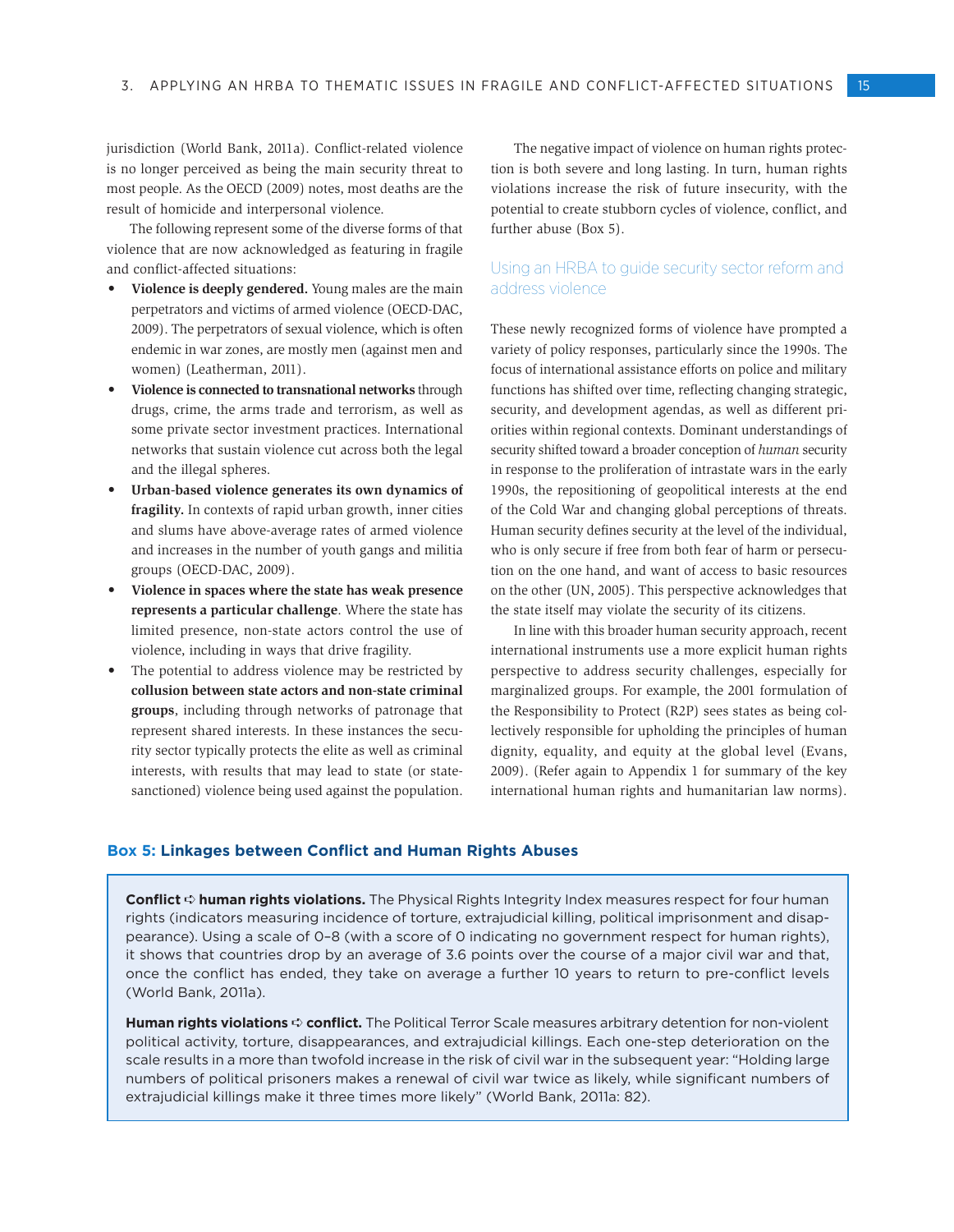jurisdiction (World Bank, 2011a). Conflict-related violence is no longer perceived as being the main security threat to most people. As the OECD (2009) notes, most deaths are the result of homicide and interpersonal violence.

The following represent some of the diverse forms of that violence that are now acknowledged as featuring in fragile and conflict-affected situations:

- **Violence is deeply gendered.** Young males are the main perpetrators and victims of armed violence (OECD-DAC, 2009). The perpetrators of sexual violence, which is often endemic in war zones, are mostly men (against men and women) (Leatherman, 2011).
- **Violence is connected to transnational networks** through drugs, crime, the arms trade and terrorism, as well as some private sector investment practices. International networks that sustain violence cut across both the legal and the illegal spheres.
- **Urban-based violence generates its own dynamics of fragility.** In contexts of rapid urban growth, inner cities and slums have above-average rates of armed violence and increases in the number of youth gangs and militia groups (OECD-DAC, 2009).
- **Violence in spaces where the state has weak presence represents a particular challenge**. Where the state has limited presence, non-state actors control the use of violence, including in ways that drive fragility.
- The potential to address violence may be restricted by **collusion between state actors and non-state criminal groups**, including through networks of patronage that represent shared interests. In these instances the security sector typically protects the elite as well as criminal interests, with results that may lead to state (or state-sanctioned) violence being used against the population.

The negative impact of violence on human rights protection is both severe and long lasting. In turn, human rights violations increase the risk of future insecurity, with the potential to create stubborn cycles of violence, conflict, and further abuse (Box 5).

### Using an HRBA to guide security sector reform and address violence

These newly recognized forms of violence have prompted a variety of policy responses, particularly since the 1990s. The focus of international assistance efforts on police and military functions has shifted over time, reflecting changing strategic, security, and development agendas, as well as different priorities within regional contexts. Dominant understandings of security shifted toward a broader conception of *human* security in response to the proliferation of intrastate wars in the early 1990s, the repositioning of geopolitical interests at the end of the Cold War and changing global perceptions of threats. Human security defines security at the level of the individual, who is only secure if free from both fear of harm or persecution on the one hand, and want of access to basic resources on the other (UN, 2005). This perspective acknowledges that the state itself may violate the security of its citizens.

In line with this broader human security approach, recent international instruments use a more explicit human rights perspective to address security challenges, especially for marginalized groups. For example, the 2001 formulation of the Responsibility to Protect (R2P) sees states as being collectively responsible for upholding the principles of human dignity, equality, and equity at the global level (Evans, 2009). (Refer again to Appendix 1 for summary of the key international human rights and humanitarian law norms).

#### Box 5: Linkages between Conflict and Human Rights Abuses

**Conflict ➪ human rights violations.** The Physical Rights Integrity Index measures respect for four human rights (indicators measuring incidence of torture, extrajudicial killing, political imprisonment and disappearance). Using a scale of 0–8 (with a score of 0 indicating no government respect for human rights), it shows that countries drop by an average of 3.6 points over the course of a major civil war and that, once the conflict has ended, they take on average a further 10 years to return to pre-conflict levels (World Bank, 2011a).

**Human rights violations ➪ conflict.** The Political Terror Scale measures arbitrary detention for non-violent political activity, torture, disappearances, and extrajudicial killings. Each one-step deterioration on the scale results in a more than twofold increase in the risk of civil war in the subsequent year: "Holding large numbers of political prisoners makes a renewal of civil war twice as likely, while significant numbers of extrajudicial killings make it three times more likely" (World Bank, 2011a: 82).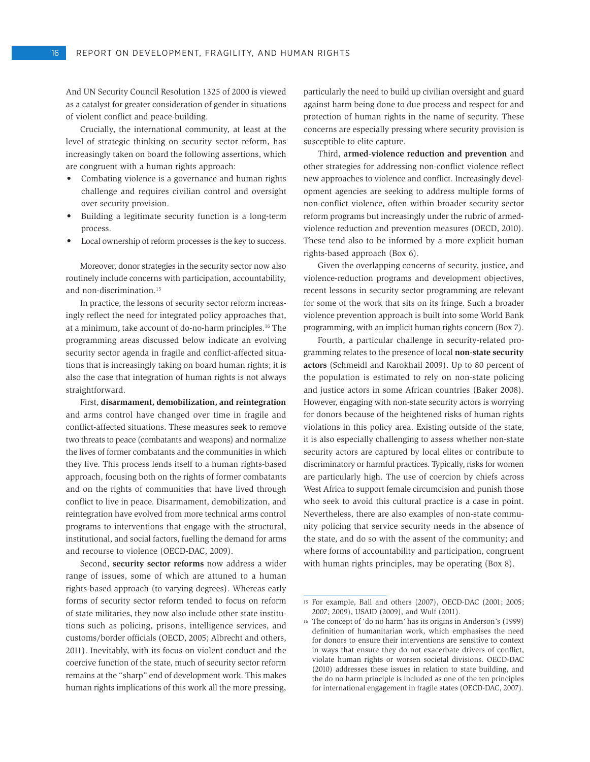And UN Security Council Resolution 1325 of 2000 is viewed as a catalyst for greater consideration of gender in situations of violent conflict and peace-building.

Crucially, the international community, at least at the level of strategic thinking on security sector reform, has increasingly taken on board the following assertions, which are congruent with a human rights approach:

- Combating violence is a governance and human rights challenge and requires civilian control and oversight over security provision.
- Building a legitimate security function is a long-term process.
- Local ownership of reform processes is the key to success.

Moreover, donor strategies in the security sector now also routinely include concerns with participation, accountability, and non-discrimination.[15]

In practice, the lessons of security sector reform increasingly reflect the need for integrated policy approaches that, at a minimum, take account of do-no-harm principles.[16] The programming areas discussed below indicate an evolving security sector agenda in fragile and conflict-affected situations that is increasingly taking on board human rights; it is also the case that integration of human rights is not always straightforward.

First, **disarmament, demobilization, and reintegration** and arms control have changed over time in fragile and conflict-affected situations. These measures seek to remove two threats to peace (combatants and weapons) and normalize the lives of former combatants and the communities in which they live. This process lends itself to a human rights-based approach, focusing both on the rights of former combatants and on the rights of communities that have lived through conflict to live in peace. Disarmament, demobilization, and reintegration have evolved from more technical arms control programs to interventions that engage with the structural, institutional, and social factors, fuelling the demand for arms and recourse to violence (OECD-DAC, 2009).

Second, **security sector reforms** now address a wider range of issues, some of which are attuned to a human rights-based approach (to varying degrees). Whereas early forms of security sector reform tended to focus on reform of state militaries, they now also include other state institutions such as policing, prisons, intelligence services, and customs/border officials (OECD, 2005; Albrecht and others, 2011). Inevitably, with its focus on violent conduct and the coercive function of the state, much of security sector reform remains at the "sharp" end of development work. This makes human rights implications of this work all the more pressing, particularly the need to build up civilian oversight and guard against harm being done to due process and respect for and protection of human rights in the name of security. These concerns are especially pressing where security provision is susceptible to elite capture.

Third, **armed-violence reduction and prevention** and other strategies for addressing non-conflict violence reflect new approaches to violence and conflict. Increasingly development agencies are seeking to address multiple forms of non-conflict violence, often within broader security sector reform programs but increasingly under the rubric of armed-violence reduction and prevention measures (OECD, 2010). These tend also to be informed by a more explicit human rights-based approach (Box 6).

Given the overlapping concerns of security, justice, and violence-reduction programs and development objectives, recent lessons in security sector programming are relevant for some of the work that sits on its fringe. Such a broader violence prevention approach is built into some World Bank programming, with an implicit human rights concern (Box 7).

Fourth, a particular challenge in security-related programming relates to the presence of local **non-state security actors** (Schmeidl and Karokhail 2009). Up to 80 percent of the population is estimated to rely on non-state policing and justice actors in some African countries (Baker 2008). However, engaging with non-state security actors is worrying for donors because of the heightened risks of human rights violations in this policy area. Existing outside of the state, it is also especially challenging to assess whether non-state security actors are captured by local elites or contribute to discriminatory or harmful practices. Typically, risks for women are particularly high. The use of coercion by chiefs across West Africa to support female circumcision and punish those who seek to avoid this cultural practice is a case in point. Nevertheless, there are also examples of non-state community policing that service security needs in the absence of the state, and do so with the assent of the community; and where forms of accountability and participation, congruent with human rights principles, may be operating (Box 8).

---

[15] For example, Ball and others (2007), OECD-DAC (2001; 2005; 2007; 2009), USAID (2009), and Wulf (2011).

[16] The concept of 'do no harm' has its origins in Anderson's (1999) definition of humanitarian work, which emphasises the need for donors to ensure their interventions are sensitive to context in ways that ensure they do not exacerbate drivers of conflict, violate human rights or worsen societal divisions. OECD-DAC (2010) addresses these issues in relation to state building, and the do no harm principle is included as one of the ten principles for international engagement in fragile states (OECD-DAC, 2007).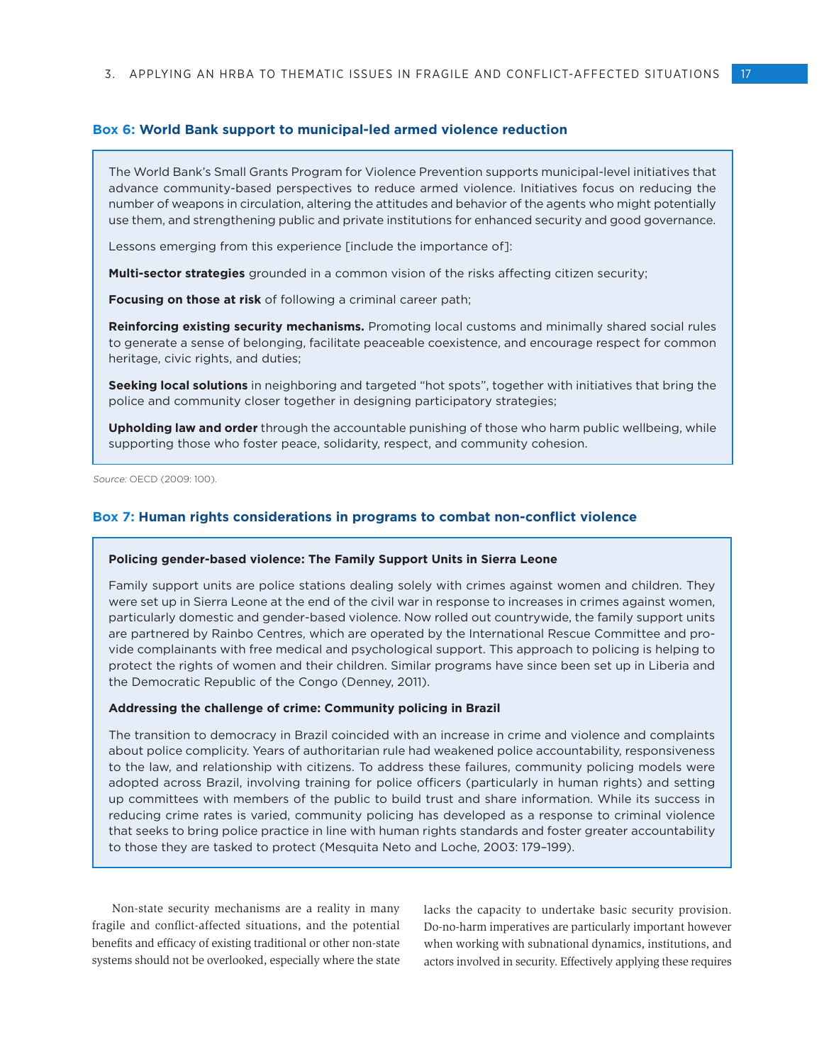### Box 6: World Bank support to municipal-led armed violence reduction

The World Bank's Small Grants Program for Violence Prevention supports municipal-level initiatives that advance community-based perspectives to reduce armed violence. Initiatives focus on reducing the number of weapons in circulation, altering the attitudes and behavior of the agents who might potentially use them, and strengthening public and private institutions for enhanced security and good governance.

Lessons emerging from this experience [include the importance of]:

**Multi-sector strategies** grounded in a common vision of the risks affecting citizen security;

**Focusing on those at risk** of following a criminal career path;

**Reinforcing existing security mechanisms.** Promoting local customs and minimally shared social rules to generate a sense of belonging, facilitate peaceable coexistence, and encourage respect for common heritage, civic rights, and duties;

**Seeking local solutions** in neighboring and targeted "hot spots", together with initiatives that bring the police and community closer together in designing participatory strategies;

**Upholding law and order** through the accountable punishing of those who harm public wellbeing, while supporting those who foster peace, solidarity, respect, and community cohesion.

*Source:* OECD (2009: 100).

### Box 7: Human rights considerations in programs to combat non-conflict violence

**Policing gender-based violence: The Family Support Units in Sierra Leone**

Family support units are police stations dealing solely with crimes against women and children. They were set up in Sierra Leone at the end of the civil war in response to increases in crimes against women, particularly domestic and gender-based violence. Now rolled out countrywide, the family support units are partnered by Rainbo Centres, which are operated by the International Rescue Committee and provide complainants with free medical and psychological support. This approach to policing is helping to protect the rights of women and their children. Similar programs have since been set up in Liberia and the Democratic Republic of the Congo (Denney, 2011).

**Addressing the challenge of crime: Community policing in Brazil**

The transition to democracy in Brazil coincided with an increase in crime and violence and complaints about police complicity. Years of authoritarian rule had weakened police accountability, responsiveness to the law, and relationship with citizens. To address these failures, community policing models were adopted across Brazil, involving training for police officers (particularly in human rights) and setting up committees with members of the public to build trust and share information. While its success in reducing crime rates is varied, community policing has developed as a response to criminal violence that seeks to bring police practice in line with human rights standards and foster greater accountability to those they are tasked to protect (Mesquita Neto and Loche, 2003: 179–199).

Non-state security mechanisms are a reality in many fragile and conflict-affected situations, and the potential benefits and efficacy of existing traditional or other non-state systems should not be overlooked, especially where the state lacks the capacity to undertake basic security provision. Do-no-harm imperatives are particularly important however when working with subnational dynamics, institutions, and actors involved in security. Effectively applying these requires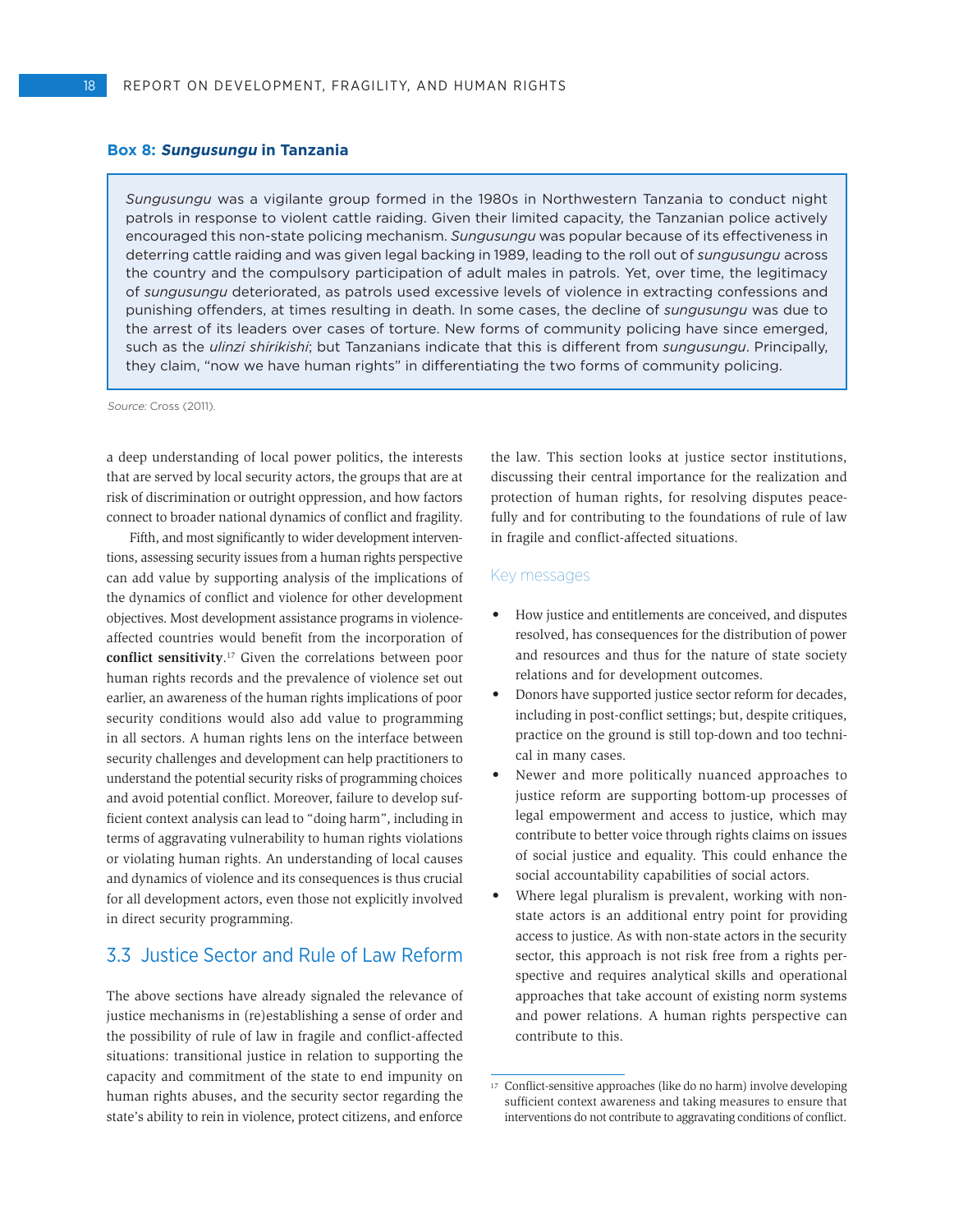**Box 8: *Sungusungu* in Tanzania**

*Sungusungu* was a vigilante group formed in the 1980s in Northwestern Tanzania to conduct night patrols in response to violent cattle raiding. Given their limited capacity, the Tanzanian police actively encouraged this non-state policing mechanism. *Sungusungu* was popular because of its effectiveness in deterring cattle raiding and was given legal backing in 1989, leading to the roll out of *sungusungu* across the country and the compulsory participation of adult males in patrols. Yet, over time, the legitimacy of *sungusungu* deteriorated, as patrols used excessive levels of violence in extracting confessions and punishing offenders, at times resulting in death. In some cases, the decline of *sungusungu* was due to the arrest of its leaders over cases of torture. New forms of community policing have since emerged, such as the *ulinzi shirikishi*; but Tanzanians indicate that this is different from *sungusungu*. Principally, they claim, "now we have human rights" in differentiating the two forms of community policing.

*Source:* Cross (2011).

a deep understanding of local power politics, the interests that are served by local security actors, the groups that are at risk of discrimination or outright oppression, and how factors connect to broader national dynamics of conflict and fragility.

Fifth, and most significantly to wider development interventions, assessing security issues from a human rights perspective can add value by supporting analysis of the implications of the dynamics of conflict and violence for other development objectives. Most development assistance programs in violence-affected countries would benefit from the incorporation of **conflict sensitivity**.[17] Given the correlations between poor human rights records and the prevalence of violence set out earlier, an awareness of the human rights implications of poor security conditions would also add value to programming in all sectors. A human rights lens on the interface between security challenges and development can help practitioners to understand the potential security risks of programming choices and avoid potential conflict. Moreover, failure to develop sufficient context analysis can lead to "doing harm", including in terms of aggravating vulnerability to human rights violations or violating human rights. An understanding of local causes and dynamics of violence and its consequences is thus crucial for all development actors, even those not explicitly involved in direct security programming.

## 3.3 Justice Sector and Rule of Law Reform

The above sections have already signaled the relevance of justice mechanisms in (re)establishing a sense of order and the possibility of rule of law in fragile and conflict-affected situations: transitional justice in relation to supporting the capacity and commitment of the state to end impunity on human rights abuses, and the security sector regarding the state's ability to rein in violence, protect citizens, and enforce the law. This section looks at justice sector institutions, discussing their central importance for the realization and protection of human rights, for resolving disputes peacefully and for contributing to the foundations of rule of law in fragile and conflict-affected situations.

### Key messages

- How justice and entitlements are conceived, and disputes resolved, has consequences for the distribution of power and resources and thus for the nature of state society relations and for development outcomes.
- Donors have supported justice sector reform for decades, including in post-conflict settings; but, despite critiques, practice on the ground is still top-down and too technical in many cases.
- Newer and more politically nuanced approaches to justice reform are supporting bottom-up processes of legal empowerment and access to justice, which may contribute to better voice through rights claims on issues of social justice and equality. This could enhance the social accountability capabilities of social actors.
- Where legal pluralism is prevalent, working with non-state actors is an additional entry point for providing access to justice. As with non-state actors in the security sector, this approach is not risk free from a rights perspective and requires analytical skills and operational approaches that take account of existing norm systems and power relations. A human rights perspective can contribute to this.

[17] Conflict-sensitive approaches (like do no harm) involve developing sufficient context awareness and taking measures to ensure that interventions do not contribute to aggravating conditions of conflict.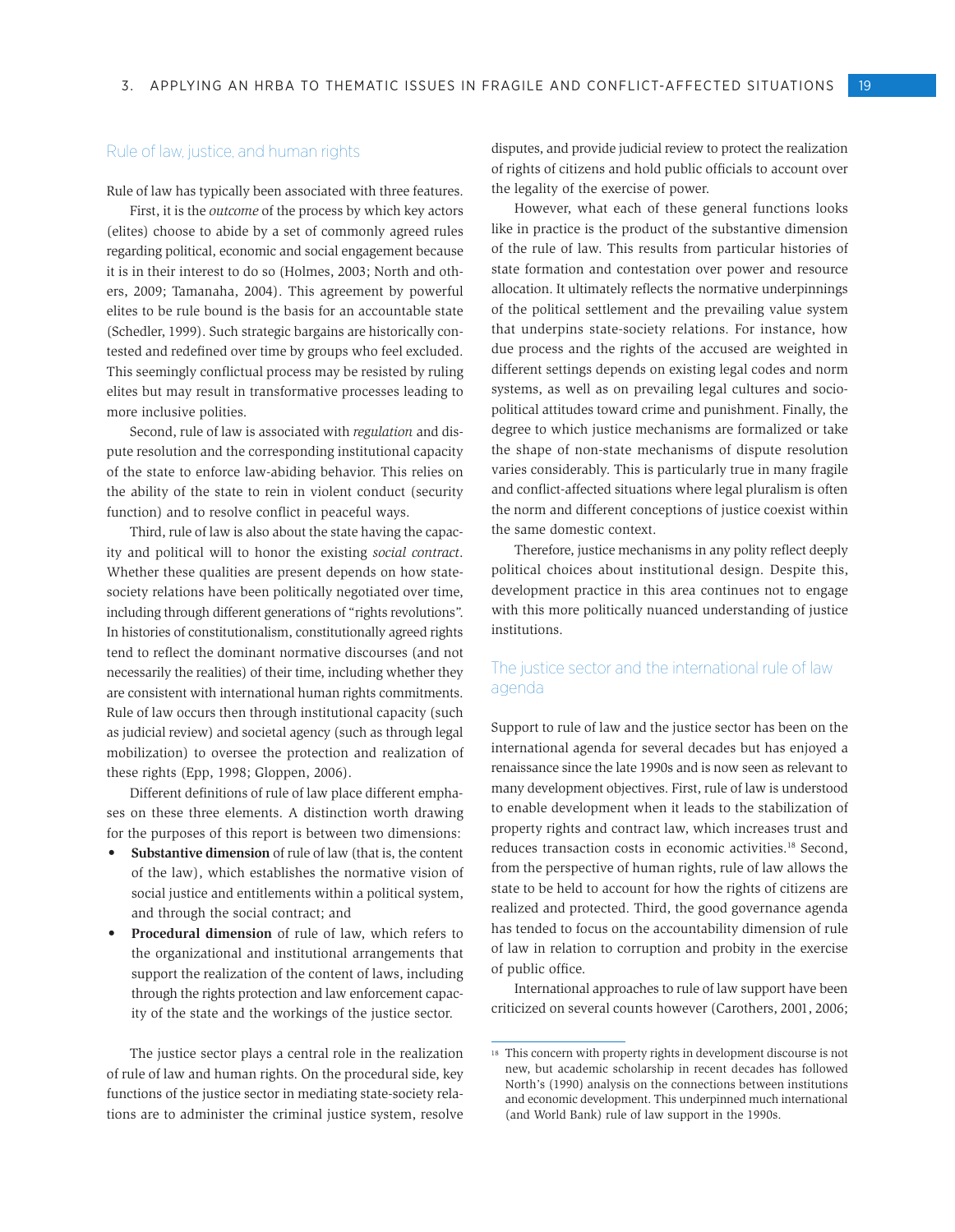## Rule of law, justice, and human rights

Rule of law has typically been associated with three features.

First, it is the *outcome* of the process by which key actors (elites) choose to abide by a set of commonly agreed rules regarding political, economic and social engagement because it is in their interest to do so (Holmes, 2003; North and others, 2009; Tamanaha, 2004). This agreement by powerful elites to be rule bound is the basis for an accountable state (Schedler, 1999). Such strategic bargains are historically contested and redefined over time by groups who feel excluded. This seemingly conflictual process may be resisted by ruling elites but may result in transformative processes leading to more inclusive polities.

Second, rule of law is associated with *regulation* and dispute resolution and the corresponding institutional capacity of the state to enforce law-abiding behavior. This relies on the ability of the state to rein in violent conduct (security function) and to resolve conflict in peaceful ways.

Third, rule of law is also about the state having the capacity and political will to honor the existing *social contract*. Whether these qualities are present depends on how state-society relations have been politically negotiated over time, including through different generations of "rights revolutions". In histories of constitutionalism, constitutionally agreed rights tend to reflect the dominant normative discourses (and not necessarily the realities) of their time, including whether they are consistent with international human rights commitments. Rule of law occurs then through institutional capacity (such as judicial review) and societal agency (such as through legal mobilization) to oversee the protection and realization of these rights (Epp, 1998; Gloppen, 2006).

Different definitions of rule of law place different emphases on these three elements. A distinction worth drawing for the purposes of this report is between two dimensions:

- **Substantive dimension** of rule of law (that is, the content of the law), which establishes the normative vision of social justice and entitlements within a political system, and through the social contract; and
- **Procedural dimension** of rule of law, which refers to the organizational and institutional arrangements that support the realization of the content of laws, including through the rights protection and law enforcement capacity of the state and the workings of the justice sector.

The justice sector plays a central role in the realization of rule of law and human rights. On the procedural side, key functions of the justice sector in mediating state-society relations are to administer the criminal justice system, resolve disputes, and provide judicial review to protect the realization of rights of citizens and hold public officials to account over the legality of the exercise of power.

However, what each of these general functions looks like in practice is the product of the substantive dimension of the rule of law. This results from particular histories of state formation and contestation over power and resource allocation. It ultimately reflects the normative underpinnings of the political settlement and the prevailing value system that underpins state-society relations. For instance, how due process and the rights of the accused are weighted in different settings depends on existing legal codes and norm systems, as well as on prevailing legal cultures and socio-political attitudes toward crime and punishment. Finally, the degree to which justice mechanisms are formalized or take the shape of non-state mechanisms of dispute resolution varies considerably. This is particularly true in many fragile and conflict-affected situations where legal pluralism is often the norm and different conceptions of justice coexist within the same domestic context.

Therefore, justice mechanisms in any polity reflect deeply political choices about institutional design. Despite this, development practice in this area continues not to engage with this more politically nuanced understanding of justice institutions.

## The justice sector and the international rule of law agenda

Support to rule of law and the justice sector has been on the international agenda for several decades but has enjoyed a renaissance since the late 1990s and is now seen as relevant to many development objectives. First, rule of law is understood to enable development when it leads to the stabilization of property rights and contract law, which increases trust and reduces transaction costs in economic activities.[18] Second, from the perspective of human rights, rule of law allows the state to be held to account for how the rights of citizens are realized and protected. Third, the good governance agenda has tended to focus on the accountability dimension of rule of law in relation to corruption and probity in the exercise of public office.

International approaches to rule of law support have been criticized on several counts however (Carothers, 2001, 2006;

[18] This concern with property rights in development discourse is not new, but academic scholarship in recent decades has followed North's (1990) analysis on the connections between institutions and economic development. This underpinned much international (and World Bank) rule of law support in the 1990s.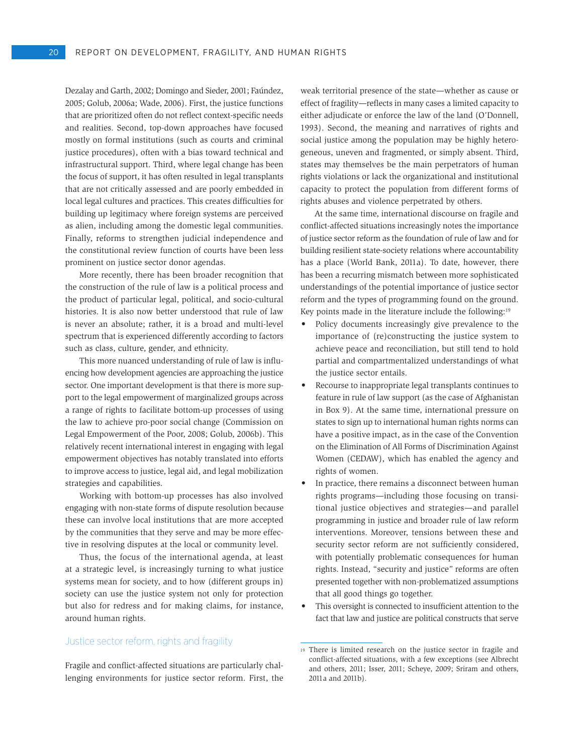Dezalay and Garth, 2002; Domingo and Sieder, 2001; Faúndez, 2005; Golub, 2006a; Wade, 2006). First, the justice functions that are prioritized often do not reflect context-specific needs and realities. Second, top-down approaches have focused mostly on formal institutions (such as courts and criminal justice procedures), often with a bias toward technical and infrastructural support. Third, where legal change has been the focus of support, it has often resulted in legal transplants that are not critically assessed and are poorly embedded in local legal cultures and practices. This creates difficulties for building up legitimacy where foreign systems are perceived as alien, including among the domestic legal communities. Finally, reforms to strengthen judicial independence and the constitutional review function of courts have been less prominent on justice sector donor agendas.

More recently, there has been broader recognition that the construction of the rule of law is a political process and the product of particular legal, political, and socio-cultural histories. It is also now better understood that rule of law is never an absolute; rather, it is a broad and multi-level spectrum that is experienced differently according to factors such as class, culture, gender, and ethnicity.

This more nuanced understanding of rule of law is influencing how development agencies are approaching the justice sector. One important development is that there is more support to the legal empowerment of marginalized groups across a range of rights to facilitate bottom-up processes of using the law to achieve pro-poor social change (Commission on Legal Empowerment of the Poor, 2008; Golub, 2006b). This relatively recent international interest in engaging with legal empowerment objectives has notably translated into efforts to improve access to justice, legal aid, and legal mobilization strategies and capabilities.

Working with bottom-up processes has also involved engaging with non-state forms of dispute resolution because these can involve local institutions that are more accepted by the communities that they serve and may be more effective in resolving disputes at the local or community level.

Thus, the focus of the international agenda, at least at a strategic level, is increasingly turning to what justice systems mean for society, and to how (different groups in) society can use the justice system not only for protection but also for redress and for making claims, for instance, around human rights.

### Justice sector reform, rights and fragility

Fragile and conflict-affected situations are particularly challenging environments for justice sector reform. First, the weak territorial presence of the state—whether as cause or effect of fragility—reflects in many cases a limited capacity to either adjudicate or enforce the law of the land (O'Donnell, 1993). Second, the meaning and narratives of rights and social justice among the population may be highly heterogeneous, uneven and fragmented, or simply absent. Third, states may themselves be the main perpetrators of human rights violations or lack the organizational and institutional capacity to protect the population from different forms of rights abuses and violence perpetrated by others.

At the same time, international discourse on fragile and conflict-affected situations increasingly notes the importance of justice sector reform as the foundation of rule of law and for building resilient state-society relations where accountability has a place (World Bank, 2011a). To date, however, there has been a recurring mismatch between more sophisticated understandings of the potential importance of justice sector reform and the types of programming found on the ground. Key points made in the literature include the following:[19]

- Policy documents increasingly give prevalence to the importance of (re)constructing the justice system to achieve peace and reconciliation, but still tend to hold partial and compartmentalized understandings of what the justice sector entails.
- Recourse to inappropriate legal transplants continues to feature in rule of law support (as the case of Afghanistan in Box 9). At the same time, international pressure on states to sign up to international human rights norms can have a positive impact, as in the case of the Convention on the Elimination of All Forms of Discrimination Against Women (CEDAW), which has enabled the agency and rights of women.
- In practice, there remains a disconnect between human rights programs—including those focusing on transitional justice objectives and strategies—and parallel programming in justice and broader rule of law reform interventions. Moreover, tensions between these and security sector reform are not sufficiently considered, with potentially problematic consequences for human rights. Instead, "security and justice" reforms are often presented together with non-problematized assumptions that all good things go together.
- This oversight is connected to insufficient attention to the fact that law and justice are political constructs that serve

[19] There is limited research on the justice sector in fragile and conflict-affected situations, with a few exceptions (see Albrecht and others, 2011; Isser, 2011; Scheye, 2009; Sriram and others, 2011a and 2011b).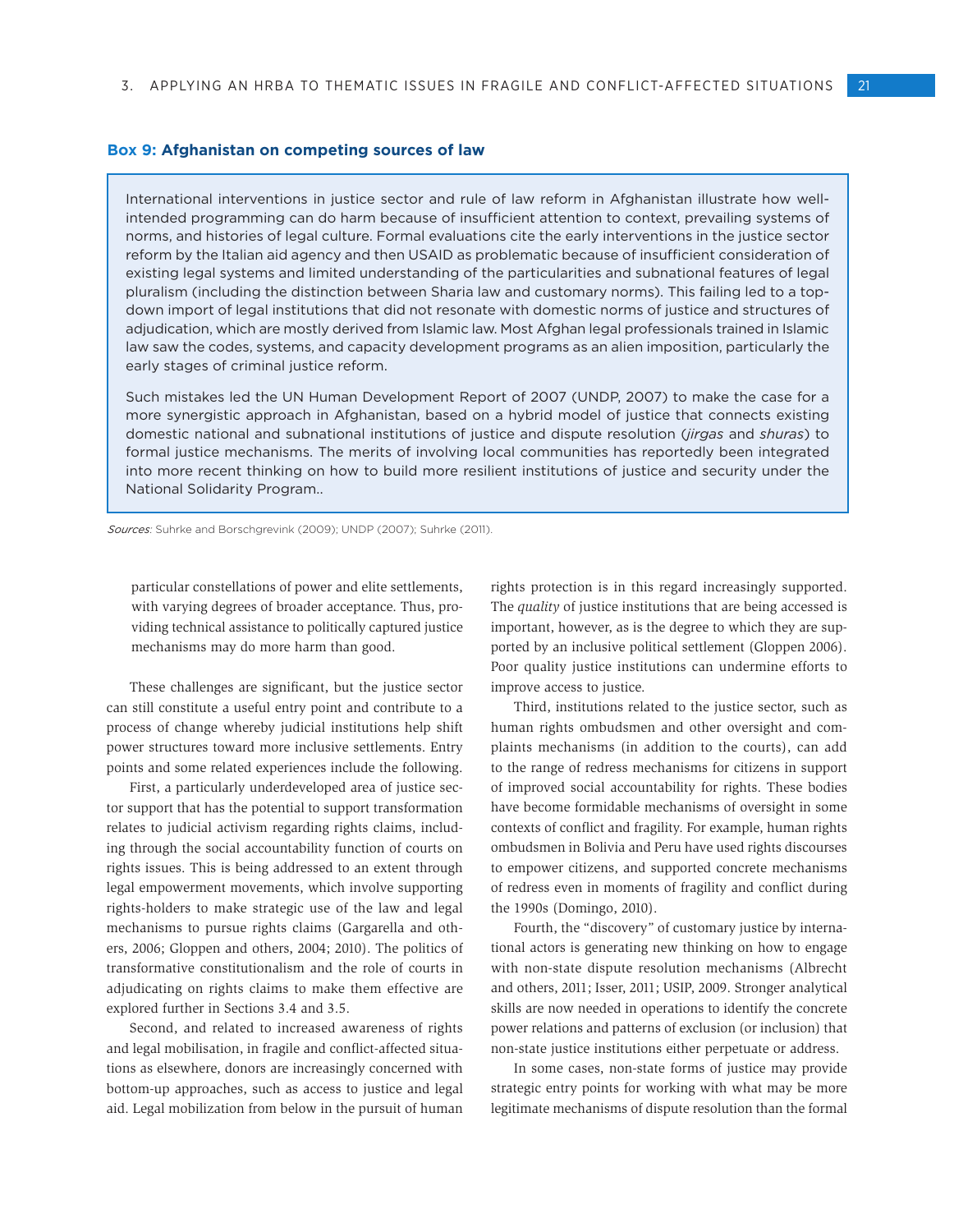### Box 9: Afghanistan on competing sources of law

International interventions in justice sector and rule of law reform in Afghanistan illustrate how well-intended programming can do harm because of insufficient attention to context, prevailing systems of norms, and histories of legal culture. Formal evaluations cite the early interventions in the justice sector reform by the Italian aid agency and then USAID as problematic because of insufficient consideration of existing legal systems and limited understanding of the particularities and subnational features of legal pluralism (including the distinction between Sharia law and customary norms). This failing led to a top-down import of legal institutions that did not resonate with domestic norms of justice and structures of adjudication, which are mostly derived from Islamic law. Most Afghan legal professionals trained in Islamic law saw the codes, systems, and capacity development programs as an alien imposition, particularly the early stages of criminal justice reform.

Such mistakes led the UN Human Development Report of 2007 (UNDP, 2007) to make the case for a more synergistic approach in Afghanistan, based on a hybrid model of justice that connects existing domestic national and subnational institutions of justice and dispute resolution (*jirgas* and *shuras*) to formal justice mechanisms. The merits of involving local communities has reportedly been integrated into more recent thinking on how to build more resilient institutions of justice and security under the National Solidarity Program..

*Sources*: Suhrke and Borschgrevink (2009); UNDP (2007); Suhrke (2011).

particular constellations of power and elite settlements, with varying degrees of broader acceptance. Thus, providing technical assistance to politically captured justice mechanisms may do more harm than good.

These challenges are significant, but the justice sector can still constitute a useful entry point and contribute to a process of change whereby judicial institutions help shift power structures toward more inclusive settlements. Entry points and some related experiences include the following.

First, a particularly underdeveloped area of justice sector support that has the potential to support transformation relates to judicial activism regarding rights claims, including through the social accountability function of courts on rights issues. This is being addressed to an extent through legal empowerment movements, which involve supporting rights-holders to make strategic use of the law and legal mechanisms to pursue rights claims (Gargarella and others, 2006; Gloppen and others, 2004; 2010). The politics of transformative constitutionalism and the role of courts in adjudicating on rights claims to make them effective are explored further in Sections 3.4 and 3.5.

Second, and related to increased awareness of rights and legal mobilisation, in fragile and conflict-affected situations as elsewhere, donors are increasingly concerned with bottom-up approaches, such as access to justice and legal aid. Legal mobilization from below in the pursuit of human rights protection is in this regard increasingly supported. The *quality* of justice institutions that are being accessed is important, however, as is the degree to which they are supported by an inclusive political settlement (Gloppen 2006). Poor quality justice institutions can undermine efforts to improve access to justice.

Third, institutions related to the justice sector, such as human rights ombudsmen and other oversight and complaints mechanisms (in addition to the courts), can add to the range of redress mechanisms for citizens in support of improved social accountability for rights. These bodies have become formidable mechanisms of oversight in some contexts of conflict and fragility. For example, human rights ombudsmen in Bolivia and Peru have used rights discourses to empower citizens, and supported concrete mechanisms of redress even in moments of fragility and conflict during the 1990s (Domingo, 2010).

Fourth, the "discovery" of customary justice by international actors is generating new thinking on how to engage with non-state dispute resolution mechanisms (Albrecht and others, 2011; Isser, 2011; USIP, 2009. Stronger analytical skills are now needed in operations to identify the concrete power relations and patterns of exclusion (or inclusion) that non-state justice institutions either perpetuate or address.

In some cases, non-state forms of justice may provide strategic entry points for working with what may be more legitimate mechanisms of dispute resolution than the formal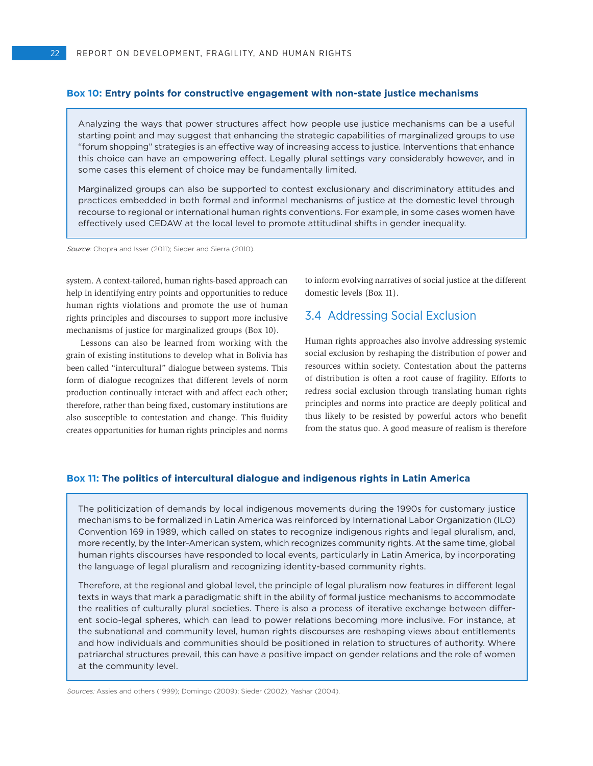**Box 10: Entry points for constructive engagement with non-state justice mechanisms**

Analyzing the ways that power structures affect how people use justice mechanisms can be a useful starting point and may suggest that enhancing the strategic capabilities of marginalized groups to use "forum shopping" strategies is an effective way of increasing access to justice. Interventions that enhance this choice can have an empowering effect. Legally plural settings vary considerably however, and in some cases this element of choice may be fundamentally limited.

Marginalized groups can also be supported to contest exclusionary and discriminatory attitudes and practices embedded in both formal and informal mechanisms of justice at the domestic level through recourse to regional or international human rights conventions. For example, in some cases women have effectively used CEDAW at the local level to promote attitudinal shifts in gender inequality.

*Source:* Chopra and Isser (2011); Sieder and Sierra (2010).

system. A context-tailored, human rights-based approach can help in identifying entry points and opportunities to reduce human rights violations and promote the use of human rights principles and discourses to support more inclusive mechanisms of justice for marginalized groups (Box 10).

Lessons can also be learned from working with the grain of existing institutions to develop what in Bolivia has been called "intercultural" dialogue between systems. This form of dialogue recognizes that different levels of norm production continually interact with and affect each other; therefore, rather than being fixed, customary institutions are also susceptible to contestation and change. This fluidity creates opportunities for human rights principles and norms to inform evolving narratives of social justice at the different domestic levels (Box 11).

## 3.4 Addressing Social Exclusion

Human rights approaches also involve addressing systemic social exclusion by reshaping the distribution of power and resources within society. Contestation about the patterns of distribution is often a root cause of fragility. Efforts to redress social exclusion through translating human rights principles and norms into practice are deeply political and thus likely to be resisted by powerful actors who benefit from the status quo. A good measure of realism is therefore

**Box 11: The politics of intercultural dialogue and indigenous rights in Latin America**

The politicization of demands by local indigenous movements during the 1990s for customary justice mechanisms to be formalized in Latin America was reinforced by International Labor Organization (ILO) Convention 169 in 1989, which called on states to recognize indigenous rights and legal pluralism, and, more recently, by the Inter-American system, which recognizes community rights. At the same time, global human rights discourses have responded to local events, particularly in Latin America, by incorporating the language of legal pluralism and recognizing identity-based community rights.

Therefore, at the regional and global level, the principle of legal pluralism now features in different legal texts in ways that mark a paradigmatic shift in the ability of formal justice mechanisms to accommodate the realities of culturally plural societies. There is also a process of iterative exchange between different socio-legal spheres, which can lead to power relations becoming more inclusive. For instance, at the subnational and community level, human rights discourses are reshaping views about entitlements and how individuals and communities should be positioned in relation to structures of authority. Where patriarchal structures prevail, this can have a positive impact on gender relations and the role of women at the community level.

*Sources:* Assies and others (1999); Domingo (2009); Sieder (2002); Yashar (2004).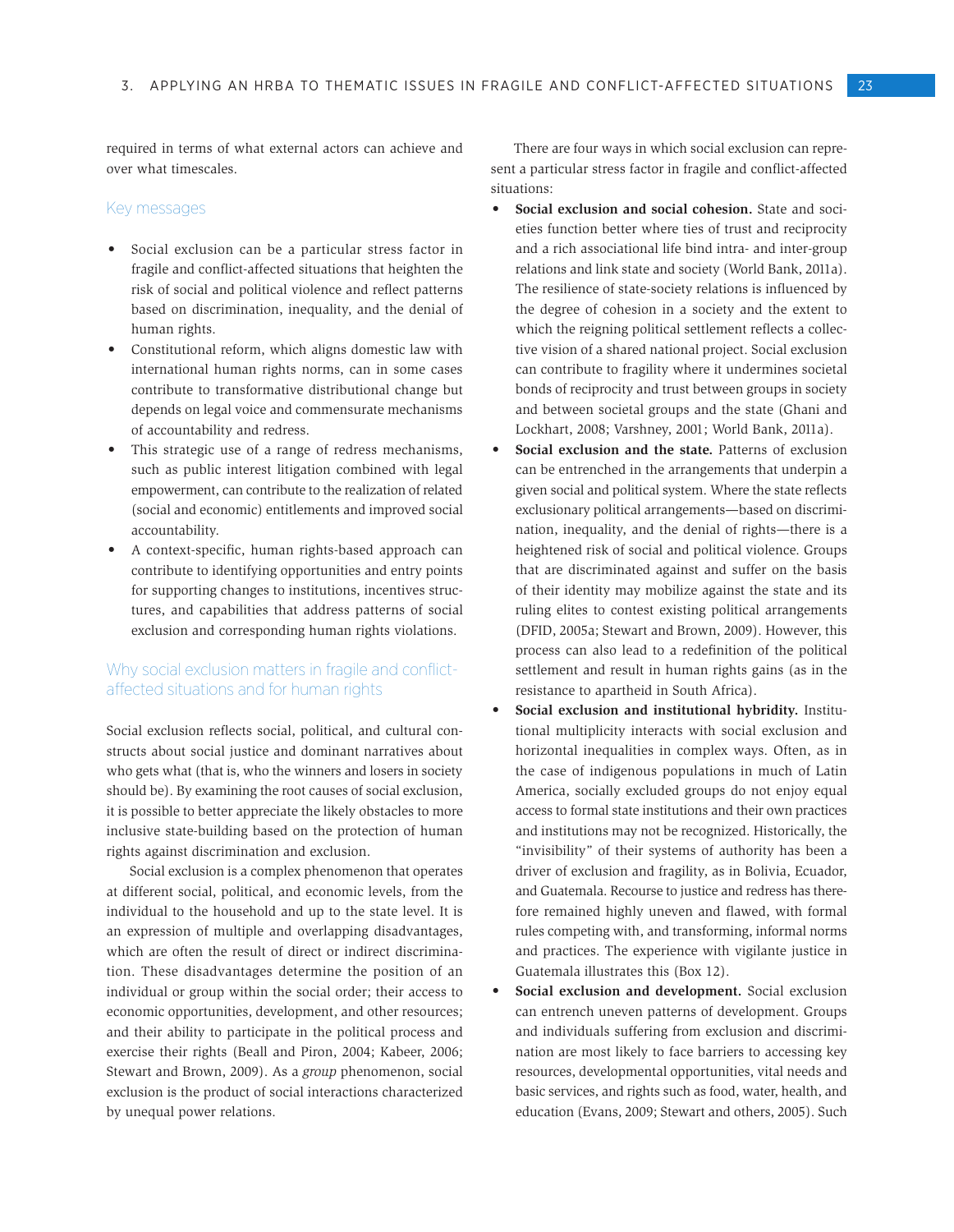required in terms of what external actors can achieve and over what timescales.

### Key messages

- Social exclusion can be a particular stress factor in fragile and conflict-affected situations that heighten the risk of social and political violence and reflect patterns based on discrimination, inequality, and the denial of human rights.
- Constitutional reform, which aligns domestic law with international human rights norms, can in some cases contribute to transformative distributional change but depends on legal voice and commensurate mechanisms of accountability and redress.
- This strategic use of a range of redress mechanisms, such as public interest litigation combined with legal empowerment, can contribute to the realization of related (social and economic) entitlements and improved social accountability.
- A context-specific, human rights-based approach can contribute to identifying opportunities and entry points for supporting changes to institutions, incentives structures, and capabilities that address patterns of social exclusion and corresponding human rights violations.

### Why social exclusion matters in fragile and conflict-affected situations and for human rights

Social exclusion reflects social, political, and cultural constructs about social justice and dominant narratives about who gets what (that is, who the winners and losers in society should be). By examining the root causes of social exclusion, it is possible to better appreciate the likely obstacles to more inclusive state-building based on the protection of human rights against discrimination and exclusion.

Social exclusion is a complex phenomenon that operates at different social, political, and economic levels, from the individual to the household and up to the state level. It is an expression of multiple and overlapping disadvantages, which are often the result of direct or indirect discrimination. These disadvantages determine the position of an individual or group within the social order; their access to economic opportunities, development, and other resources; and their ability to participate in the political process and exercise their rights (Beall and Piron, 2004; Kabeer, 2006; Stewart and Brown, 2009). As a *group* phenomenon, social exclusion is the product of social interactions characterized by unequal power relations.

There are four ways in which social exclusion can represent a particular stress factor in fragile and conflict-affected situations:

- **Social exclusion and social cohesion.** State and societies function better where ties of trust and reciprocity and a rich associational life bind intra- and inter-group relations and link state and society (World Bank, 2011a). The resilience of state-society relations is influenced by the degree of cohesion in a society and the extent to which the reigning political settlement reflects a collective vision of a shared national project. Social exclusion can contribute to fragility where it undermines societal bonds of reciprocity and trust between groups in society and between societal groups and the state (Ghani and Lockhart, 2008; Varshney, 2001; World Bank, 2011a).
- **Social exclusion and the state.** Patterns of exclusion can be entrenched in the arrangements that underpin a given social and political system. Where the state reflects exclusionary political arrangements—based on discrimination, inequality, and the denial of rights—there is a heightened risk of social and political violence. Groups that are discriminated against and suffer on the basis of their identity may mobilize against the state and its ruling elites to contest existing political arrangements (DFID, 2005a; Stewart and Brown, 2009). However, this process can also lead to a redefinition of the political settlement and result in human rights gains (as in the resistance to apartheid in South Africa).
- **Social exclusion and institutional hybridity.** Institutional multiplicity interacts with social exclusion and horizontal inequalities in complex ways. Often, as in the case of indigenous populations in much of Latin America, socially excluded groups do not enjoy equal access to formal state institutions and their own practices and institutions may not be recognized. Historically, the "invisibility" of their systems of authority has been a driver of exclusion and fragility, as in Bolivia, Ecuador, and Guatemala. Recourse to justice and redress has therefore remained highly uneven and flawed, with formal rules competing with, and transforming, informal norms and practices. The experience with vigilante justice in Guatemala illustrates this (Box 12).
- **Social exclusion and development.** Social exclusion can entrench uneven patterns of development. Groups and individuals suffering from exclusion and discrimination are most likely to face barriers to accessing key resources, developmental opportunities, vital needs and basic services, and rights such as food, water, health, and education (Evans, 2009; Stewart and others, 2005). Such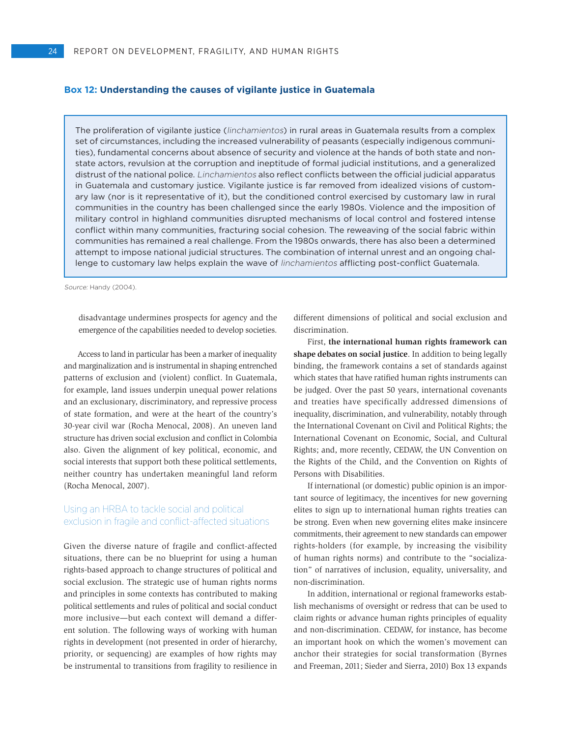**Box 12: Understanding the causes of vigilante justice in Guatemala**

> The proliferation of vigilante justice (*linchamientos*) in rural areas in Guatemala results from a complex set of circumstances, including the increased vulnerability of peasants (especially indigenous communities), fundamental concerns about absence of security and violence at the hands of both state and non-state actors, revulsion at the corruption and ineptitude of formal judicial institutions, and a generalized distrust of the national police. *Linchamientos* also reflect conflicts between the official judicial apparatus in Guatemala and customary justice. Vigilante justice is far removed from idealized visions of customary law (nor is it representative of it), but the conditioned control exercised by customary law in rural communities in the country has been challenged since the early 1980s. Violence and the imposition of military control in highland communities disrupted mechanisms of local control and fostered intense conflict within many communities, fracturing social cohesion. The reweaving of the social fabric within communities has remained a real challenge. From the 1980s onwards, there has also been a determined attempt to impose national judicial structures. The combination of internal unrest and an ongoing challenge to customary law helps explain the wave of *linchamientos* afflicting post-conflict Guatemala.

*Source:* Handy (2004).

disadvantage undermines prospects for agency and the emergence of the capabilities needed to develop societies.

Access to land in particular has been a marker of inequality and marginalization and is instrumental in shaping entrenched patterns of exclusion and (violent) conflict. In Guatemala, for example, land issues underpin unequal power relations and an exclusionary, discriminatory, and repressive process of state formation, and were at the heart of the country's 30-year civil war (Rocha Menocal, 2008). An uneven land structure has driven social exclusion and conflict in Colombia also. Given the alignment of key political, economic, and social interests that support both these political settlements, neither country has undertaken meaningful land reform (Rocha Menocal, 2007).

### Using an HRBA to tackle social and political exclusion in fragile and conflict-affected situations

Given the diverse nature of fragile and conflict-affected situations, there can be no blueprint for using a human rights-based approach to change structures of political and social exclusion. The strategic use of human rights norms and principles in some contexts has contributed to making political settlements and rules of political and social conduct more inclusive—but each context will demand a different solution. The following ways of working with human rights in development (not presented in order of hierarchy, priority, or sequencing) are examples of how rights may be instrumental to transitions from fragility to resilience in different dimensions of political and social exclusion and discrimination.

First, **the international human rights framework can shape debates on social justice**. In addition to being legally binding, the framework contains a set of standards against which states that have ratified human rights instruments can be judged. Over the past 50 years, international covenants and treaties have specifically addressed dimensions of inequality, discrimination, and vulnerability, notably through the International Covenant on Civil and Political Rights; the International Covenant on Economic, Social, and Cultural Rights; and, more recently, CEDAW, the UN Convention on the Rights of the Child, and the Convention on Rights of Persons with Disabilities.

If international (or domestic) public opinion is an important source of legitimacy, the incentives for new governing elites to sign up to international human rights treaties can be strong. Even when new governing elites make insincere commitments, their agreement to new standards can empower rights-holders (for example, by increasing the visibility of human rights norms) and contribute to the "socialization" of narratives of inclusion, equality, universality, and non-discrimination.

In addition, international or regional frameworks establish mechanisms of oversight or redress that can be used to claim rights or advance human rights principles of equality and non-discrimination. CEDAW, for instance, has become an important hook on which the women's movement can anchor their strategies for social transformation (Byrnes and Freeman, 2011; Sieder and Sierra, 2010) Box 13 expands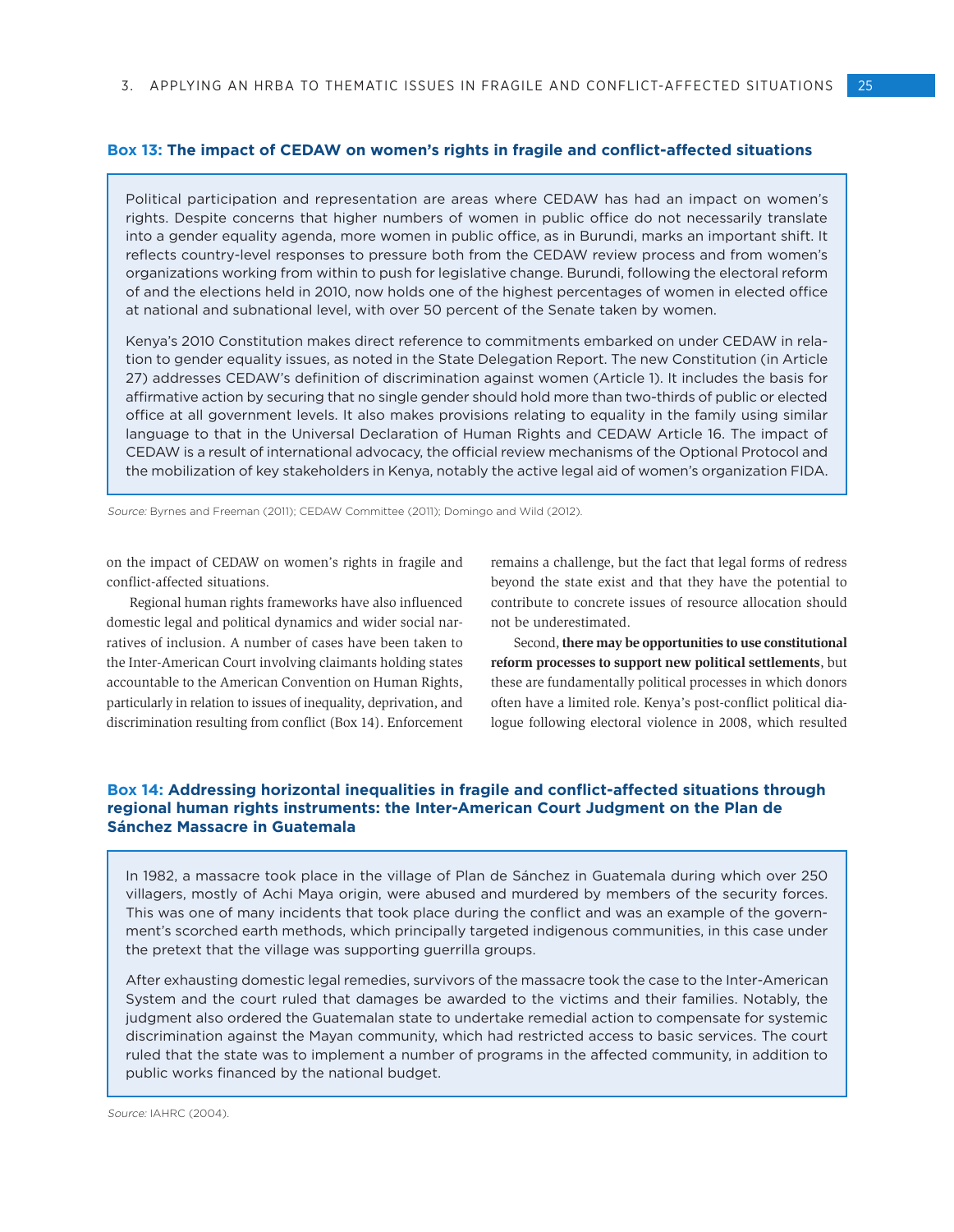**Box 13: The impact of CEDAW on women's rights in fragile and conflict-affected situations**

Political participation and representation are areas where CEDAW has had an impact on women's rights. Despite concerns that higher numbers of women in public office do not necessarily translate into a gender equality agenda, more women in public office, as in Burundi, marks an important shift. It reflects country-level responses to pressure both from the CEDAW review process and from women's organizations working from within to push for legislative change. Burundi, following the electoral reform of and the elections held in 2010, now holds one of the highest percentages of women in elected office at national and subnational level, with over 50 percent of the Senate taken by women.

Kenya's 2010 Constitution makes direct reference to commitments embarked on under CEDAW in relation to gender equality issues, as noted in the State Delegation Report. The new Constitution (in Article 27) addresses CEDAW's definition of discrimination against women (Article 1). It includes the basis for affirmative action by securing that no single gender should hold more than two-thirds of public or elected office at all government levels. It also makes provisions relating to equality in the family using similar language to that in the Universal Declaration of Human Rights and CEDAW Article 16. The impact of CEDAW is a result of international advocacy, the official review mechanisms of the Optional Protocol and the mobilization of key stakeholders in Kenya, notably the active legal aid of women's organization FIDA.

*Source:* Byrnes and Freeman (2011); CEDAW Committee (2011); Domingo and Wild (2012).

on the impact of CEDAW on women's rights in fragile and conflict-affected situations.

Regional human rights frameworks have also influenced domestic legal and political dynamics and wider social narratives of inclusion. A number of cases have been taken to the Inter-American Court involving claimants holding states accountable to the American Convention on Human Rights, particularly in relation to issues of inequality, deprivation, and discrimination resulting from conflict (Box 14). Enforcement remains a challenge, but the fact that legal forms of redress beyond the state exist and that they have the potential to contribute to concrete issues of resource allocation should not be underestimated.

Second, **there may be opportunities to use constitutional reform processes to support new political settlements**, but these are fundamentally political processes in which donors often have a limited role. Kenya's post-conflict political dialogue following electoral violence in 2008, which resulted

**Box 14: Addressing horizontal inequalities in fragile and conflict-affected situations through regional human rights instruments: the Inter-American Court Judgment on the Plan de Sánchez Massacre in Guatemala**

In 1982, a massacre took place in the village of Plan de Sánchez in Guatemala during which over 250 villagers, mostly of Achi Maya origin, were abused and murdered by members of the security forces. This was one of many incidents that took place during the conflict and was an example of the government's scorched earth methods, which principally targeted indigenous communities, in this case under the pretext that the village was supporting guerrilla groups.

After exhausting domestic legal remedies, survivors of the massacre took the case to the Inter-American System and the court ruled that damages be awarded to the victims and their families. Notably, the judgment also ordered the Guatemalan state to undertake remedial action to compensate for systemic discrimination against the Mayan community, which had restricted access to basic services. The court ruled that the state was to implement a number of programs in the affected community, in addition to public works financed by the national budget.

*Source:* IAHRC (2004).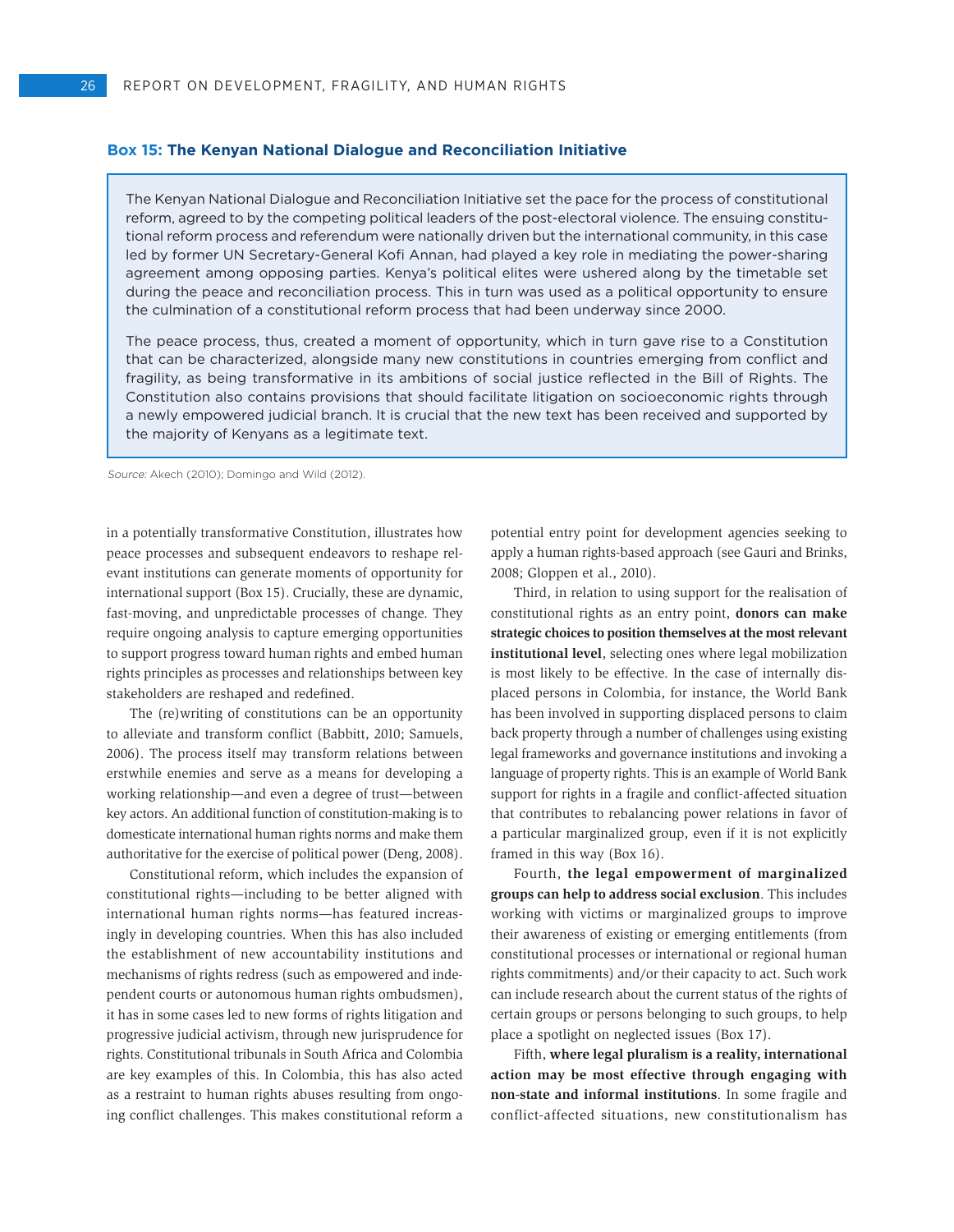**Box 15: The Kenyan National Dialogue and Reconciliation Initiative**

> The Kenyan National Dialogue and Reconciliation Initiative set the pace for the process of constitutional reform, agreed to by the competing political leaders of the post-electoral violence. The ensuing constitutional reform process and referendum were nationally driven but the international community, in this case led by former UN Secretary-General Kofi Annan, had played a key role in mediating the power-sharing agreement among opposing parties. Kenya's political elites were ushered along by the timetable set during the peace and reconciliation process. This in turn was used as a political opportunity to ensure the culmination of a constitutional reform process that had been underway since 2000.
>
> The peace process, thus, created a moment of opportunity, which in turn gave rise to a Constitution that can be characterized, alongside many new constitutions in countries emerging from conflict and fragility, as being transformative in its ambitions of social justice reflected in the Bill of Rights. The Constitution also contains provisions that should facilitate litigation on socioeconomic rights through a newly empowered judicial branch. It is crucial that the new text has been received and supported by the majority of Kenyans as a legitimate text.

*Source:* Akech (2010); Domingo and Wild (2012).

in a potentially transformative Constitution, illustrates how peace processes and subsequent endeavors to reshape relevant institutions can generate moments of opportunity for international support (Box 15). Crucially, these are dynamic, fast-moving, and unpredictable processes of change. They require ongoing analysis to capture emerging opportunities to support progress toward human rights and embed human rights principles as processes and relationships between key stakeholders are reshaped and redefined.

The (re)writing of constitutions can be an opportunity to alleviate and transform conflict (Babbitt, 2010; Samuels, 2006). The process itself may transform relations between erstwhile enemies and serve as a means for developing a working relationship—and even a degree of trust—between key actors. An additional function of constitution-making is to domesticate international human rights norms and make them authoritative for the exercise of political power (Deng, 2008).

Constitutional reform, which includes the expansion of constitutional rights—including to be better aligned with international human rights norms—has featured increasingly in developing countries. When this has also included the establishment of new accountability institutions and mechanisms of rights redress (such as empowered and independent courts or autonomous human rights ombudsmen), it has in some cases led to new forms of rights litigation and progressive judicial activism, through new jurisprudence for rights. Constitutional tribunals in South Africa and Colombia are key examples of this. In Colombia, this has also acted as a restraint to human rights abuses resulting from ongoing conflict challenges. This makes constitutional reform a potential entry point for development agencies seeking to apply a human rights-based approach (see Gauri and Brinks, 2008; Gloppen et al., 2010).

Third, in relation to using support for the realisation of constitutional rights as an entry point, **donors can make strategic choices to position themselves at the most relevant institutional level**, selecting ones where legal mobilization is most likely to be effective. In the case of internally displaced persons in Colombia, for instance, the World Bank has been involved in supporting displaced persons to claim back property through a number of challenges using existing legal frameworks and governance institutions and invoking a language of property rights. This is an example of World Bank support for rights in a fragile and conflict-affected situation that contributes to rebalancing power relations in favor of a particular marginalized group, even if it is not explicitly framed in this way (Box 16).

Fourth, **the legal empowerment of marginalized groups can help to address social exclusion**. This includes working with victims or marginalized groups to improve their awareness of existing or emerging entitlements (from constitutional processes or international or regional human rights commitments) and/or their capacity to act. Such work can include research about the current status of the rights of certain groups or persons belonging to such groups, to help place a spotlight on neglected issues (Box 17).

Fifth, **where legal pluralism is a reality, international action may be most effective through engaging with non-state and informal institutions**. In some fragile and conflict-affected situations, new constitutionalism has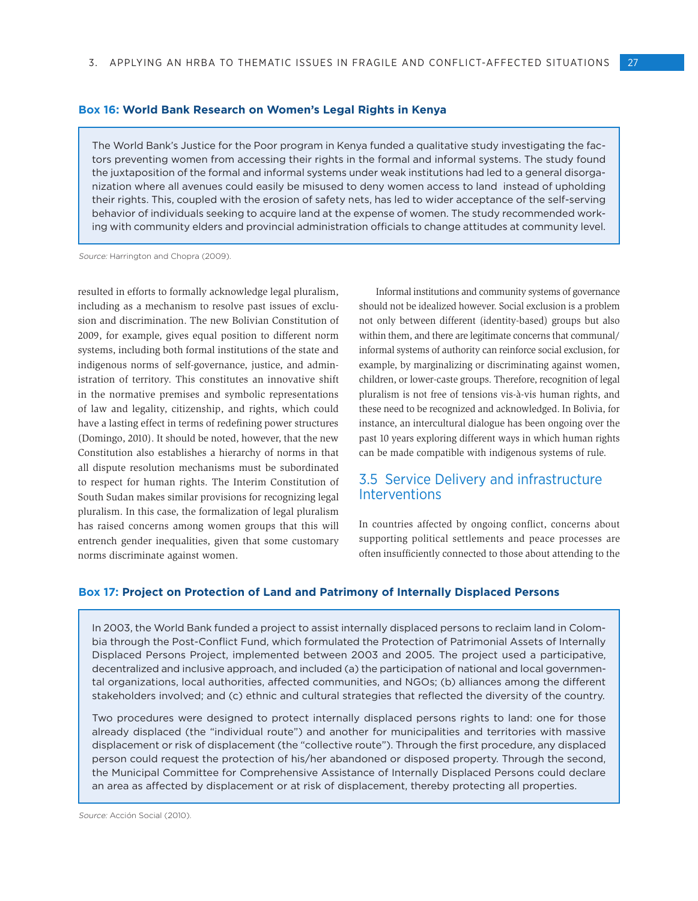**Box 16: World Bank Research on Women's Legal Rights in Kenya**

> The World Bank's Justice for the Poor program in Kenya funded a qualitative study investigating the factors preventing women from accessing their rights in the formal and informal systems. The study found the juxtaposition of the formal and informal systems under weak institutions had led to a general disorganization where all avenues could easily be misused to deny women access to land instead of upholding their rights. This, coupled with the erosion of safety nets, has led to wider acceptance of the self-serving behavior of individuals seeking to acquire land at the expense of women. The study recommended working with community elders and provincial administration officials to change attitudes at community level.

*Source:* Harrington and Chopra (2009).

resulted in efforts to formally acknowledge legal pluralism, including as a mechanism to resolve past issues of exclusion and discrimination. The new Bolivian Constitution of 2009, for example, gives equal position to different norm systems, including both formal institutions of the state and indigenous norms of self-governance, justice, and administration of territory. This constitutes an innovative shift in the normative premises and symbolic representations of law and legality, citizenship, and rights, which could have a lasting effect in terms of redefining power structures (Domingo, 2010). It should be noted, however, that the new Constitution also establishes a hierarchy of norms in that all dispute resolution mechanisms must be subordinated to respect for human rights. The Interim Constitution of South Sudan makes similar provisions for recognizing legal pluralism. In this case, the formalization of legal pluralism has raised concerns among women groups that this will entrench gender inequalities, given that some customary norms discriminate against women.

Informal institutions and community systems of governance should not be idealized however. Social exclusion is a problem not only between different (identity-based) groups but also within them, and there are legitimate concerns that communal/informal systems of authority can reinforce social exclusion, for example, by marginalizing or discriminating against women, children, or lower-caste groups. Therefore, recognition of legal pluralism is not free of tensions vis-à-vis human rights, and these need to be recognized and acknowledged. In Bolivia, for instance, an intercultural dialogue has been ongoing over the past 10 years exploring different ways in which human rights can be made compatible with indigenous systems of rule.

## 3.5 Service Delivery and infrastructure Interventions

In countries affected by ongoing conflict, concerns about supporting political settlements and peace processes are often insufficiently connected to those about attending to the

**Box 17: Project on Protection of Land and Patrimony of Internally Displaced Persons**

> In 2003, the World Bank funded a project to assist internally displaced persons to reclaim land in Colombia through the Post-Conflict Fund, which formulated the Protection of Patrimonial Assets of Internally Displaced Persons Project, implemented between 2003 and 2005. The project used a participative, decentralized and inclusive approach, and included (a) the participation of national and local governmental organizations, local authorities, affected communities, and NGOs; (b) alliances among the different stakeholders involved; and (c) ethnic and cultural strategies that reflected the diversity of the country.
>
> Two procedures were designed to protect internally displaced persons rights to land: one for those already displaced (the "individual route") and another for municipalities and territories with massive displacement or risk of displacement (the "collective route"). Through the first procedure, any displaced person could request the protection of his/her abandoned or disposed property. Through the second, the Municipal Committee for Comprehensive Assistance of Internally Displaced Persons could declare an area as affected by displacement or at risk of displacement, thereby protecting all properties.

*Source:* Acción Social (2010).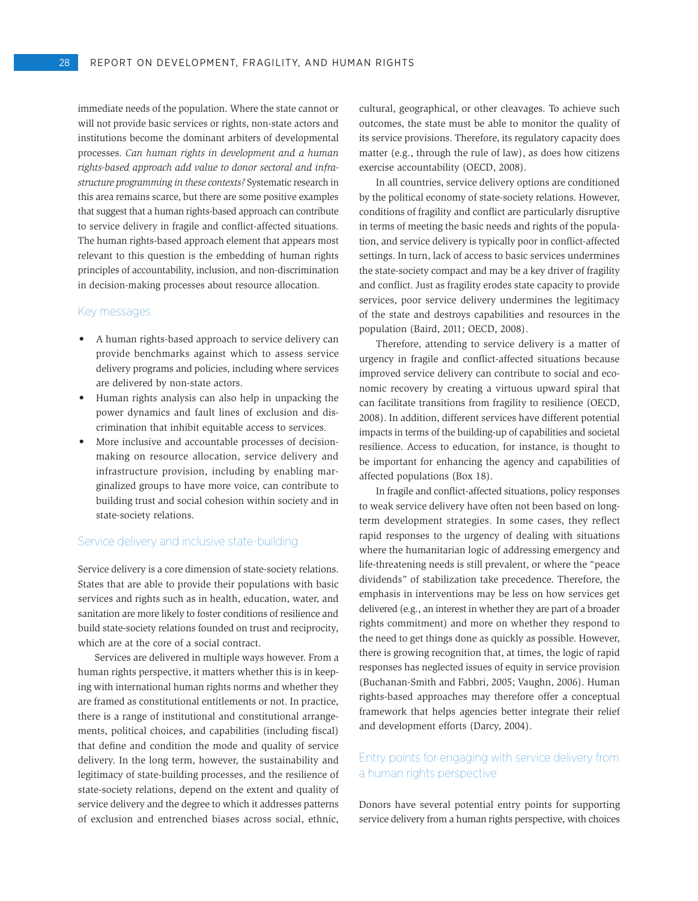immediate needs of the population. Where the state cannot or will not provide basic services or rights, non-state actors and institutions become the dominant arbiters of developmental processes. *Can human rights in development and a human rights-based approach add value to donor sectoral and infrastructure programming in these contexts?* Systematic research in this area remains scarce, but there are some positive examples that suggest that a human rights-based approach can contribute to service delivery in fragile and conflict-affected situations. The human rights-based approach element that appears most relevant to this question is the embedding of human rights principles of accountability, inclusion, and non-discrimination in decision-making processes about resource allocation.

### Key messages

- A human rights-based approach to service delivery can provide benchmarks against which to assess service delivery programs and policies, including where services are delivered by non-state actors.
- Human rights analysis can also help in unpacking the power dynamics and fault lines of exclusion and discrimination that inhibit equitable access to services.
- More inclusive and accountable processes of decision-making on resource allocation, service delivery and infrastructure provision, including by enabling marginalized groups to have more voice, can contribute to building trust and social cohesion within society and in state-society relations.

### Service delivery and inclusive state-building

Service delivery is a core dimension of state-society relations. States that are able to provide their populations with basic services and rights such as in health, education, water, and sanitation are more likely to foster conditions of resilience and build state-society relations founded on trust and reciprocity, which are at the core of a social contract.

Services are delivered in multiple ways however. From a human rights perspective, it matters whether this is in keeping with international human rights norms and whether they are framed as constitutional entitlements or not. In practice, there is a range of institutional and constitutional arrangements, political choices, and capabilities (including fiscal) that define and condition the mode and quality of service delivery. In the long term, however, the sustainability and legitimacy of state-building processes, and the resilience of state-society relations, depend on the extent and quality of service delivery and the degree to which it addresses patterns of exclusion and entrenched biases across social, ethnic, cultural, geographical, or other cleavages. To achieve such outcomes, the state must be able to monitor the quality of its service provisions. Therefore, its regulatory capacity does matter (e.g., through the rule of law), as does how citizens exercise accountability (OECD, 2008).

In all countries, service delivery options are conditioned by the political economy of state-society relations. However, conditions of fragility and conflict are particularly disruptive in terms of meeting the basic needs and rights of the population, and service delivery is typically poor in conflict-affected settings. In turn, lack of access to basic services undermines the state-society compact and may be a key driver of fragility and conflict. Just as fragility erodes state capacity to provide services, poor service delivery undermines the legitimacy of the state and destroys capabilities and resources in the population (Baird, 2011; OECD, 2008).

Therefore, attending to service delivery is a matter of urgency in fragile and conflict-affected situations because improved service delivery can contribute to social and economic recovery by creating a virtuous upward spiral that can facilitate transitions from fragility to resilience (OECD, 2008). In addition, different services have different potential impacts in terms of the building-up of capabilities and societal resilience. Access to education, for instance, is thought to be important for enhancing the agency and capabilities of affected populations (Box 18).

In fragile and conflict-affected situations, policy responses to weak service delivery have often not been based on long-term development strategies. In some cases, they reflect rapid responses to the urgency of dealing with situations where the humanitarian logic of addressing emergency and life-threatening needs is still prevalent, or where the "peace dividends" of stabilization take precedence. Therefore, the emphasis in interventions may be less on how services get delivered (e.g., an interest in whether they are part of a broader rights commitment) and more on whether they respond to the need to get things done as quickly as possible. However, there is growing recognition that, at times, the logic of rapid responses has neglected issues of equity in service provision (Buchanan-Smith and Fabbri, 2005; Vaughn, 2006). Human rights-based approaches may therefore offer a conceptual framework that helps agencies better integrate their relief and development efforts (Darcy, 2004).

### Entry points for engaging with service delivery from a human rights perspective

Donors have several potential entry points for supporting service delivery from a human rights perspective, with choices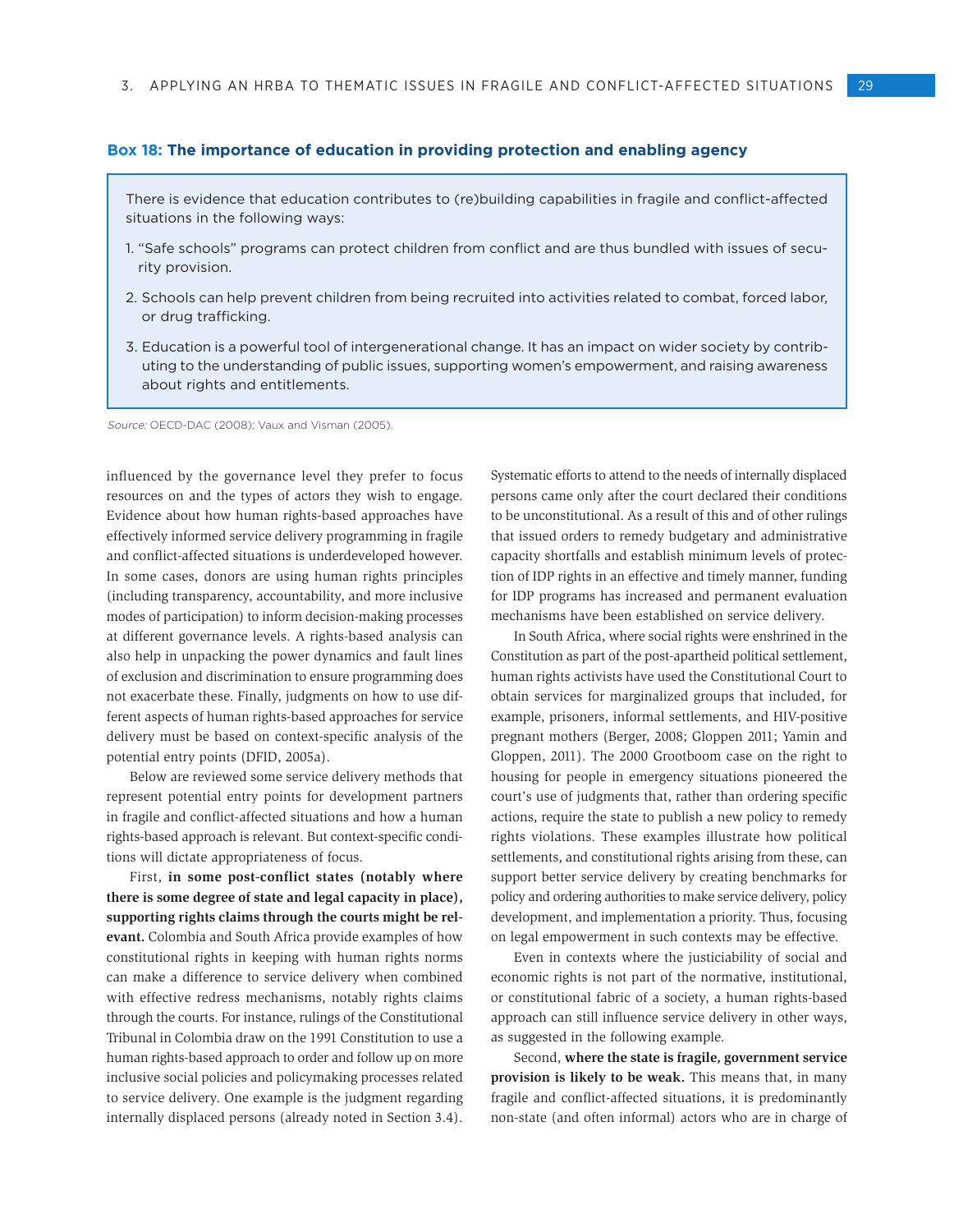### Box 18: The importance of education in providing protection and enabling agency

There is evidence that education contributes to (re)building capabilities in fragile and conflict-affected situations in the following ways:

1. "Safe schools" programs can protect children from conflict and are thus bundled with issues of security provision.
2. Schools can help prevent children from being recruited into activities related to combat, forced labor, or drug trafficking.
3. Education is a powerful tool of intergenerational change. It has an impact on wider society by contributing to the understanding of public issues, supporting women's empowerment, and raising awareness about rights and entitlements.

*Source:* OECD-DAC (2008); Vaux and Visman (2005).

influenced by the governance level they prefer to focus resources on and the types of actors they wish to engage. Evidence about how human rights-based approaches have effectively informed service delivery programming in fragile and conflict-affected situations is underdeveloped however. In some cases, donors are using human rights principles (including transparency, accountability, and more inclusive modes of participation) to inform decision-making processes at different governance levels. A rights-based analysis can also help in unpacking the power dynamics and fault lines of exclusion and discrimination to ensure programming does not exacerbate these. Finally, judgments on how to use different aspects of human rights-based approaches for service delivery must be based on context-specific analysis of the potential entry points (DFID, 2005a).

Below are reviewed some service delivery methods that represent potential entry points for development partners in fragile and conflict-affected situations and how a human rights-based approach is relevant. But context-specific conditions will dictate appropriateness of focus.

First, **in some post-conflict states (notably where there is some degree of state and legal capacity in place), supporting rights claims through the courts might be relevant.** Colombia and South Africa provide examples of how constitutional rights in keeping with human rights norms can make a difference to service delivery when combined with effective redress mechanisms, notably rights claims through the courts. For instance, rulings of the Constitutional Tribunal in Colombia draw on the 1991 Constitution to use a human rights-based approach to order and follow up on more inclusive social policies and policymaking processes related to service delivery. One example is the judgment regarding internally displaced persons (already noted in Section 3.4). Systematic efforts to attend to the needs of internally displaced persons came only after the court declared their conditions to be unconstitutional. As a result of this and of other rulings that issued orders to remedy budgetary and administrative capacity shortfalls and establish minimum levels of protection of IDP rights in an effective and timely manner, funding for IDP programs has increased and permanent evaluation mechanisms have been established on service delivery.

In South Africa, where social rights were enshrined in the Constitution as part of the post-apartheid political settlement, human rights activists have used the Constitutional Court to obtain services for marginalized groups that included, for example, prisoners, informal settlements, and HIV-positive pregnant mothers (Berger, 2008; Gloppen 2011; Yamin and Gloppen, 2011). The 2000 Grootboom case on the right to housing for people in emergency situations pioneered the court's use of judgments that, rather than ordering specific actions, require the state to publish a new policy to remedy rights violations. These examples illustrate how political settlements, and constitutional rights arising from these, can support better service delivery by creating benchmarks for policy and ordering authorities to make service delivery, policy development, and implementation a priority. Thus, focusing on legal empowerment in such contexts may be effective.

Even in contexts where the justiciability of social and economic rights is not part of the normative, institutional, or constitutional fabric of a society, a human rights-based approach can still influence service delivery in other ways, as suggested in the following example.

Second, **where the state is fragile, government service provision is likely to be weak.** This means that, in many fragile and conflict-affected situations, it is predominantly non-state (and often informal) actors who are in charge of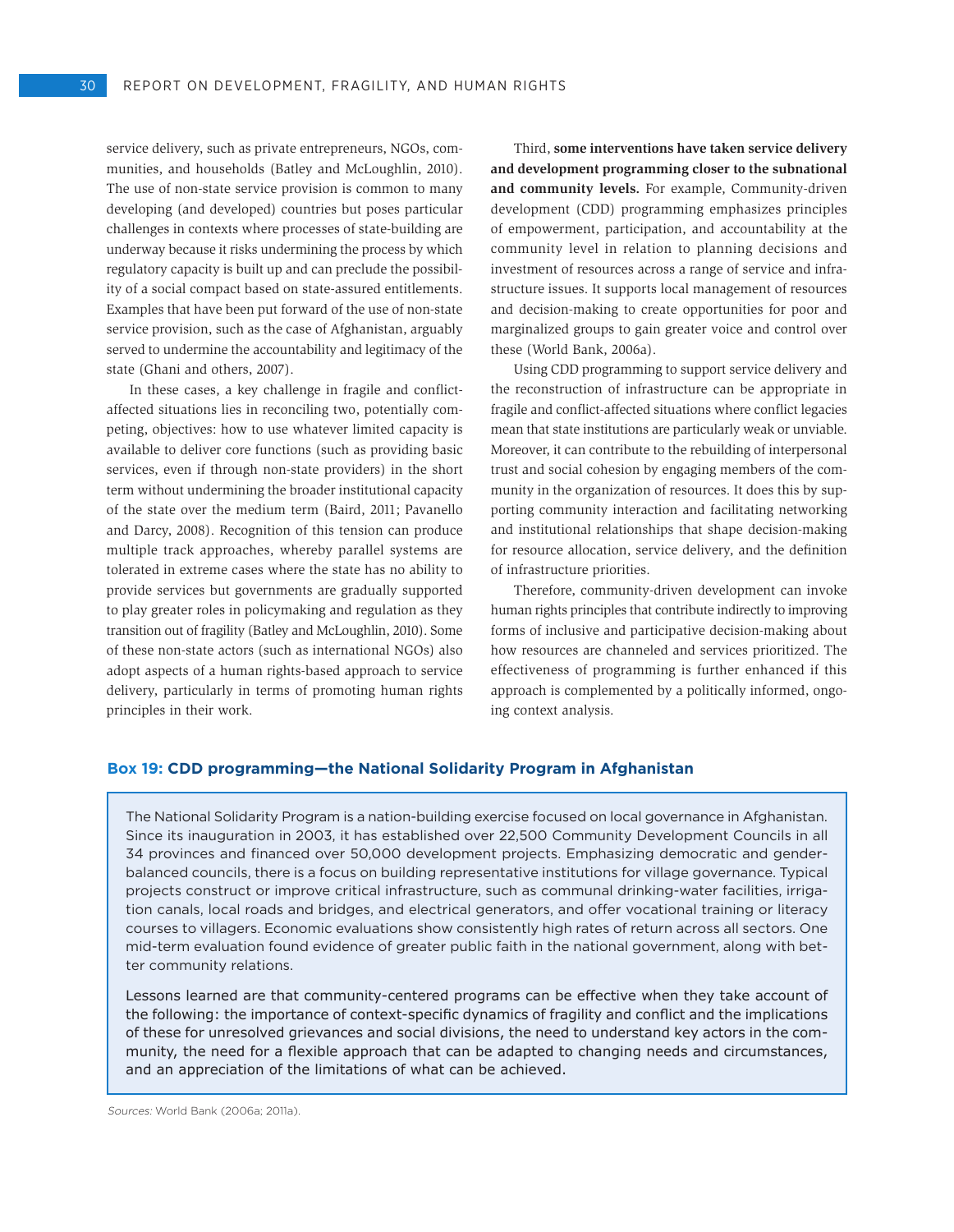service delivery, such as private entrepreneurs, NGOs, communities, and households (Batley and McLoughlin, 2010). The use of non-state service provision is common to many developing (and developed) countries but poses particular challenges in contexts where processes of state-building are underway because it risks undermining the process by which regulatory capacity is built up and can preclude the possibility of a social compact based on state-assured entitlements. Examples that have been put forward of the use of non-state service provision, such as the case of Afghanistan, arguably served to undermine the accountability and legitimacy of the state (Ghani and others, 2007).

In these cases, a key challenge in fragile and conflict-affected situations lies in reconciling two, potentially competing, objectives: how to use whatever limited capacity is available to deliver core functions (such as providing basic services, even if through non-state providers) in the short term without undermining the broader institutional capacity of the state over the medium term (Baird, 2011; Pavanello and Darcy, 2008). Recognition of this tension can produce multiple track approaches, whereby parallel systems are tolerated in extreme cases where the state has no ability to provide services but governments are gradually supported to play greater roles in policymaking and regulation as they transition out of fragility (Batley and McLoughlin, 2010). Some of these non-state actors (such as international NGOs) also adopt aspects of a human rights-based approach to service delivery, particularly in terms of promoting human rights principles in their work.

Third, **some interventions have taken service delivery and development programming closer to the subnational and community levels.** For example, Community-driven development (CDD) programming emphasizes principles of empowerment, participation, and accountability at the community level in relation to planning decisions and investment of resources across a range of service and infrastructure issues. It supports local management of resources and decision-making to create opportunities for poor and marginalized groups to gain greater voice and control over these (World Bank, 2006a).

Using CDD programming to support service delivery and the reconstruction of infrastructure can be appropriate in fragile and conflict-affected situations where conflict legacies mean that state institutions are particularly weak or unviable. Moreover, it can contribute to the rebuilding of interpersonal trust and social cohesion by engaging members of the community in the organization of resources. It does this by supporting community interaction and facilitating networking and institutional relationships that shape decision-making for resource allocation, service delivery, and the definition of infrastructure priorities.

Therefore, community-driven development can invoke human rights principles that contribute indirectly to improving forms of inclusive and participative decision-making about how resources are channeled and services prioritized. The effectiveness of programming is further enhanced if this approach is complemented by a politically informed, ongoing context analysis.

**Box 19: CDD programming—the National Solidarity Program in Afghanistan**

The National Solidarity Program is a nation-building exercise focused on local governance in Afghanistan. Since its inauguration in 2003, it has established over 22,500 Community Development Councils in all 34 provinces and financed over 50,000 development projects. Emphasizing democratic and gender-balanced councils, there is a focus on building representative institutions for village governance. Typical projects construct or improve critical infrastructure, such as communal drinking-water facilities, irrigation canals, local roads and bridges, and electrical generators, and offer vocational training or literacy courses to villagers. Economic evaluations show consistently high rates of return across all sectors. One mid-term evaluation found evidence of greater public faith in the national government, along with better community relations.

Lessons learned are that community-centered programs can be effective when they take account of the following: the importance of context-specific dynamics of fragility and conflict and the implications of these for unresolved grievances and social divisions, the need to understand key actors in the community, the need for a flexible approach that can be adapted to changing needs and circumstances, and an appreciation of the limitations of what can be achieved.

*Sources:* World Bank (2006a; 2011a).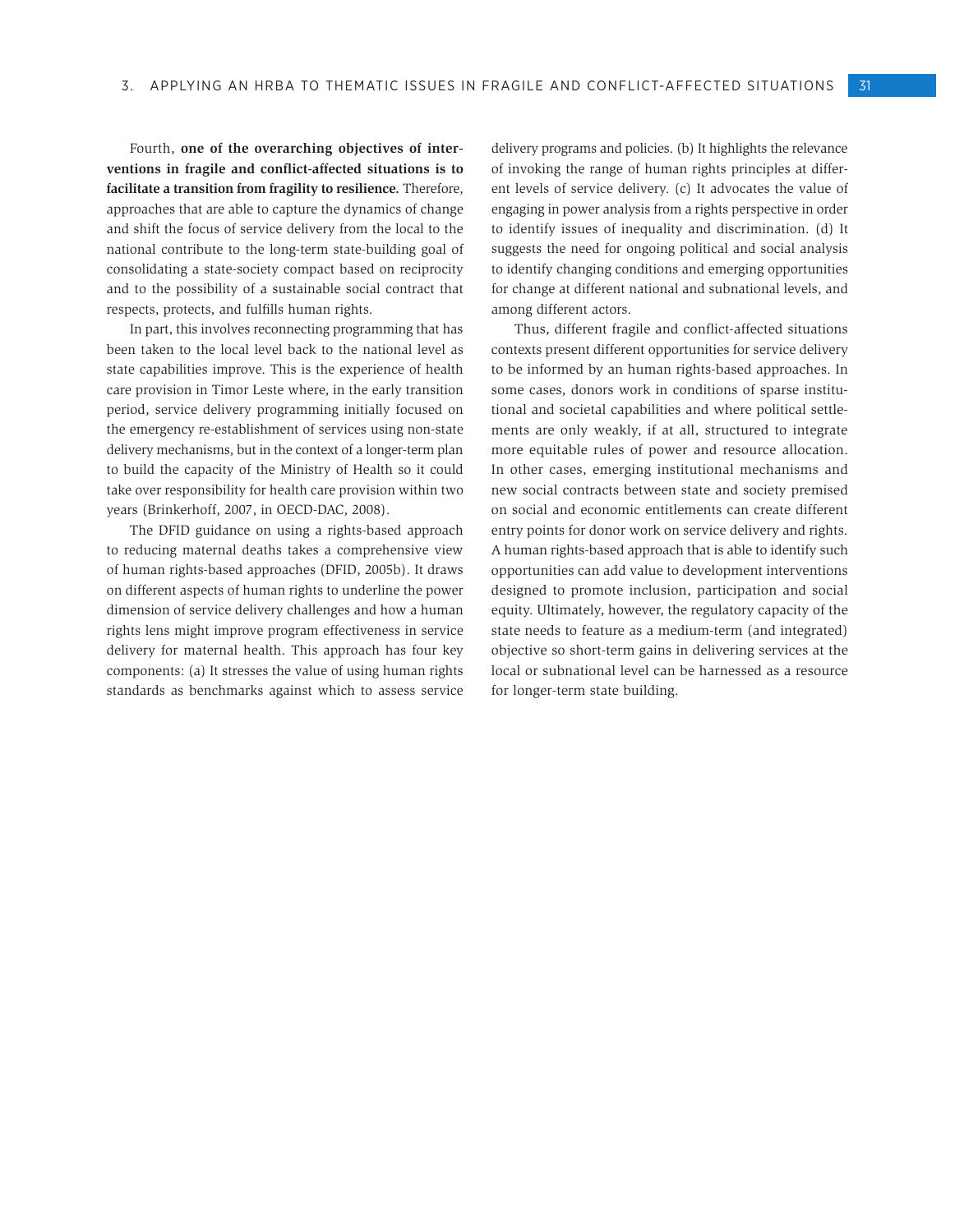Fourth, **one of the overarching objectives of interventions in fragile and conflict-affected situations is to facilitate a transition from fragility to resilience.** Therefore, approaches that are able to capture the dynamics of change and shift the focus of service delivery from the local to the national contribute to the long-term state-building goal of consolidating a state-society compact based on reciprocity and to the possibility of a sustainable social contract that respects, protects, and fulfills human rights.

In part, this involves reconnecting programming that has been taken to the local level back to the national level as state capabilities improve. This is the experience of health care provision in Timor Leste where, in the early transition period, service delivery programming initially focused on the emergency re-establishment of services using non-state delivery mechanisms, but in the context of a longer-term plan to build the capacity of the Ministry of Health so it could take over responsibility for health care provision within two years (Brinkerhoff, 2007, in OECD-DAC, 2008).

The DFID guidance on using a rights-based approach to reducing maternal deaths takes a comprehensive view of human rights-based approaches (DFID, 2005b). It draws on different aspects of human rights to underline the power dimension of service delivery challenges and how a human rights lens might improve program effectiveness in service delivery for maternal health. This approach has four key components: (a) It stresses the value of using human rights standards as benchmarks against which to assess service delivery programs and policies. (b) It highlights the relevance of invoking the range of human rights principles at different levels of service delivery. (c) It advocates the value of engaging in power analysis from a rights perspective in order to identify issues of inequality and discrimination. (d) It suggests the need for ongoing political and social analysis to identify changing conditions and emerging opportunities for change at different national and subnational levels, and among different actors.

Thus, different fragile and conflict-affected situations contexts present different opportunities for service delivery to be informed by an human rights-based approaches. In some cases, donors work in conditions of sparse institutional and societal capabilities and where political settlements are only weakly, if at all, structured to integrate more equitable rules of power and resource allocation. In other cases, emerging institutional mechanisms and new social contracts between state and society premised on social and economic entitlements can create different entry points for donor work on service delivery and rights. A human rights-based approach that is able to identify such opportunities can add value to development interventions designed to promote inclusion, participation and social equity. Ultimately, however, the regulatory capacity of the state needs to feature as a medium-term (and integrated) objective so short-term gains in delivering services at the local or subnational level can be harnessed as a resource for longer-term state building.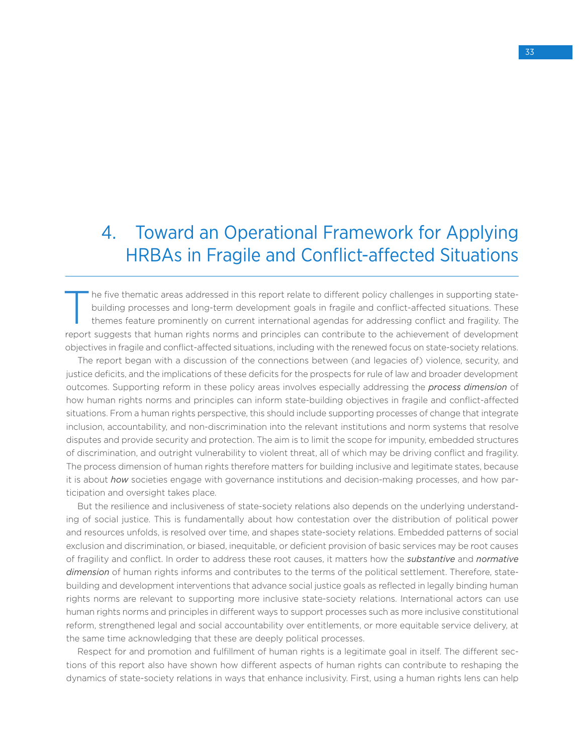# 4. Toward an Operational Framework for Applying HRBAs in Fragile and Conflict-affected Situations

The five thematic areas addressed in this report relate to different policy challenges in supporting state-building processes and long-term development goals in fragile and conflict-affected situations. These themes feature prominently on current international agendas for addressing conflict and fragility. The report suggests that human rights norms and principles can contribute to the achievement of development objectives in fragile and conflict-affected situations, including with the renewed focus on state-society relations.

The report began with a discussion of the connections between (and legacies of) violence, security, and justice deficits, and the implications of these deficits for the prospects for rule of law and broader development outcomes. Supporting reform in these policy areas involves especially addressing the ***process dimension*** of how human rights norms and principles can inform state-building objectives in fragile and conflict-affected situations. From a human rights perspective, this should include supporting processes of change that integrate inclusion, accountability, and non-discrimination into the relevant institutions and norm systems that resolve disputes and provide security and protection. The aim is to limit the scope for impunity, embedded structures of discrimination, and outright vulnerability to violent threat, all of which may be driving conflict and fragility. The process dimension of human rights therefore matters for building inclusive and legitimate states, because it is about ***how*** societies engage with governance institutions and decision-making processes, and how participation and oversight takes place.

But the resilience and inclusiveness of state-society relations also depends on the underlying understanding of social justice. This is fundamentally about how contestation over the distribution of political power and resources unfolds, is resolved over time, and shapes state-society relations. Embedded patterns of social exclusion and discrimination, or biased, inequitable, or deficient provision of basic services may be root causes of fragility and conflict. In order to address these root causes, it matters how the ***substantive*** and ***normative dimension*** of human rights informs and contributes to the terms of the political settlement. Therefore, state-building and development interventions that advance social justice goals as reflected in legally binding human rights norms are relevant to supporting more inclusive state-society relations. International actors can use human rights norms and principles in different ways to support processes such as more inclusive constitutional reform, strengthened legal and social accountability over entitlements, or more equitable service delivery, at the same time acknowledging that these are deeply political processes.

Respect for and promotion and fulfillment of human rights is a legitimate goal in itself. The different sections of this report also have shown how different aspects of human rights can contribute to reshaping the dynamics of state-society relations in ways that enhance inclusivity. First, using a human rights lens can help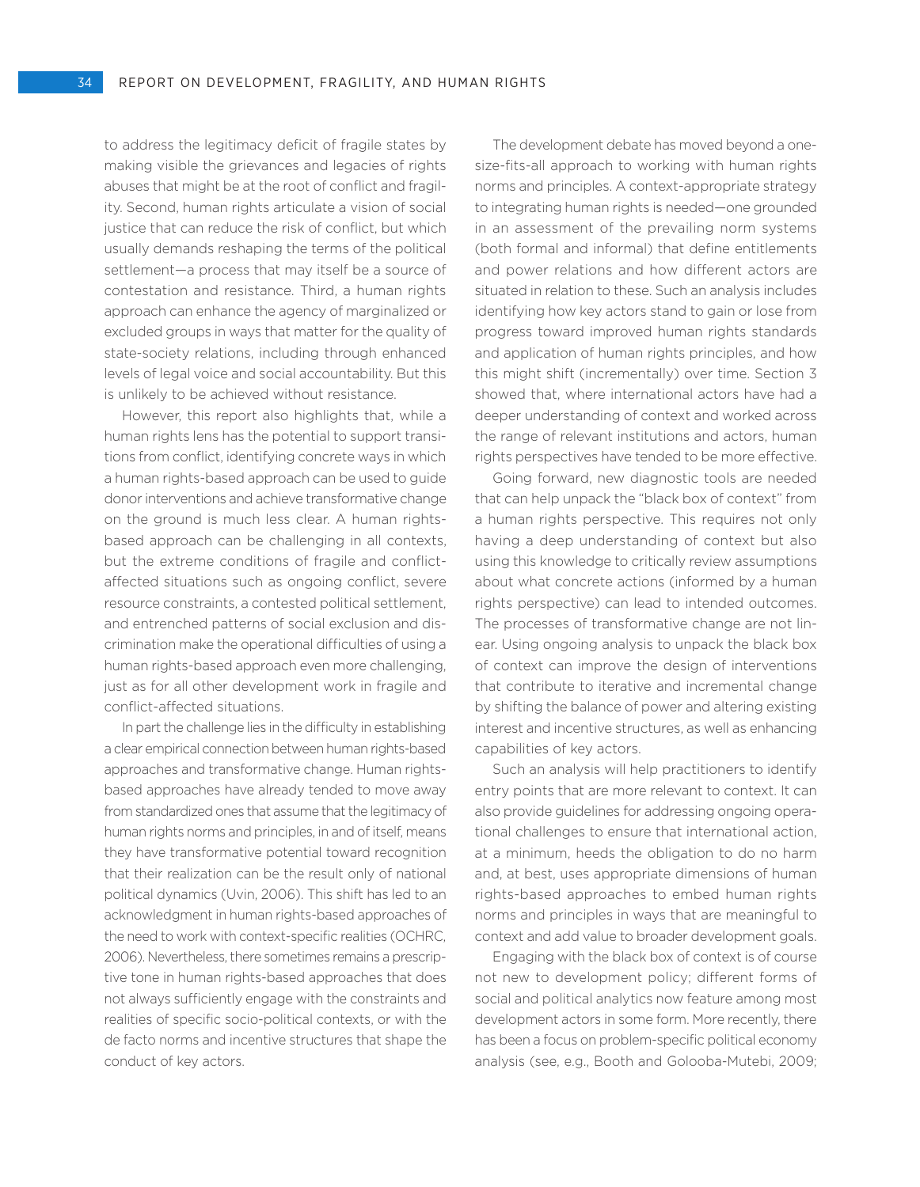to address the legitimacy deficit of fragile states by making visible the grievances and legacies of rights abuses that might be at the root of conflict and fragility. Second, human rights articulate a vision of social justice that can reduce the risk of conflict, but which usually demands reshaping the terms of the political settlement—a process that may itself be a source of contestation and resistance. Third, a human rights approach can enhance the agency of marginalized or excluded groups in ways that matter for the quality of state-society relations, including through enhanced levels of legal voice and social accountability. But this is unlikely to be achieved without resistance.

However, this report also highlights that, while a human rights lens has the potential to support transitions from conflict, identifying concrete ways in which a human rights-based approach can be used to guide donor interventions and achieve transformative change on the ground is much less clear. A human rights-based approach can be challenging in all contexts, but the extreme conditions of fragile and conflict-affected situations such as ongoing conflict, severe resource constraints, a contested political settlement, and entrenched patterns of social exclusion and discrimination make the operational difficulties of using a human rights-based approach even more challenging, just as for all other development work in fragile and conflict-affected situations.

In part the challenge lies in the difficulty in establishing a clear empirical connection between human rights-based approaches and transformative change. Human rights-based approaches have already tended to move away from standardized ones that assume that the legitimacy of human rights norms and principles, in and of itself, means they have transformative potential toward recognition that their realization can be the result only of national political dynamics (Uvin, 2006). This shift has led to an acknowledgment in human rights-based approaches of the need to work with context-specific realities (OCHRC, 2006). Nevertheless, there sometimes remains a prescriptive tone in human rights-based approaches that does not always sufficiently engage with the constraints and realities of specific socio-political contexts, or with the de facto norms and incentive structures that shape the conduct of key actors.

The development debate has moved beyond a one-size-fits-all approach to working with human rights norms and principles. A context-appropriate strategy to integrating human rights is needed—one grounded in an assessment of the prevailing norm systems (both formal and informal) that define entitlements and power relations and how different actors are situated in relation to these. Such an analysis includes identifying how key actors stand to gain or lose from progress toward improved human rights standards and application of human rights principles, and how this might shift (incrementally) over time. Section 3 showed that, where international actors have had a deeper understanding of context and worked across the range of relevant institutions and actors, human rights perspectives have tended to be more effective.

Going forward, new diagnostic tools are needed that can help unpack the "black box of context" from a human rights perspective. This requires not only having a deep understanding of context but also using this knowledge to critically review assumptions about what concrete actions (informed by a human rights perspective) can lead to intended outcomes. The processes of transformative change are not linear. Using ongoing analysis to unpack the black box of context can improve the design of interventions that contribute to iterative and incremental change by shifting the balance of power and altering existing interest and incentive structures, as well as enhancing capabilities of key actors.

Such an analysis will help practitioners to identify entry points that are more relevant to context. It can also provide guidelines for addressing ongoing operational challenges to ensure that international action, at a minimum, heeds the obligation to do no harm and, at best, uses appropriate dimensions of human rights-based approaches to embed human rights norms and principles in ways that are meaningful to context and add value to broader development goals.

Engaging with the black box of context is of course not new to development policy; different forms of social and political analytics now feature among most development actors in some form. More recently, there has been a focus on problem-specific political economy analysis (see, e.g., Booth and Golooba-Mutebi, 2009;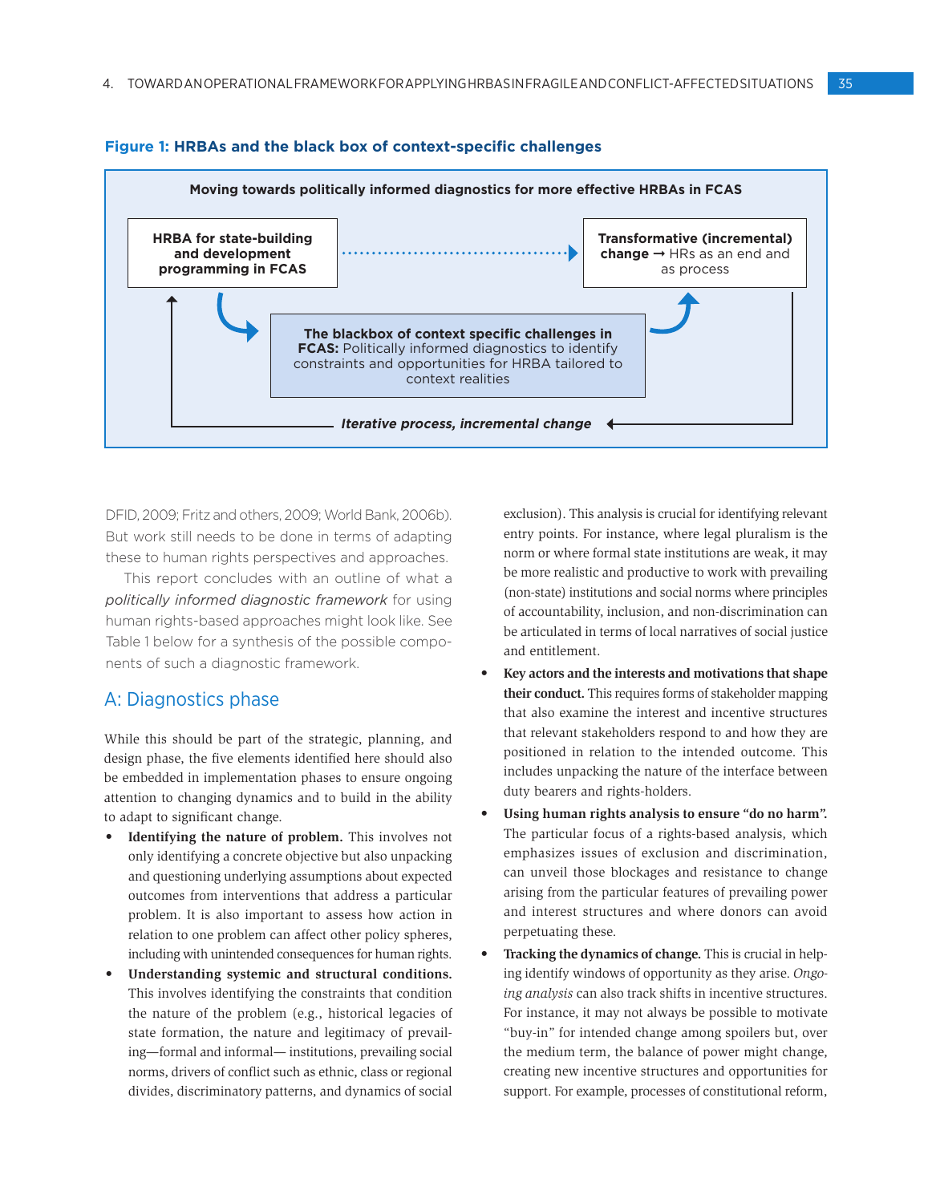**Figure 1: HRBAs and the black box of context-specific challenges**

Moving towards politically informed diagnostics for more effective HRBAs in FCAS

HRBA for state-building and development programming in FCAS

Transformative (incremental) change → HRs as an end and as process

**The blackbox of context specific challenges in FCAS:** Politically informed diagnostics to identify constraints and opportunities for HRBA tailored to context realities

*Iterative process, incremental change*

DFID, 2009; Fritz and others, 2009; World Bank, 2006b). But work still needs to be done in terms of adapting these to human rights perspectives and approaches.

This report concludes with an outline of what a *politically informed diagnostic framework* for using human rights-based approaches might look like. See Table 1 below for a synthesis of the possible components of such a diagnostic framework.

## A: Diagnostics phase

While this should be part of the strategic, planning, and design phase, the five elements identified here should also be embedded in implementation phases to ensure ongoing attention to changing dynamics and to build in the ability to adapt to significant change.

- **Identifying the nature of problem.** This involves not only identifying a concrete objective but also unpacking and questioning underlying assumptions about expected outcomes from interventions that address a particular problem. It is also important to assess how action in relation to one problem can affect other policy spheres, including with unintended consequences for human rights.
- **Understanding systemic and structural conditions.** This involves identifying the constraints that condition the nature of the problem (e.g., historical legacies of state formation, the nature and legitimacy of prevailing—formal and informal— institutions, prevailing social norms, drivers of conflict such as ethnic, class or regional divides, discriminatory patterns, and dynamics of social exclusion). This analysis is crucial for identifying relevant entry points. For instance, where legal pluralism is the norm or where formal state institutions are weak, it may be more realistic and productive to work with prevailing (non-state) institutions and social norms where principles of accountability, inclusion, and non-discrimination can be articulated in terms of local narratives of social justice and entitlement.
- **Key actors and the interests and motivations that shape their conduct.** This requires forms of stakeholder mapping that also examine the interest and incentive structures that relevant stakeholders respond to and how they are positioned in relation to the intended outcome. This includes unpacking the nature of the interface between duty bearers and rights-holders.
- **Using human rights analysis to ensure "do no harm".** The particular focus of a rights-based analysis, which emphasizes issues of exclusion and discrimination, can unveil those blockages and resistance to change arising from the particular features of prevailing power and interest structures and where donors can avoid perpetuating these.
- **Tracking the dynamics of change.** This is crucial in helping identify windows of opportunity as they arise. *Ongoing analysis* can also track shifts in incentive structures. For instance, it may not always be possible to motivate "buy-in" for intended change among spoilers but, over the medium term, the balance of power might change, creating new incentive structures and opportunities for support. For example, processes of constitutional reform,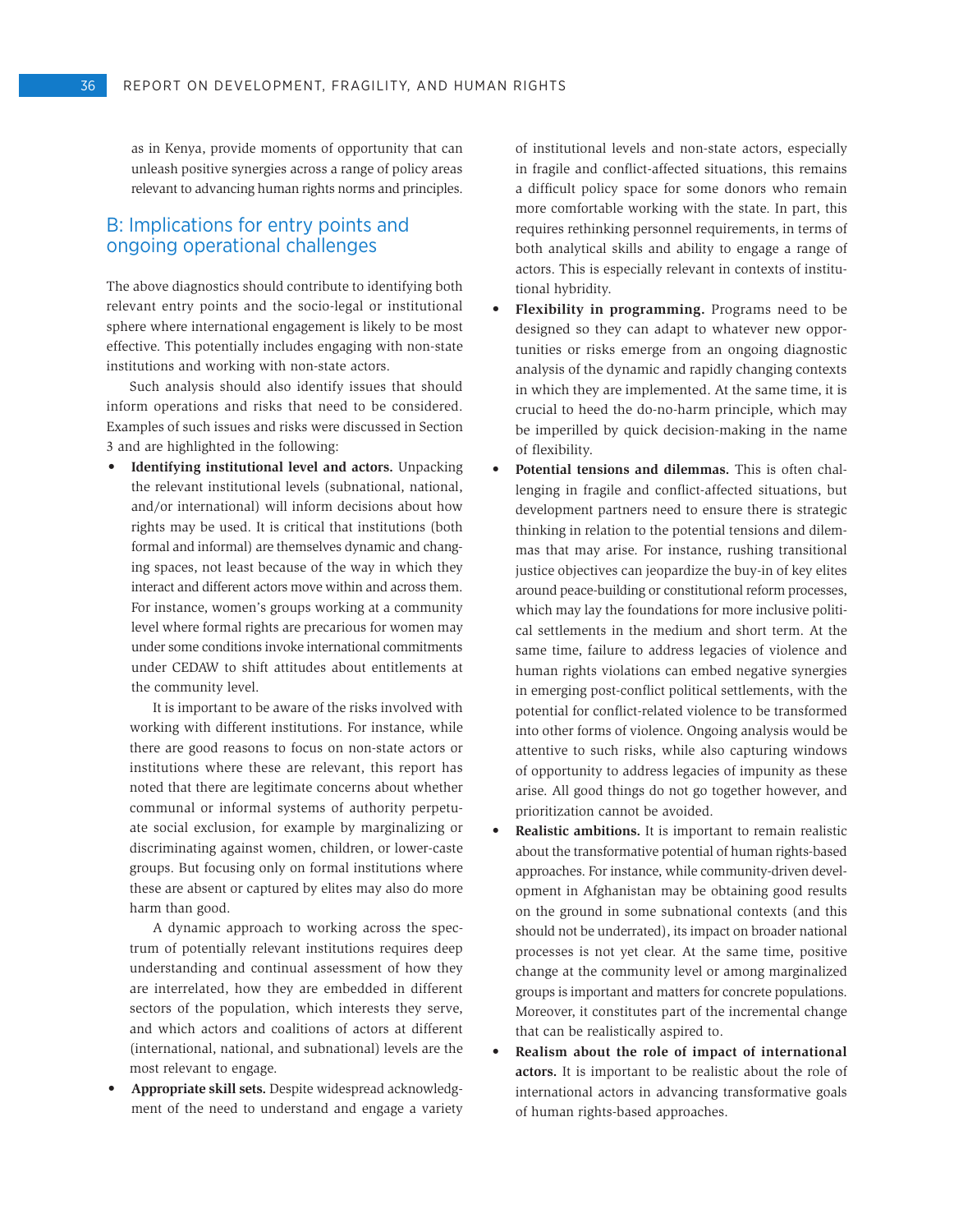as in Kenya, provide moments of opportunity that can unleash positive synergies across a range of policy areas relevant to advancing human rights norms and principles.

## B: Implications for entry points and ongoing operational challenges

The above diagnostics should contribute to identifying both relevant entry points and the socio-legal or institutional sphere where international engagement is likely to be most effective. This potentially includes engaging with non-state institutions and working with non-state actors.

Such analysis should also identify issues that should inform operations and risks that need to be considered. Examples of such issues and risks were discussed in Section 3 and are highlighted in the following:

- **Identifying institutional level and actors.** Unpacking the relevant institutional levels (subnational, national, and/or international) will inform decisions about how rights may be used. It is critical that institutions (both formal and informal) are themselves dynamic and changing spaces, not least because of the way in which they interact and different actors move within and across them. For instance, women's groups working at a community level where formal rights are precarious for women may under some conditions invoke international commitments under CEDAW to shift attitudes about entitlements at the community level.

  It is important to be aware of the risks involved with working with different institutions. For instance, while there are good reasons to focus on non-state actors or institutions where these are relevant, this report has noted that there are legitimate concerns about whether communal or informal systems of authority perpetuate social exclusion, for example by marginalizing or discriminating against women, children, or lower-caste groups. But focusing only on formal institutions where these are absent or captured by elites may also do more harm than good.

  A dynamic approach to working across the spectrum of potentially relevant institutions requires deep understanding and continual assessment of how they are interrelated, how they are embedded in different sectors of the population, which interests they serve, and which actors and coalitions of actors at different (international, national, and subnational) levels are the most relevant to engage.

- **Appropriate skill sets.** Despite widespread acknowledgment of the need to understand and engage a variety of institutional levels and non-state actors, especially in fragile and conflict-affected situations, this remains a difficult policy space for some donors who remain more comfortable working with the state. In part, this requires rethinking personnel requirements, in terms of both analytical skills and ability to engage a range of actors. This is especially relevant in contexts of institutional hybridity.

- **Flexibility in programming.** Programs need to be designed so they can adapt to whatever new opportunities or risks emerge from an ongoing diagnostic analysis of the dynamic and rapidly changing contexts in which they are implemented. At the same time, it is crucial to heed the do-no-harm principle, which may be imperilled by quick decision-making in the name of flexibility.

- **Potential tensions and dilemmas.** This is often challenging in fragile and conflict-affected situations, but development partners need to ensure there is strategic thinking in relation to the potential tensions and dilemmas that may arise. For instance, rushing transitional justice objectives can jeopardize the buy-in of key elites around peace-building or constitutional reform processes, which may lay the foundations for more inclusive political settlements in the medium and short term. At the same time, failure to address legacies of violence and human rights violations can embed negative synergies in emerging post-conflict political settlements, with the potential for conflict-related violence to be transformed into other forms of violence. Ongoing analysis would be attentive to such risks, while also capturing windows of opportunity to address legacies of impunity as these arise. All good things do not go together however, and prioritization cannot be avoided.

- **Realistic ambitions.** It is important to remain realistic about the transformative potential of human rights-based approaches. For instance, while community-driven development in Afghanistan may be obtaining good results on the ground in some subnational contexts (and this should not be underrated), its impact on broader national processes is not yet clear. At the same time, positive change at the community level or among marginalized groups is important and matters for concrete populations. Moreover, it constitutes part of the incremental change that can be realistically aspired to.

- **Realism about the role of impact of international actors.** It is important to be realistic about the role of international actors in advancing transformative goals of human rights-based approaches.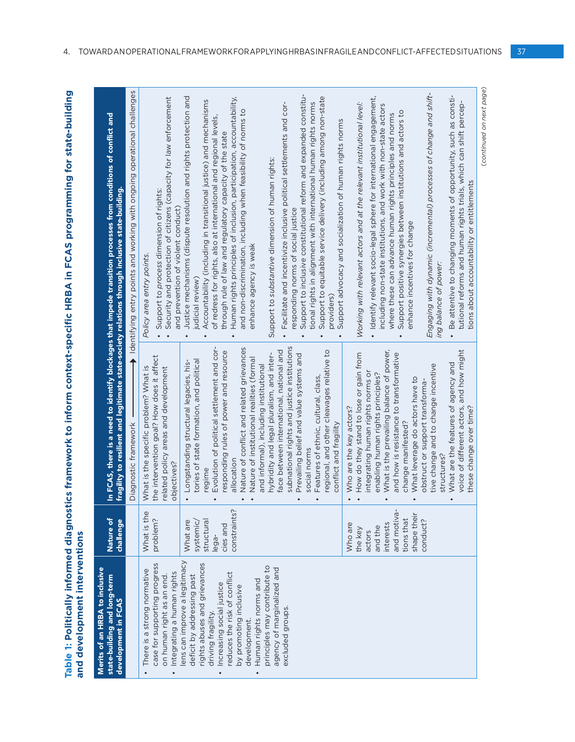**Table 1: Politically informed diagnostics framework to inform context-specific HRBA in FCAS programming for state-building and development interventions**

| Merits of an HRBA to inclusive state-building and long-term development in FCAS | Nature of challenge | In FCAS, there is a need to identify blockages that impede transition processes from conditions of conflict and fragility to resilient and legitimate state-society relations through inclusive state-building. | |
|---|---|---|---|
| | | Diagnostic framework ⟶ | Identifying entry points and working with ongoing operational challenges |
| • There is a strong normative case for supporting progress on human right as an end.<br>• Integrating a human rights lens can improve a legitimacy deficit by addressing past rights abuses and grievances driving fragility.<br>• Increasing social justice reduces the risk of conflict by promoting inclusive development.<br>• Human rights norms and principles may contribute to agency of marginalized and excluded groups. | What is the problem? | What is the specific problem? What is the intervention goal? How does it affect related policy areas and development objectives? | *Policy area entry points.*<br>• Support to *process* dimension of rights:<br>• Security and protection of citizens (capacity for law enforcement and prevention of violent conduct)<br>• Justice mechanisms (dispute resolution and rights protection and judicial review)<br>• Accountability (including in transitional justice) and mechanisms of redress for rights, also at international and regional levels, through rule of law and regulatory capacity of the state<br>• Human rights principles of inclusion, participation, accountability, and non-discrimination, including when feasibility of norms to enhance agency is weak<br><br>Support to *substantive* dimension of human rights:<br>• Facilitate and incentivize inclusive political settlements and corresponding norms of social justice<br>• Support to inclusive constitutional reform and expanded constitutional rights in alignment with international human rights norms<br>• Support to equitable service delivery (including among non-state providers)<br>• Support advocacy and socialization of human rights norms |
| | What are systemic/structural legacies and constraints? | • Longstanding structural legacies, histories of state formation, and political regime<br>• Evolution of political settlement and corresponding rules of power and resource allocation<br>• Nature of conflict and related grievances<br>• Nature of institutional realities (formal and informal), including institutional hybridity and legal pluralism, and interface between international, national and subnational rights and justice institutions<br>• Prevailing belief and value systems and social norms<br>• Features of ethnic, cultural, class, regional, and other cleavages relative to conflict and fragility | |
| | Who are the key actors and the interests and motivations that shape their conduct? | • Who are the key actors?<br>• How do they stand to lose or gain from integrating human rights norms or enabling human rights principles?<br>• What is the prevailing balance of power, and how is resistance to transformative change manifested?<br>• What leverage do actors have to obstruct or support transformative change and to change incentive structures?<br>• What are the features of agency and voice of different actors, and how might these change over time? | *Working with relevant actors and at the relevant institutional level:*<br>• Identify relevant socio-legal sphere for international engagement, including non-state institutions, and work with non-state actors where these can advance human rights principles and norms<br>• Support positive synergies between institutions and actors to enhance incentives for change<br><br>*Engaging with dynamic (incremental) processes of change and shifting balance of power:*<br>• Be attentive to changing moments of opportunity, such as constitutional reforms and human rights trials, which can shift perceptions about accountability or entitlements |

*(continued on next page)*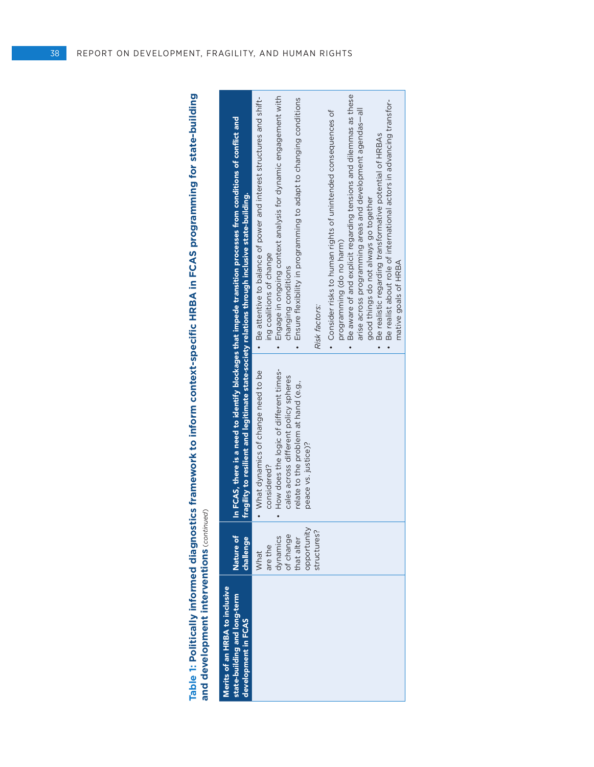**Table 1: Politically informed diagnostics framework to inform context-specific HRBA in FCAS programming for state-building and development interventions** *(continued)*

| Merits of an HRBA to inclusive state-building and long-term development in FCAS | Nature of challenge | In FCAS, there is a need to identify blockages that impede transition processes from conditions of conflict and fragility to resilient and legitimate state-society relations through inclusive state-building. | |
|---|---|---|---|
| | What are the dynamics of change that alter opportunity structures? | • What dynamics of change need to be considered?<br>• How does the logic of different timescales across different policy spheres relate to the problem at hand (e.g., peace vs. justice)? | • Be attentive to balance of power and interest structures and shifting coalitions of change<br>• Engage in ongoing context analysis for dynamic engagement with changing conditions<br>• Ensure flexibility in programming to adapt to changing conditions<br><br>*Risk factors:*<br><br>• Consider risks to human rights of unintended consequences of programming (do no harm)<br>• Be aware of and explicit regarding tensions and dilemmas as these arise across programming areas and development agendas—all good things do not always go together<br>• Be realistic regarding transformative potential of HRBAs<br>• Be realist about role of international actors in advancing transformative goals of HRBA |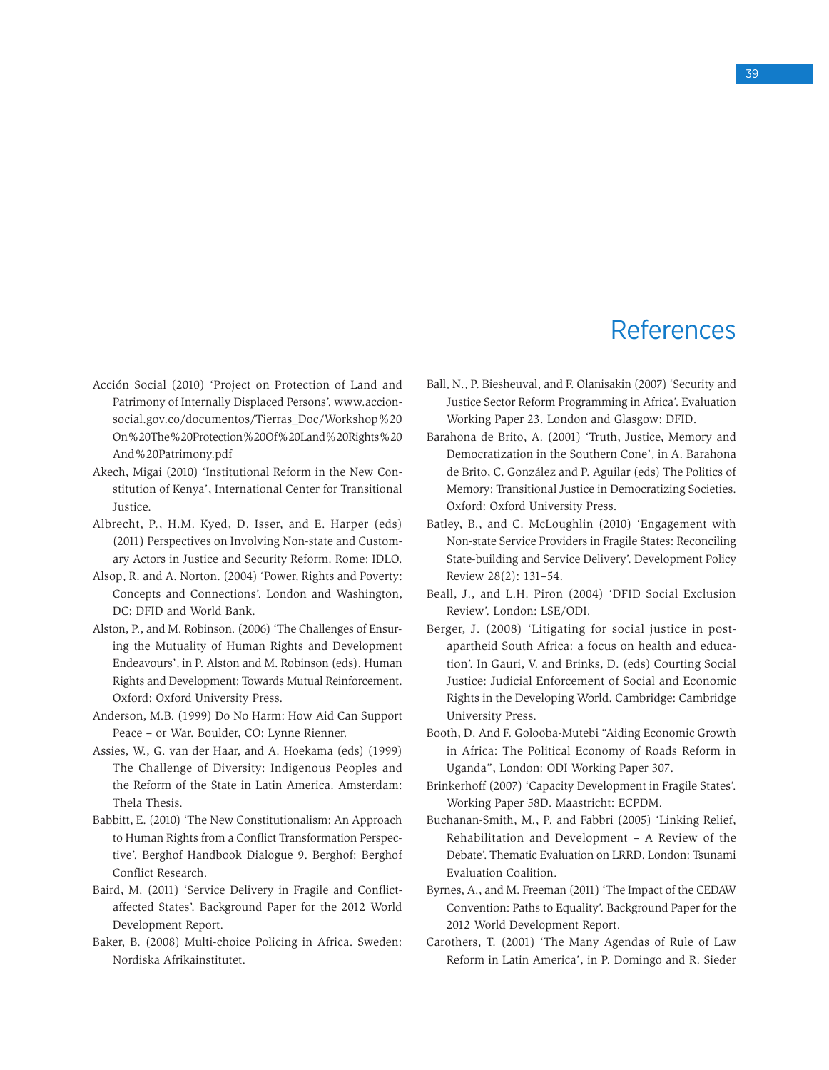# References

Acción Social (2010) 'Project on Protection of Land and Patrimony of Internally Displaced Persons'. www.accionsocial.gov.co/documentos/Tierras_Doc/Workshop%20On%20The%20Protection%20Of%20Land%20Rights%20And%20Patrimony.pdf

Akech, Migai (2010) 'Institutional Reform in the New Constitution of Kenya', International Center for Transitional Justice.

Albrecht, P., H.M. Kyed, D. Isser, and E. Harper (eds) (2011) Perspectives on Involving Non-state and Customary Actors in Justice and Security Reform. Rome: IDLO.

Alsop, R. and A. Norton. (2004) 'Power, Rights and Poverty: Concepts and Connections'. London and Washington, DC: DFID and World Bank.

Alston, P., and M. Robinson. (2006) 'The Challenges of Ensuring the Mutuality of Human Rights and Development Endeavours', in P. Alston and M. Robinson (eds). Human Rights and Development: Towards Mutual Reinforcement. Oxford: Oxford University Press.

Anderson, M.B. (1999) Do No Harm: How Aid Can Support Peace – or War. Boulder, CO: Lynne Rienner.

Assies, W., G. van der Haar, and A. Hoekama (eds) (1999) The Challenge of Diversity: Indigenous Peoples and the Reform of the State in Latin America. Amsterdam: Thela Thesis.

Babbitt, E. (2010) 'The New Constitutionalism: An Approach to Human Rights from a Conflict Transformation Perspective'. Berghof Handbook Dialogue 9. Berghof: Berghof Conflict Research.

Baird, M. (2011) 'Service Delivery in Fragile and Conflict-affected States'. Background Paper for the 2012 World Development Report.

Baker, B. (2008) Multi-choice Policing in Africa. Sweden: Nordiska Afrikainstitutet.

Ball, N., P. Biesheuval, and F. Olanisakin (2007) 'Security and Justice Sector Reform Programming in Africa'. Evaluation Working Paper 23. London and Glasgow: DFID.

Barahona de Brito, A. (2001) 'Truth, Justice, Memory and Democratization in the Southern Cone', in A. Barahona de Brito, C. González and P. Aguilar (eds) The Politics of Memory: Transitional Justice in Democratizing Societies. Oxford: Oxford University Press.

Batley, B., and C. McLoughlin (2010) 'Engagement with Non-state Service Providers in Fragile States: Reconciling State-building and Service Delivery'. Development Policy Review 28(2): 131–54.

Beall, J., and L.H. Piron (2004) 'DFID Social Exclusion Review'. London: LSE/ODI.

Berger, J. (2008) 'Litigating for social justice in post-apartheid South Africa: a focus on health and education'. In Gauri, V. and Brinks, D. (eds) Courting Social Justice: Judicial Enforcement of Social and Economic Rights in the Developing World. Cambridge: Cambridge University Press.

Booth, D. And F. Golooba-Mutebi "Aiding Economic Growth in Africa: The Political Economy of Roads Reform in Uganda", London: ODI Working Paper 307.

Brinkerhoff (2007) 'Capacity Development in Fragile States'. Working Paper 58D. Maastricht: ECPDM.

Buchanan-Smith, M., P. and Fabbri (2005) 'Linking Relief, Rehabilitation and Development – A Review of the Debate'. Thematic Evaluation on LRRD. London: Tsunami Evaluation Coalition.

Byrnes, A., and M. Freeman (2011) 'The Impact of the CEDAW Convention: Paths to Equality'. Background Paper for the 2012 World Development Report.

Carothers, T. (2001) 'The Many Agendas of Rule of Law Reform in Latin America', in P. Domingo and R. Sieder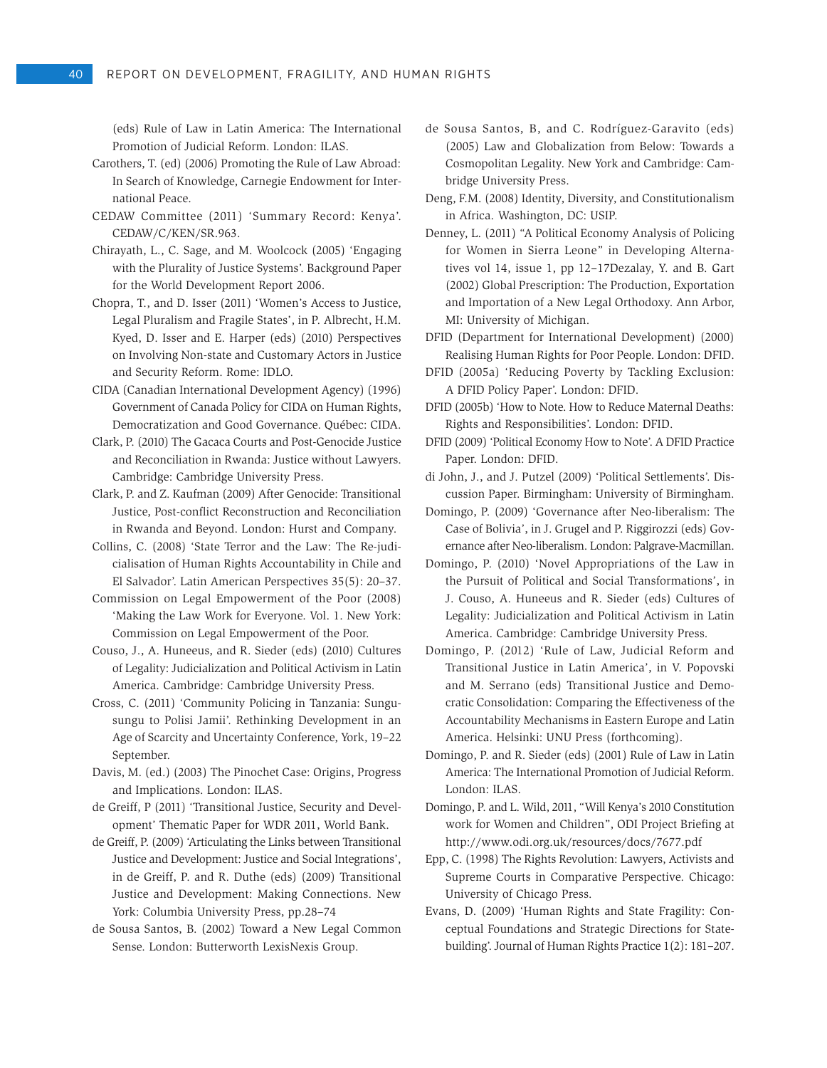(eds) Rule of Law in Latin America: The International Promotion of Judicial Reform. London: ILAS.

Carothers, T. (ed) (2006) Promoting the Rule of Law Abroad: In Search of Knowledge, Carnegie Endowment for International Peace.

CEDAW Committee (2011) 'Summary Record: Kenya'. CEDAW/C/KEN/SR.963.

Chirayath, L., C. Sage, and M. Woolcock (2005) 'Engaging with the Plurality of Justice Systems'. Background Paper for the World Development Report 2006.

Chopra, T., and D. Isser (2011) 'Women's Access to Justice, Legal Pluralism and Fragile States', in P. Albrecht, H.M. Kyed, D. Isser and E. Harper (eds) (2010) Perspectives on Involving Non-state and Customary Actors in Justice and Security Reform. Rome: IDLO.

CIDA (Canadian International Development Agency) (1996) Government of Canada Policy for CIDA on Human Rights, Democratization and Good Governance. Québec: CIDA.

Clark, P. (2010) The Gacaca Courts and Post-Genocide Justice and Reconciliation in Rwanda: Justice without Lawyers. Cambridge: Cambridge University Press.

Clark, P. and Z. Kaufman (2009) After Genocide: Transitional Justice, Post-conflict Reconstruction and Reconciliation in Rwanda and Beyond. London: Hurst and Company.

Collins, C. (2008) 'State Terror and the Law: The Re-judicialisation of Human Rights Accountability in Chile and El Salvador'. Latin American Perspectives 35(5): 20–37.

Commission on Legal Empowerment of the Poor (2008) 'Making the Law Work for Everyone. Vol. 1. New York: Commission on Legal Empowerment of the Poor.

Couso, J., A. Huneeus, and R. Sieder (eds) (2010) Cultures of Legality: Judicialization and Political Activism in Latin America. Cambridge: Cambridge University Press.

Cross, C. (2011) 'Community Policing in Tanzania: Sungusungu to Polisi Jamii'. Rethinking Development in an Age of Scarcity and Uncertainty Conference, York, 19–22 September.

Davis, M. (ed.) (2003) The Pinochet Case: Origins, Progress and Implications. London: ILAS.

de Greiff, P (2011) 'Transitional Justice, Security and Development' Thematic Paper for WDR 2011, World Bank.

de Greiff, P. (2009) 'Articulating the Links between Transitional Justice and Development: Justice and Social Integrations', in de Greiff, P. and R. Duthe (eds) (2009) Transitional Justice and Development: Making Connections. New York: Columbia University Press, pp.28–74

de Sousa Santos, B. (2002) Toward a New Legal Common Sense. London: Butterworth LexisNexis Group.

de Sousa Santos, B, and C. Rodríguez-Garavito (eds) (2005) Law and Globalization from Below: Towards a Cosmopolitan Legality. New York and Cambridge: Cambridge University Press.

Deng, F.M. (2008) Identity, Diversity, and Constitutionalism in Africa. Washington, DC: USIP.

Denney, L. (2011) "A Political Economy Analysis of Policing for Women in Sierra Leone" in Developing Alternatives vol 14, issue 1, pp 12–17Dezalay, Y. and B. Gart (2002) Global Prescription: The Production, Exportation and Importation of a New Legal Orthodoxy. Ann Arbor, MI: University of Michigan.

DFID (Department for International Development) (2000) Realising Human Rights for Poor People. London: DFID.

DFID (2005a) 'Reducing Poverty by Tackling Exclusion: A DFID Policy Paper'. London: DFID.

DFID (2005b) 'How to Note. How to Reduce Maternal Deaths: Rights and Responsibilities'. London: DFID.

DFID (2009) 'Political Economy How to Note'. A DFID Practice Paper. London: DFID.

di John, J., and J. Putzel (2009) 'Political Settlements'. Discussion Paper. Birmingham: University of Birmingham.

Domingo, P. (2009) 'Governance after Neo-liberalism: The Case of Bolivia', in J. Grugel and P. Riggirozzi (eds) Governance after Neo-liberalism. London: Palgrave-Macmillan.

Domingo, P. (2010) 'Novel Appropriations of the Law in the Pursuit of Political and Social Transformations', in J. Couso, A. Huneeus and R. Sieder (eds) Cultures of Legality: Judicialization and Political Activism in Latin America. Cambridge: Cambridge University Press.

Domingo, P. (2012) 'Rule of Law, Judicial Reform and Transitional Justice in Latin America', in V. Popovski and M. Serrano (eds) Transitional Justice and Democratic Consolidation: Comparing the Effectiveness of the Accountability Mechanisms in Eastern Europe and Latin America. Helsinki: UNU Press (forthcoming).

Domingo, P. and R. Sieder (eds) (2001) Rule of Law in Latin America: The International Promotion of Judicial Reform. London: ILAS.

Domingo, P. and L. Wild, 2011, "Will Kenya's 2010 Constitution work for Women and Children", ODI Project Briefing at http://www.odi.org.uk/resources/docs/7677.pdf

Epp, C. (1998) The Rights Revolution: Lawyers, Activists and Supreme Courts in Comparative Perspective. Chicago: University of Chicago Press.

Evans, D. (2009) 'Human Rights and State Fragility: Conceptual Foundations and Strategic Directions for Statebuilding'. Journal of Human Rights Practice 1(2): 181–207.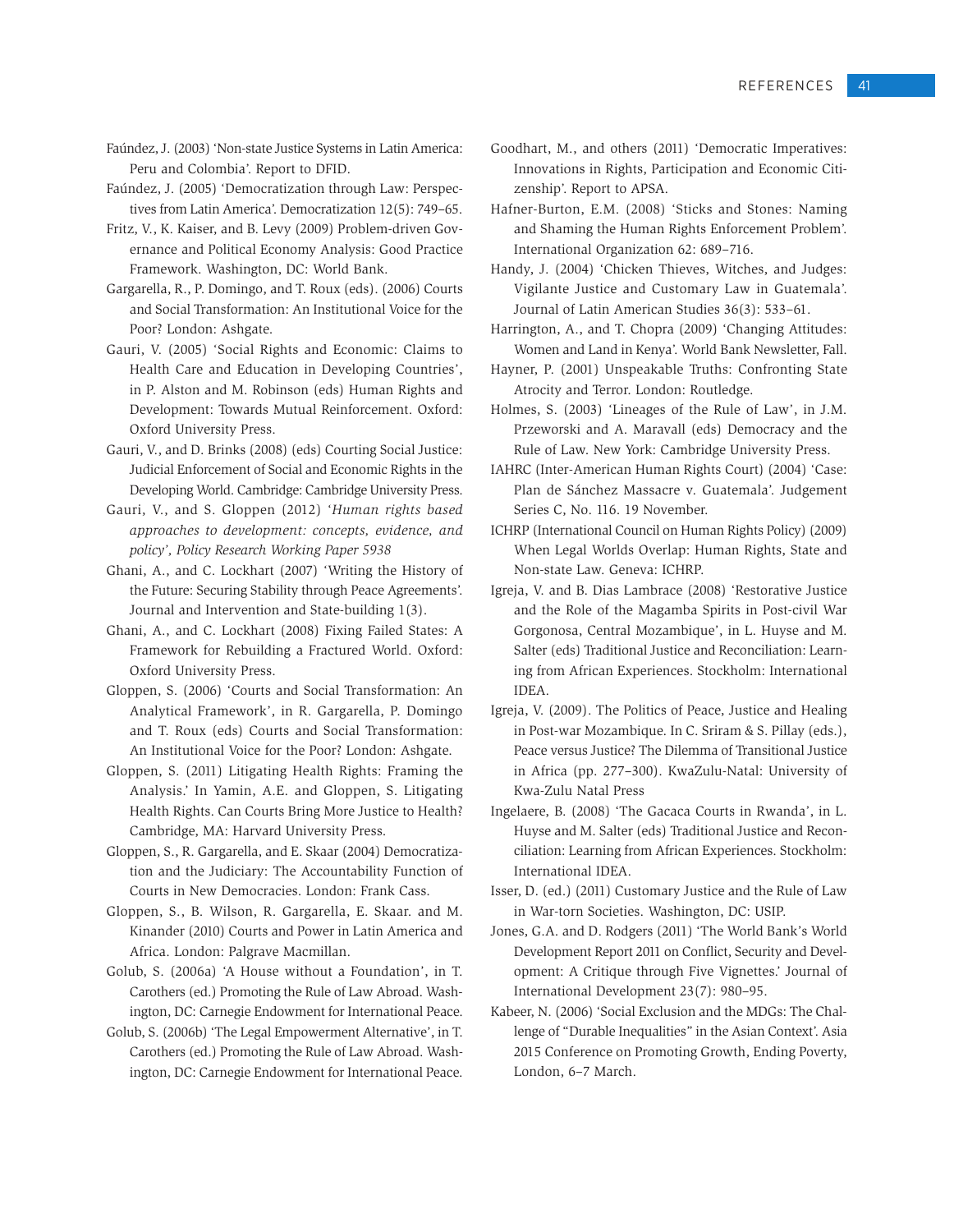Faúndez, J. (2003) 'Non-state Justice Systems in Latin America: Peru and Colombia'. Report to DFID.

Faúndez, J. (2005) 'Democratization through Law: Perspectives from Latin America'. Democratization 12(5): 749–65.

Fritz, V., K. Kaiser, and B. Levy (2009) Problem-driven Governance and Political Economy Analysis: Good Practice Framework. Washington, DC: World Bank.

Gargarella, R., P. Domingo, and T. Roux (eds). (2006) Courts and Social Transformation: An Institutional Voice for the Poor? London: Ashgate.

Gauri, V. (2005) 'Social Rights and Economic: Claims to Health Care and Education in Developing Countries', in P. Alston and M. Robinson (eds) Human Rights and Development: Towards Mutual Reinforcement. Oxford: Oxford University Press.

Gauri, V., and D. Brinks (2008) (eds) Courting Social Justice: Judicial Enforcement of Social and Economic Rights in the Developing World. Cambridge: Cambridge University Press.

Gauri, V., and S. Gloppen (2012) '*Human rights based approaches to development: concepts, evidence, and policy*', *Policy Research Working Paper 5938*

Ghani, A., and C. Lockhart (2007) 'Writing the History of the Future: Securing Stability through Peace Agreements'. Journal and Intervention and State-building 1(3).

Ghani, A., and C. Lockhart (2008) Fixing Failed States: A Framework for Rebuilding a Fractured World. Oxford: Oxford University Press.

Gloppen, S. (2006) 'Courts and Social Transformation: An Analytical Framework', in R. Gargarella, P. Domingo and T. Roux (eds) Courts and Social Transformation: An Institutional Voice for the Poor? London: Ashgate.

Gloppen, S. (2011) Litigating Health Rights: Framing the Analysis.' In Yamin, A.E. and Gloppen, S. Litigating Health Rights. Can Courts Bring More Justice to Health? Cambridge, MA: Harvard University Press.

Gloppen, S., R. Gargarella, and E. Skaar (2004) Democratization and the Judiciary: The Accountability Function of Courts in New Democracies. London: Frank Cass.

Gloppen, S., B. Wilson, R. Gargarella, E. Skaar. and M. Kinander (2010) Courts and Power in Latin America and Africa. London: Palgrave Macmillan.

Golub, S. (2006a) 'A House without a Foundation', in T. Carothers (ed.) Promoting the Rule of Law Abroad. Washington, DC: Carnegie Endowment for International Peace.

Golub, S. (2006b) 'The Legal Empowerment Alternative', in T. Carothers (ed.) Promoting the Rule of Law Abroad. Washington, DC: Carnegie Endowment for International Peace.

Goodhart, M., and others (2011) 'Democratic Imperatives: Innovations in Rights, Participation and Economic Citizenship'. Report to APSA.

Hafner-Burton, E.M. (2008) 'Sticks and Stones: Naming and Shaming the Human Rights Enforcement Problem'. International Organization 62: 689–716.

Handy, J. (2004) 'Chicken Thieves, Witches, and Judges: Vigilante Justice and Customary Law in Guatemala'. Journal of Latin American Studies 36(3): 533–61.

Harrington, A., and T. Chopra (2009) 'Changing Attitudes: Women and Land in Kenya'. World Bank Newsletter, Fall.

Hayner, P. (2001) Unspeakable Truths: Confronting State Atrocity and Terror. London: Routledge.

Holmes, S. (2003) 'Lineages of the Rule of Law', in J.M. Przeworski and A. Maravall (eds) Democracy and the Rule of Law. New York: Cambridge University Press.

IAHRC (Inter-American Human Rights Court) (2004) 'Case: Plan de Sánchez Massacre v. Guatemala'. Judgement Series C, No. 116. 19 November.

ICHRP (International Council on Human Rights Policy) (2009) When Legal Worlds Overlap: Human Rights, State and Non-state Law. Geneva: ICHRP.

Igreja, V. and B. Dias Lambrace (2008) 'Restorative Justice and the Role of the Magamba Spirits in Post-civil War Gorgonosa, Central Mozambique', in L. Huyse and M. Salter (eds) Traditional Justice and Reconciliation: Learning from African Experiences. Stockholm: International IDEA.

Igreja, V. (2009). The Politics of Peace, Justice and Healing in Post-war Mozambique. In C. Sriram & S. Pillay (eds.), Peace versus Justice? The Dilemma of Transitional Justice in Africa (pp. 277–300). KwaZulu-Natal: University of Kwa-Zulu Natal Press

Ingelaere, B. (2008) 'The Gacaca Courts in Rwanda', in L. Huyse and M. Salter (eds) Traditional Justice and Reconciliation: Learning from African Experiences. Stockholm: International IDEA.

Isser, D. (ed.) (2011) Customary Justice and the Rule of Law in War-torn Societies. Washington, DC: USIP.

Jones, G.A. and D. Rodgers (2011) 'The World Bank's World Development Report 2011 on Conflict, Security and Development: A Critique through Five Vignettes.' Journal of International Development 23(7): 980–95.

Kabeer, N. (2006) 'Social Exclusion and the MDGs: The Challenge of "Durable Inequalities" in the Asian Context'. Asia 2015 Conference on Promoting Growth, Ending Poverty, London, 6–7 March.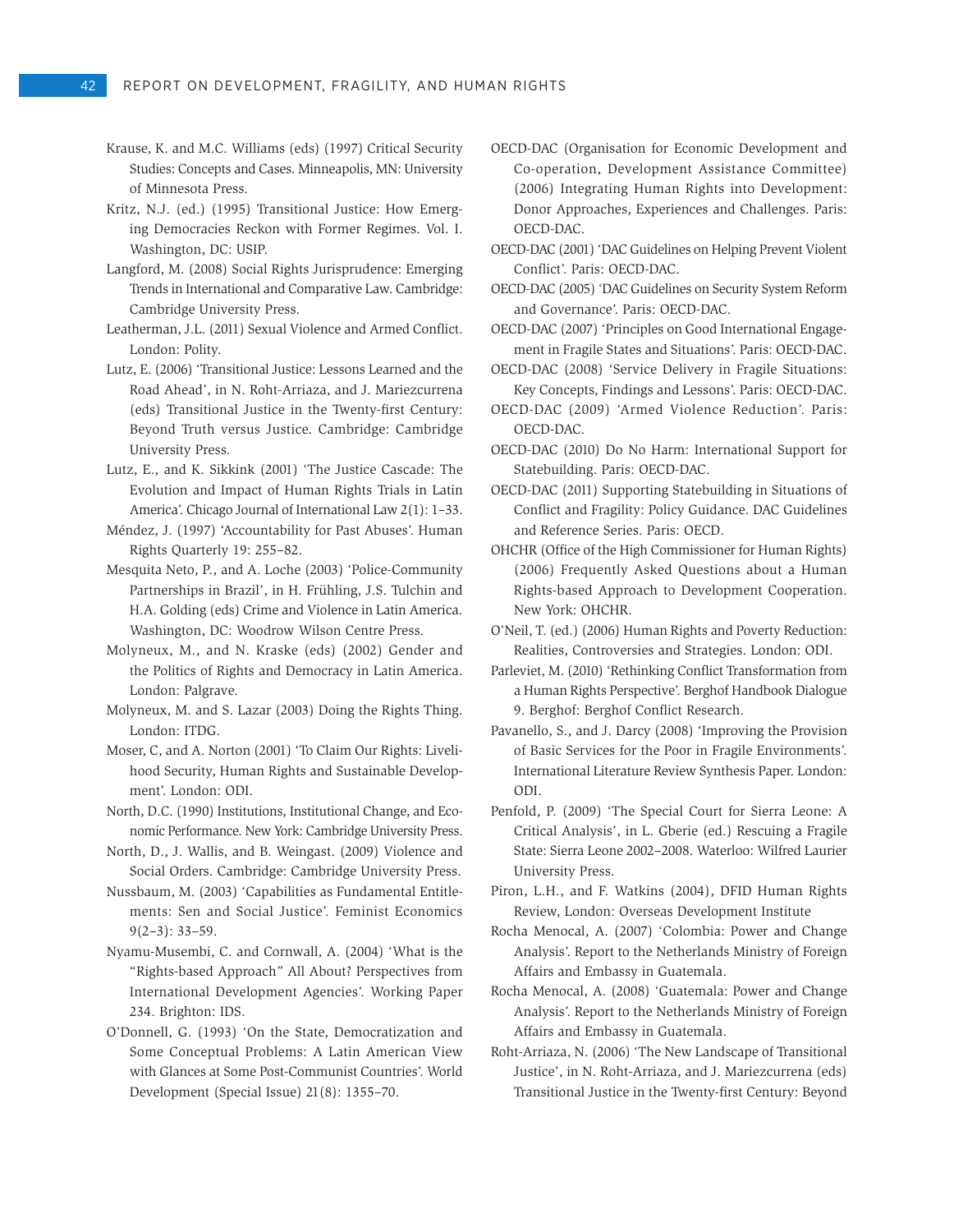Krause, K. and M.C. Williams (eds) (1997) Critical Security Studies: Concepts and Cases. Minneapolis, MN: University of Minnesota Press.

Kritz, N.J. (ed.) (1995) Transitional Justice: How Emerging Democracies Reckon with Former Regimes. Vol. I. Washington, DC: USIP.

Langford, M. (2008) Social Rights Jurisprudence: Emerging Trends in International and Comparative Law. Cambridge: Cambridge University Press.

Leatherman, J.L. (2011) Sexual Violence and Armed Conflict. London: Polity.

Lutz, E. (2006) 'Transitional Justice: Lessons Learned and the Road Ahead', in N. Roht-Arriaza, and J. Mariezcurrena (eds) Transitional Justice in the Twenty-first Century: Beyond Truth versus Justice. Cambridge: Cambridge University Press.

Lutz, E., and K. Sikkink (2001) 'The Justice Cascade: The Evolution and Impact of Human Rights Trials in Latin America'. Chicago Journal of International Law 2(1): 1–33.

Méndez, J. (1997) 'Accountability for Past Abuses'. Human Rights Quarterly 19: 255–82.

Mesquita Neto, P., and A. Loche (2003) 'Police-Community Partnerships in Brazil', in H. Frühling, J.S. Tulchin and H.A. Golding (eds) Crime and Violence in Latin America. Washington, DC: Woodrow Wilson Centre Press.

Molyneux, M., and N. Kraske (eds) (2002) Gender and the Politics of Rights and Democracy in Latin America. London: Palgrave.

Molyneux, M. and S. Lazar (2003) Doing the Rights Thing. London: ITDG.

Moser, C, and A. Norton (2001) 'To Claim Our Rights: Livelihood Security, Human Rights and Sustainable Development'. London: ODI.

North, D.C. (1990) Institutions, Institutional Change, and Economic Performance. New York: Cambridge University Press.

North, D., J. Wallis, and B. Weingast. (2009) Violence and Social Orders. Cambridge: Cambridge University Press.

Nussbaum, M. (2003) 'Capabilities as Fundamental Entitlements: Sen and Social Justice'. Feminist Economics 9(2–3): 33–59.

Nyamu-Musembi, C. and Cornwall, A. (2004) 'What is the "Rights-based Approach" All About? Perspectives from International Development Agencies'. Working Paper 234. Brighton: IDS.

O'Donnell, G. (1993) 'On the State, Democratization and Some Conceptual Problems: A Latin American View with Glances at Some Post-Communist Countries'. World Development (Special Issue) 21(8): 1355–70.

OECD-DAC (Organisation for Economic Development and Co-operation, Development Assistance Committee) (2006) Integrating Human Rights into Development: Donor Approaches, Experiences and Challenges. Paris: OECD-DAC.

OECD-DAC (2001) 'DAC Guidelines on Helping Prevent Violent Conflict'. Paris: OECD-DAC.

OECD-DAC (2005) 'DAC Guidelines on Security System Reform and Governance'. Paris: OECD-DAC.

OECD-DAC (2007) 'Principles on Good International Engagement in Fragile States and Situations'. Paris: OECD-DAC.

OECD-DAC (2008) 'Service Delivery in Fragile Situations: Key Concepts, Findings and Lessons'. Paris: OECD-DAC.

OECD-DAC (2009) 'Armed Violence Reduction'. Paris: OECD-DAC.

OECD-DAC (2010) Do No Harm: International Support for Statebuilding. Paris: OECD-DAC.

OECD-DAC (2011) Supporting Statebuilding in Situations of Conflict and Fragility: Policy Guidance. DAC Guidelines and Reference Series. Paris: OECD.

OHCHR (Office of the High Commissioner for Human Rights) (2006) Frequently Asked Questions about a Human Rights-based Approach to Development Cooperation. New York: OHCHR.

O'Neil, T. (ed.) (2006) Human Rights and Poverty Reduction: Realities, Controversies and Strategies. London: ODI.

Parleviet, M. (2010) 'Rethinking Conflict Transformation from a Human Rights Perspective'. Berghof Handbook Dialogue 9. Berghof: Berghof Conflict Research.

Pavanello, S., and J. Darcy (2008) 'Improving the Provision of Basic Services for the Poor in Fragile Environments'. International Literature Review Synthesis Paper. London: ODI.

Penfold, P. (2009) 'The Special Court for Sierra Leone: A Critical Analysis', in L. Gberie (ed.) Rescuing a Fragile State: Sierra Leone 2002–2008. Waterloo: Wilfred Laurier University Press.

Piron, L.H., and F. Watkins (2004), DFID Human Rights Review, London: Overseas Development Institute

Rocha Menocal, A. (2007) 'Colombia: Power and Change Analysis'. Report to the Netherlands Ministry of Foreign Affairs and Embassy in Guatemala.

Rocha Menocal, A. (2008) 'Guatemala: Power and Change Analysis'. Report to the Netherlands Ministry of Foreign Affairs and Embassy in Guatemala.

Roht-Arriaza, N. (2006) 'The New Landscape of Transitional Justice', in N. Roht-Arriaza, and J. Mariezcurrena (eds) Transitional Justice in the Twenty-first Century: Beyond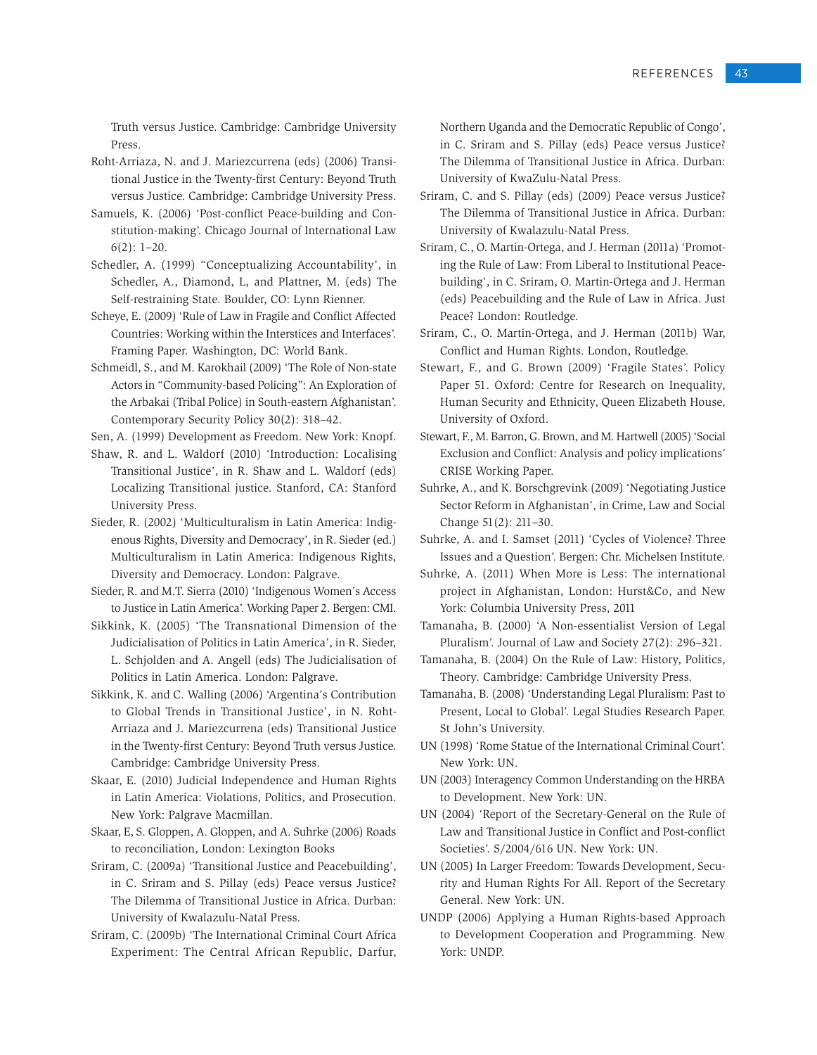Truth versus Justice. Cambridge: Cambridge University Press.

Roht-Arriaza, N. and J. Mariezcurrena (eds) (2006) Transitional Justice in the Twenty-first Century: Beyond Truth versus Justice. Cambridge: Cambridge University Press.

Samuels, K. (2006) 'Post-conflict Peace-building and Constitution-making'. Chicago Journal of International Law 6(2): 1–20.

Schedler, A. (1999) "Conceptualizing Accountability', in Schedler, A., Diamond, L, and Plattner, M. (eds) The Self-restraining State. Boulder, CO: Lynn Rienner.

Scheye, E. (2009) 'Rule of Law in Fragile and Conflict Affected Countries: Working within the Interstices and Interfaces'. Framing Paper. Washington, DC: World Bank.

Schmeidl, S., and M. Karokhail (2009) 'The Role of Non-state Actors in "Community-based Policing": An Exploration of the Arbakai (Tribal Police) in South-eastern Afghanistan'. Contemporary Security Policy 30(2): 318–42.

Sen, A. (1999) Development as Freedom. New York: Knopf.

Shaw, R. and L. Waldorf (2010) 'Introduction: Localising Transitional Justice', in R. Shaw and L. Waldorf (eds) Localizing Transitional justice. Stanford, CA: Stanford University Press.

Sieder, R. (2002) 'Multiculturalism in Latin America: Indigenous Rights, Diversity and Democracy', in R. Sieder (ed.) Multiculturalism in Latin America: Indigenous Rights, Diversity and Democracy. London: Palgrave.

Sieder, R. and M.T. Sierra (2010) 'Indigenous Women's Access to Justice in Latin America'. Working Paper 2. Bergen: CMI.

Sikkink, K. (2005) 'The Transnational Dimension of the Judicialisation of Politics in Latin America', in R. Sieder, L. Schjolden and A. Angell (eds) The Judicialisation of Politics in Latin America. London: Palgrave.

Sikkink, K. and C. Walling (2006) 'Argentina's Contribution to Global Trends in Transitional Justice', in N. Roht-Arriaza and J. Mariezcurrena (eds) Transitional Justice in the Twenty-first Century: Beyond Truth versus Justice. Cambridge: Cambridge University Press.

Skaar, E. (2010) Judicial Independence and Human Rights in Latin America: Violations, Politics, and Prosecution. New York: Palgrave Macmillan.

Skaar, E, S. Gloppen, A. Gloppen, and A. Suhrke (2006) Roads to reconciliation, London: Lexington Books

Sriram, C. (2009a) 'Transitional Justice and Peacebuilding', in C. Sriram and S. Pillay (eds) Peace versus Justice? The Dilemma of Transitional Justice in Africa. Durban: University of Kwalazulu-Natal Press.

Sriram, C. (2009b) 'The International Criminal Court Africa Experiment: The Central African Republic, Darfur, Northern Uganda and the Democratic Republic of Congo', in C. Sriram and S. Pillay (eds) Peace versus Justice? The Dilemma of Transitional Justice in Africa. Durban: University of KwaZulu-Natal Press.

Sriram, C. and S. Pillay (eds) (2009) Peace versus Justice? The Dilemma of Transitional Justice in Africa. Durban: University of Kwalazulu-Natal Press.

Sriram, C., O. Martin-Ortega, and J. Herman (2011a) 'Promoting the Rule of Law: From Liberal to Institutional Peacebuilding', in C. Sriram, O. Martin-Ortega and J. Herman (eds) Peacebuilding and the Rule of Law in Africa. Just Peace? London: Routledge.

Sriram, C., O. Martin-Ortega, and J. Herman (2011b) War, Conflict and Human Rights. London, Routledge.

Stewart, F., and G. Brown (2009) 'Fragile States'. Policy Paper 51. Oxford: Centre for Research on Inequality, Human Security and Ethnicity, Queen Elizabeth House, University of Oxford.

Stewart, F., M. Barron, G. Brown, and M. Hartwell (2005) 'Social Exclusion and Conflict: Analysis and policy implications' CRISE Working Paper.

Suhrke, A., and K. Borschgrevink (2009) 'Negotiating Justice Sector Reform in Afghanistan', in Crime, Law and Social Change 51(2): 211–30.

Suhrke, A. and I. Samset (2011) 'Cycles of Violence? Three Issues and a Question'. Bergen: Chr. Michelsen Institute.

Suhrke, A. (2011) When More is Less: The international project in Afghanistan, London: Hurst&Co, and New York: Columbia University Press, 2011

Tamanaha, B. (2000) 'A Non-essentialist Version of Legal Pluralism'. Journal of Law and Society 27(2): 296–321.

Tamanaha, B. (2004) On the Rule of Law: History, Politics, Theory. Cambridge: Cambridge University Press.

Tamanaha, B. (2008) 'Understanding Legal Pluralism: Past to Present, Local to Global'. Legal Studies Research Paper. St John's University.

UN (1998) 'Rome Statue of the International Criminal Court'. New York: UN.

UN (2003) Interagency Common Understanding on the HRBA to Development. New York: UN.

UN (2004) 'Report of the Secretary-General on the Rule of Law and Transitional Justice in Conflict and Post-conflict Societies'. S/2004/616 UN. New York: UN.

UN (2005) In Larger Freedom: Towards Development, Security and Human Rights For All. Report of the Secretary General. New York: UN.

UNDP (2006) Applying a Human Rights-based Approach to Development Cooperation and Programming. New York: UNDP.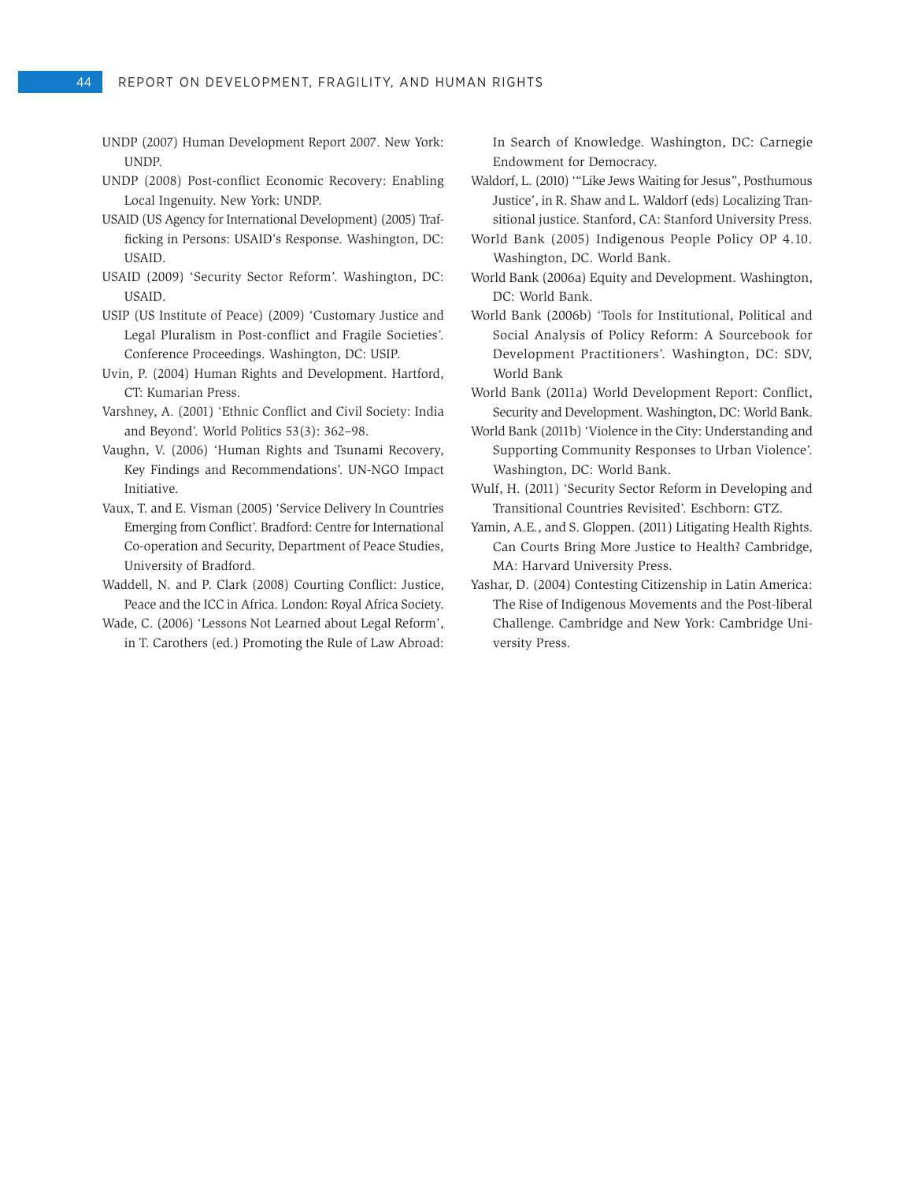UNDP (2007) Human Development Report 2007. New York: UNDP.

UNDP (2008) Post-conflict Economic Recovery: Enabling Local Ingenuity. New York: UNDP.

USAID (US Agency for International Development) (2005) Trafficking in Persons: USAID's Response. Washington, DC: USAID.

USAID (2009) 'Security Sector Reform'. Washington, DC: USAID.

USIP (US Institute of Peace) (2009) 'Customary Justice and Legal Pluralism in Post-conflict and Fragile Societies'. Conference Proceedings. Washington, DC: USIP.

Uvin, P. (2004) Human Rights and Development. Hartford, CT: Kumarian Press.

Varshney, A. (2001) 'Ethnic Conflict and Civil Society: India and Beyond'. World Politics 53(3): 362–98.

Vaughn, V. (2006) 'Human Rights and Tsunami Recovery, Key Findings and Recommendations'. UN-NGO Impact Initiative.

Vaux, T. and E. Visman (2005) 'Service Delivery In Countries Emerging from Conflict'. Bradford: Centre for International Co-operation and Security, Department of Peace Studies, University of Bradford.

Waddell, N. and P. Clark (2008) Courting Conflict: Justice, Peace and the ICC in Africa. London: Royal Africa Society.

Wade, C. (2006) 'Lessons Not Learned about Legal Reform', in T. Carothers (ed.) Promoting the Rule of Law Abroad: In Search of Knowledge. Washington, DC: Carnegie Endowment for Democracy.

Waldorf, L. (2010) '"Like Jews Waiting for Jesus", Posthumous Justice', in R. Shaw and L. Waldorf (eds) Localizing Transitional justice. Stanford, CA: Stanford University Press.

World Bank (2005) Indigenous People Policy OP 4.10. Washington, DC. World Bank.

World Bank (2006a) Equity and Development. Washington, DC: World Bank.

World Bank (2006b) 'Tools for Institutional, Political and Social Analysis of Policy Reform: A Sourcebook for Development Practitioners'. Washington, DC: SDV, World Bank

World Bank (2011a) World Development Report: Conflict, Security and Development. Washington, DC: World Bank.

World Bank (2011b) 'Violence in the City: Understanding and Supporting Community Responses to Urban Violence'. Washington, DC: World Bank.

Wulf, H. (2011) 'Security Sector Reform in Developing and Transitional Countries Revisited'. Eschborn: GTZ.

Yamin, A.E., and S. Gloppen. (2011) Litigating Health Rights. Can Courts Bring More Justice to Health? Cambridge, MA: Harvard University Press.

Yashar, D. (2004) Contesting Citizenship in Latin America: The Rise of Indigenous Movements and the Post-liberal Challenge. Cambridge and New York: Cambridge University Press.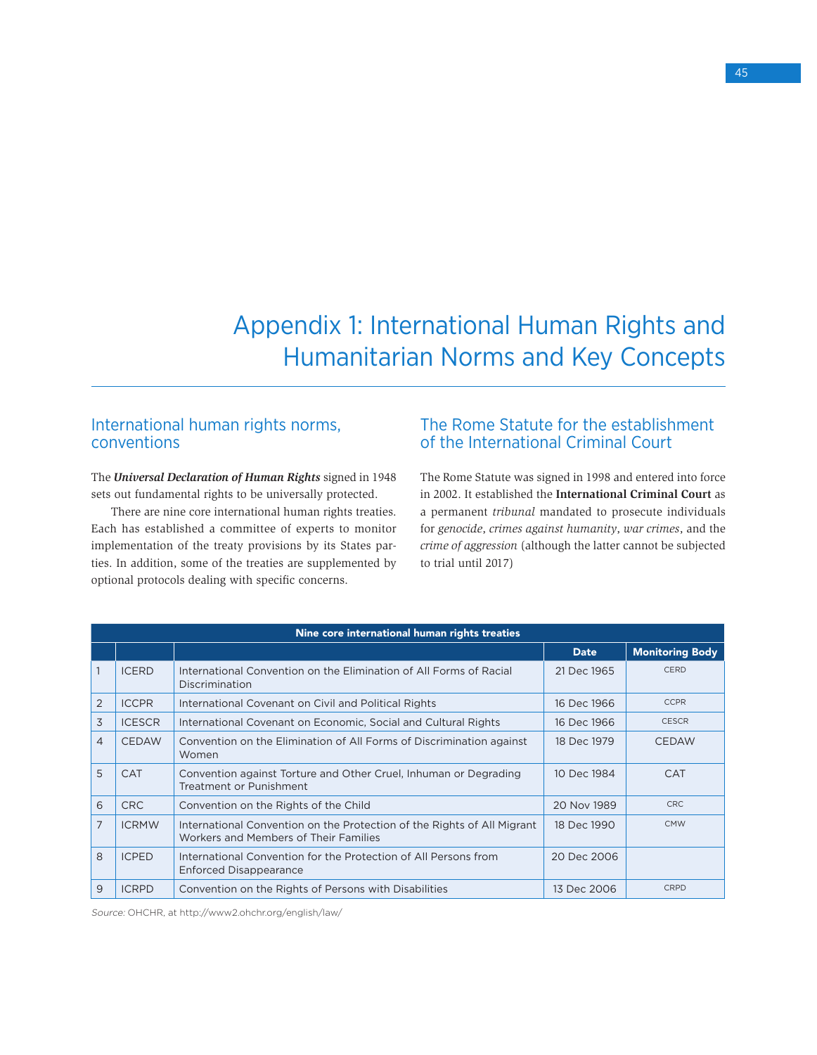# Appendix 1: International Human Rights and Humanitarian Norms and Key Concepts

## International human rights norms, conventions

The ***Universal Declaration of Human Rights*** signed in 1948 sets out fundamental rights to be universally protected.

There are nine core international human rights treaties. Each has established a committee of experts to monitor implementation of the treaty provisions by its States parties. In addition, some of the treaties are supplemented by optional protocols dealing with specific concerns.

## The Rome Statute for the establishment of the International Criminal Court

The Rome Statute was signed in 1998 and entered into force in 2002. It established the **International Criminal Court** as a permanent *tribunal* mandated to prosecute individuals for *genocide*, *crimes against humanity*, *war crimes*, and the *crime of aggression* (although the latter cannot be subjected to trial until 2017)

**Nine core international human rights treaties**

| | | | Date | Monitoring Body |
|---|---|---|---|---|
| 1 | ICERD | International Convention on the Elimination of All Forms of Racial Discrimination | 21 Dec 1965 | CERD |
| 2 | ICCPR | International Covenant on Civil and Political Rights | 16 Dec 1966 | CCPR |
| 3 | ICESCR | International Covenant on Economic, Social and Cultural Rights | 16 Dec 1966 | CESCR |
| 4 | CEDAW | Convention on the Elimination of All Forms of Discrimination against Women | 18 Dec 1979 | CEDAW |
| 5 | CAT | Convention against Torture and Other Cruel, Inhuman or Degrading Treatment or Punishment | 10 Dec 1984 | CAT |
| 6 | CRC | Convention on the Rights of the Child | 20 Nov 1989 | CRC |
| 7 | ICRMW | International Convention on the Protection of the Rights of All Migrant Workers and Members of Their Families | 18 Dec 1990 | CMW |
| 8 | ICPED | International Convention for the Protection of All Persons from Enforced Disappearance | 20 Dec 2006 | |
| 9 | ICRPD | Convention on the Rights of Persons with Disabilities | 13 Dec 2006 | CRPD |

*Source:* OHCHR, at http://www2.ohchr.org/english/law/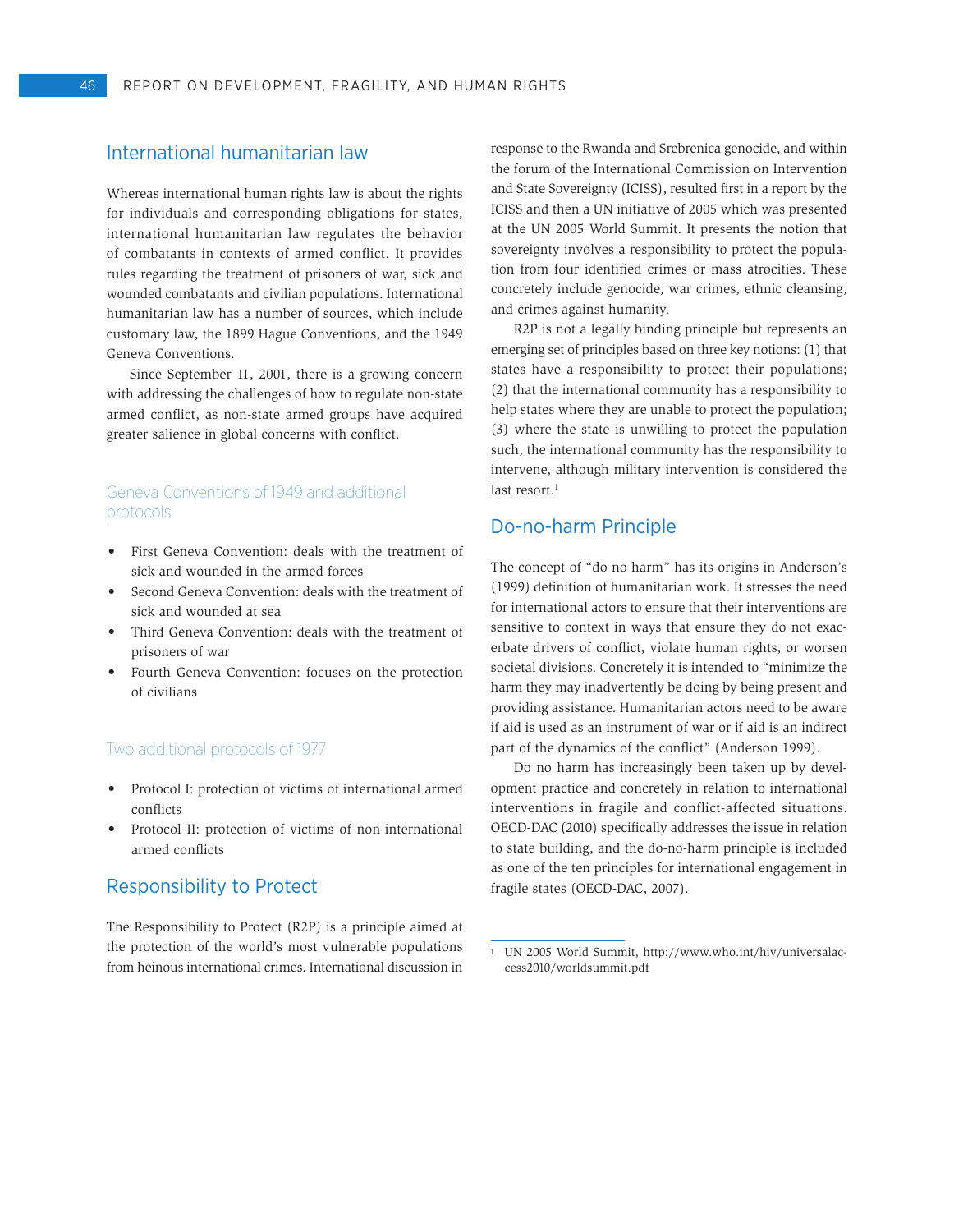## International humanitarian law

Whereas international human rights law is about the rights for individuals and corresponding obligations for states, international humanitarian law regulates the behavior of combatants in contexts of armed conflict. It provides rules regarding the treatment of prisoners of war, sick and wounded combatants and civilian populations. International humanitarian law has a number of sources, which include customary law, the 1899 Hague Conventions, and the 1949 Geneva Conventions.

Since September 11, 2001, there is a growing concern with addressing the challenges of how to regulate non-state armed conflict, as non-state armed groups have acquired greater salience in global concerns with conflict.

### Geneva Conventions of 1949 and additional protocols

- First Geneva Convention: deals with the treatment of sick and wounded in the armed forces
- Second Geneva Convention: deals with the treatment of sick and wounded at sea
- Third Geneva Convention: deals with the treatment of prisoners of war
- Fourth Geneva Convention: focuses on the protection of civilians

### Two additional protocols of 1977

- Protocol I: protection of victims of international armed conflicts
- Protocol II: protection of victims of non-international armed conflicts

## Responsibility to Protect

The Responsibility to Protect (R2P) is a principle aimed at the protection of the world's most vulnerable populations from heinous international crimes. International discussion in response to the Rwanda and Srebrenica genocide, and within the forum of the International Commission on Intervention and State Sovereignty (ICISS), resulted first in a report by the ICISS and then a UN initiative of 2005 which was presented at the UN 2005 World Summit. It presents the notion that sovereignty involves a responsibility to protect the population from four identified crimes or mass atrocities. These concretely include genocide, war crimes, ethnic cleansing, and crimes against humanity.

R2P is not a legally binding principle but represents an emerging set of principles based on three key notions: (1) that states have a responsibility to protect their populations; (2) that the international community has a responsibility to help states where they are unable to protect the population; (3) where the state is unwilling to protect the population such, the international community has the responsibility to intervene, although military intervention is considered the last resort.[1]

## Do-no-harm Principle

The concept of "do no harm" has its origins in Anderson's (1999) definition of humanitarian work. It stresses the need for international actors to ensure that their interventions are sensitive to context in ways that ensure they do not exacerbate drivers of conflict, violate human rights, or worsen societal divisions. Concretely it is intended to "minimize the harm they may inadvertently be doing by being present and providing assistance. Humanitarian actors need to be aware if aid is used as an instrument of war or if aid is an indirect part of the dynamics of the conflict" (Anderson 1999).

Do no harm has increasingly been taken up by development practice and concretely in relation to international interventions in fragile and conflict-affected situations. OECD-DAC (2010) specifically addresses the issue in relation to state building, and the do-no-harm principle is included as one of the ten principles for international engagement in fragile states (OECD-DAC, 2007).

---

[1] UN 2005 World Summit, http://www.who.int/hiv/universalaccess2010/worldsummit.pdf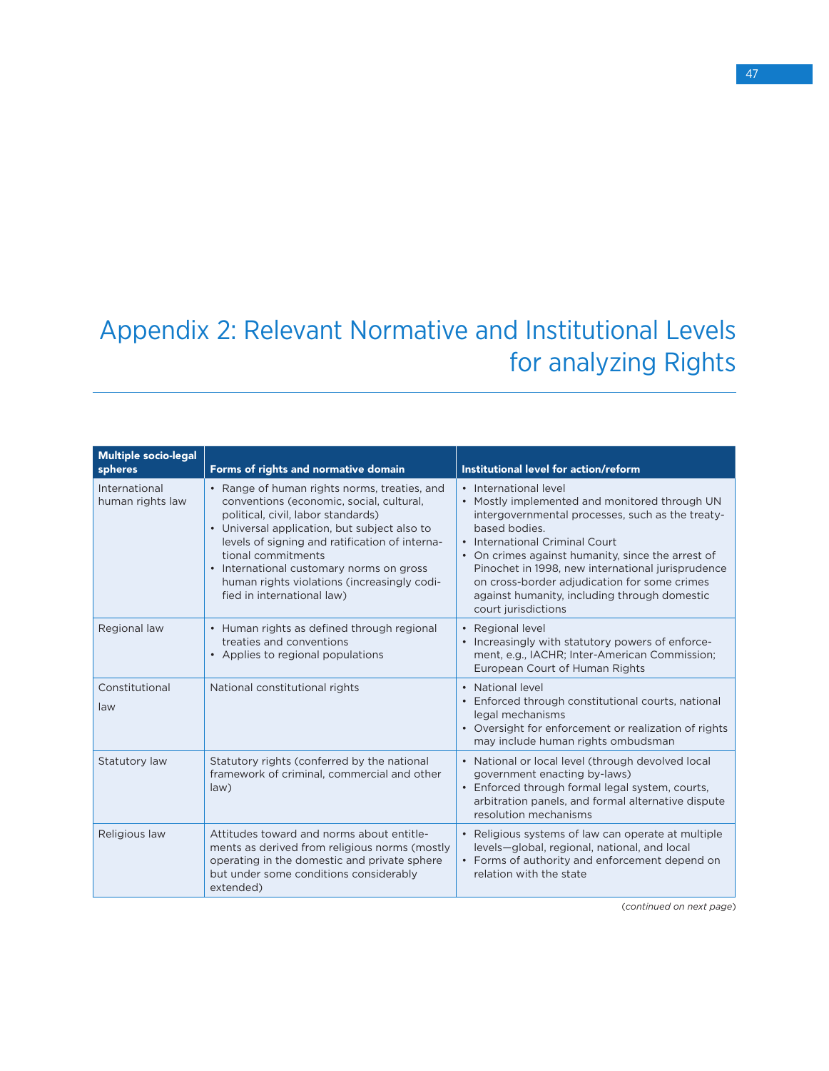# Appendix 2: Relevant Normative and Institutional Levels for analyzing Rights

| Multiple socio-legal spheres | Forms of rights and normative domain | Institutional level for action/reform |
|---|---|---|
| International human rights law | • Range of human rights norms, treaties, and conventions (economic, social, cultural, political, civil, labor standards)<br>• Universal application, but subject also to levels of signing and ratification of international commitments<br>• International customary norms on gross human rights violations (increasingly codified in international law) | • International level<br>• Mostly implemented and monitored through UN intergovernmental processes, such as the treaty-based bodies.<br>• International Criminal Court<br>• On crimes against humanity, since the arrest of Pinochet in 1998, new international jurisprudence on cross-border adjudication for some crimes against humanity, including through domestic court jurisdictions |
| Regional law | • Human rights as defined through regional treaties and conventions<br>• Applies to regional populations | • Regional level<br>• Increasingly with statutory powers of enforcement, e.g., IACHR; Inter-American Commission; European Court of Human Rights |
| Constitutional law | National constitutional rights | • National level<br>• Enforced through constitutional courts, national legal mechanisms<br>• Oversight for enforcement or realization of rights may include human rights ombudsman |
| Statutory law | Statutory rights (conferred by the national framework of criminal, commercial and other law) | • National or local level (through devolved local government enacting by-laws)<br>• Enforced through formal legal system, courts, arbitration panels, and formal alternative dispute resolution mechanisms |
| Religious law | Attitudes toward and norms about entitlements as derived from religious norms (mostly operating in the domestic and private sphere but under some conditions considerably extended) | • Religious systems of law can operate at multiple levels—global, regional, national, and local<br>• Forms of authority and enforcement depend on relation with the state |

(*continued on next page*)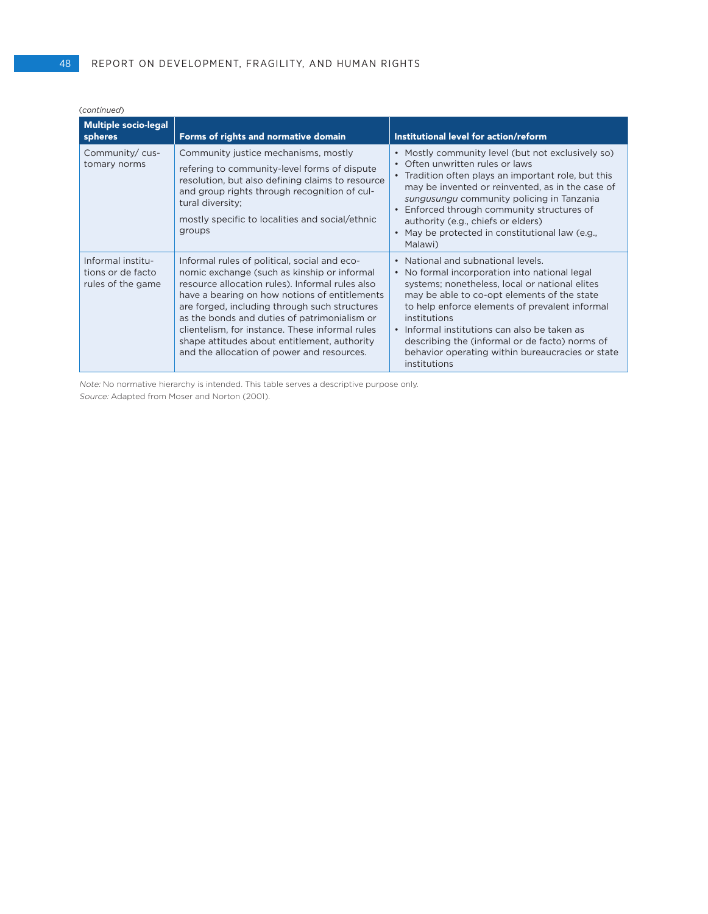(*continued*)

| Multiple socio-legal spheres | Forms of rights and normative domain | Institutional level for action/reform |
|---|---|---|
| Community/ customary norms | Community justice mechanisms, mostly<br><br>refering to community-level forms of dispute resolution, but also defining claims to resource and group rights through recognition of cultural diversity;<br><br>mostly specific to localities and social/ethnic groups | • Mostly community level (but not exclusively so)<br>• Often unwritten rules or laws<br>• Tradition often plays an important role, but this may be invented or reinvented, as in the case of *sungusungu* community policing in Tanzania<br>• Enforced through community structures of authority (e.g., chiefs or elders)<br>• May be protected in constitutional law (e.g., Malawi) |
| Informal institutions or de facto rules of the game | Informal rules of political, social and economic exchange (such as kinship or informal resource allocation rules). Informal rules also have a bearing on how notions of entitlements are forged, including through such structures as the bonds and duties of patrimonialism or clientelism, for instance. These informal rules shape attitudes about entitlement, authority and the allocation of power and resources. | • National and subnational levels.<br>• No formal incorporation into national legal systems; nonetheless, local or national elites may be able to co-opt elements of the state to help enforce elements of prevalent informal institutions<br>• Informal institutions can also be taken as describing the (informal or de facto) norms of behavior operating within bureaucracies or state institutions |

*Note:* No normative hierarchy is intended. This table serves a descriptive purpose only.
*Source:* Adapted from Moser and Norton (2001).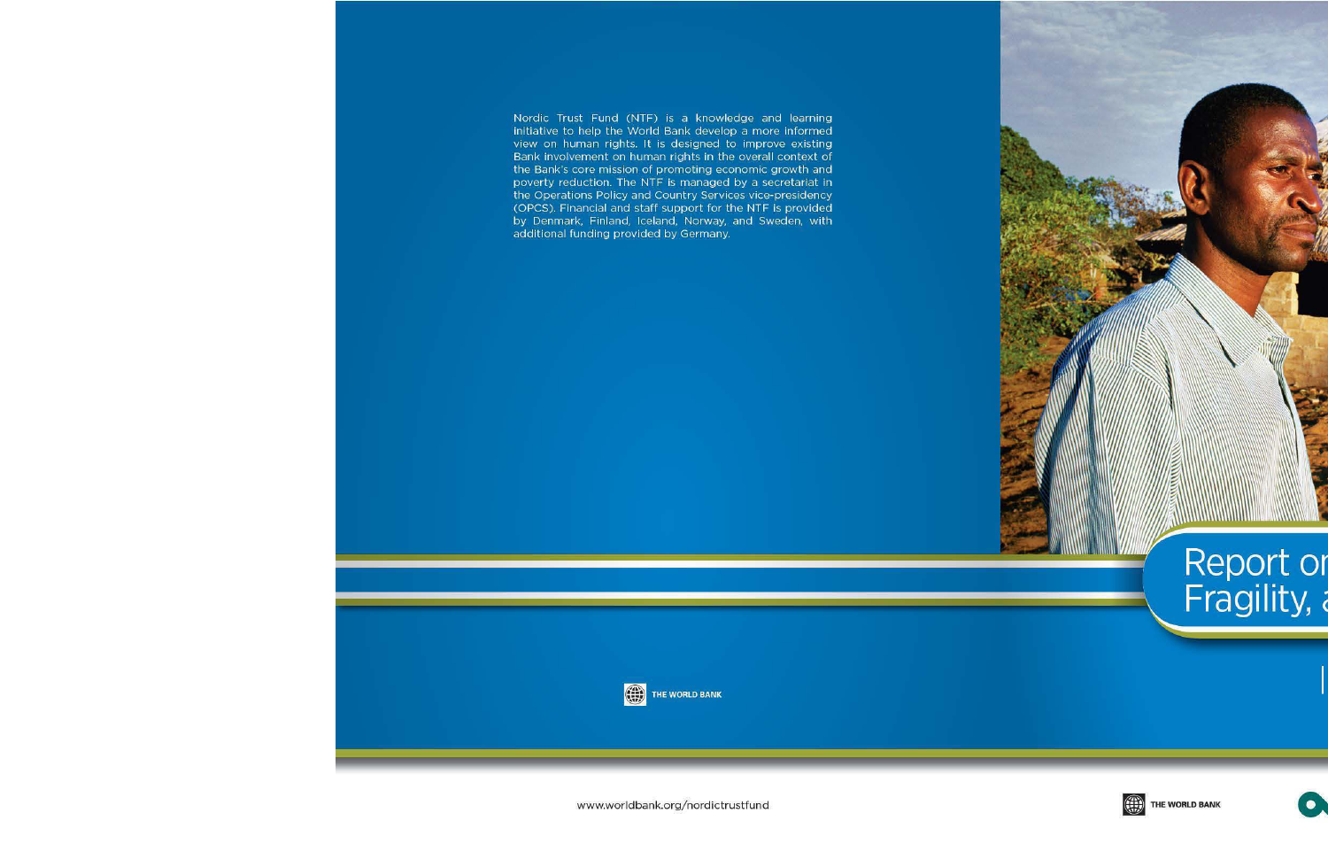Nordic Trust Fund (NTF) is a knowledge and learning initiative to help the World Bank develop a more informed view on human rights. It is designed to improve existing Bank involvement on human rights in the overall context of the Bank's core mission of promoting economic growth and poverty reduction. The NTF is managed by a secretariat in the Operations Policy and Country Services vice-presidency (OPCS). Financial and staff support for the NTF is provided by Denmark, Finland, Iceland, Norway, and Sweden, with additional funding provided by Germany.

Report on Fragility, a

THE WORLD BANK

www.worldbank.org/nordictrustfund

THE WORLD BANK